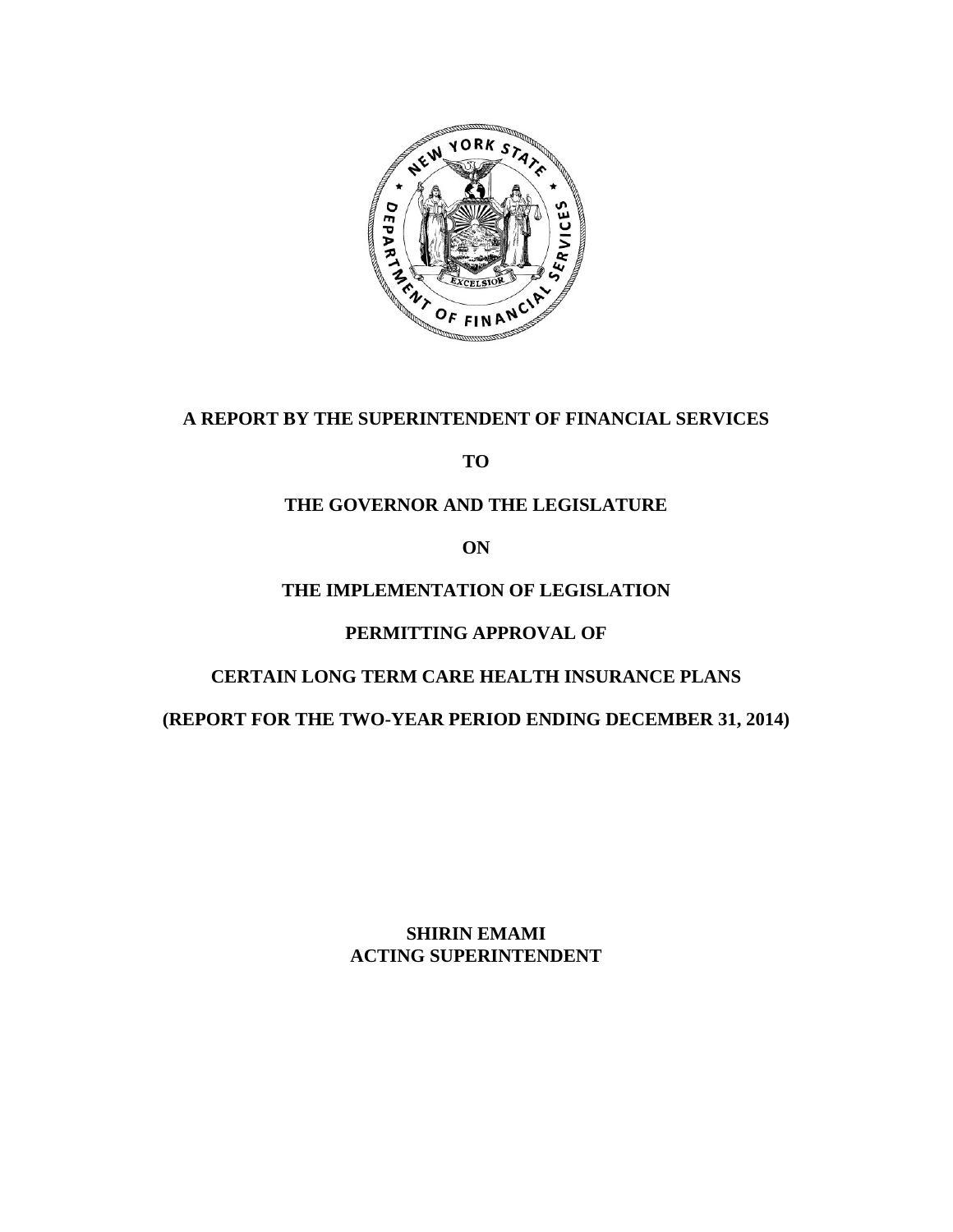**A REPORT BY THE SUPERINTENDENT OF FINANCIAL SERVICES**

**TO**

**THE GOVERNOR AND THE LEGISLATURE**

**ON**

**THE IMPLEMENTATION OF LEGISLATION**

**PERMITTING APPROVAL OF**

**CERTAIN LONG TERM CARE HEALTH INSURANCE PLANS**

**(REPORT FOR THE TWO-YEAR PERIOD ENDING DECEMBER 31, 2014)**

**SHIRIN EMAMI**
**ACTING SUPERINTENDENT**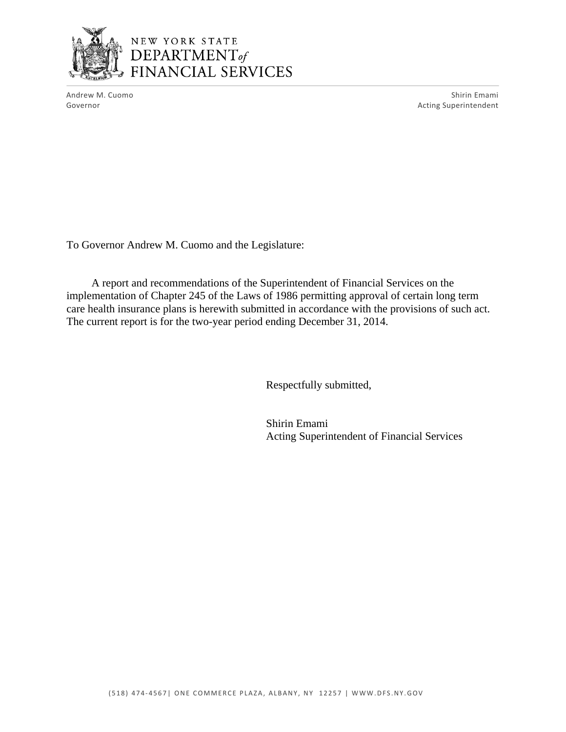NEW YORK STATE
DEPARTMENT of
FINANCIAL SERVICES

Andrew M. Cuomo
Governor

Shirin Emami
Acting Superintendent

To Governor Andrew M. Cuomo and the Legislature:

A report and recommendations of the Superintendent of Financial Services on the implementation of Chapter 245 of the Laws of 1986 permitting approval of certain long term care health insurance plans is herewith submitted in accordance with the provisions of such act. The current report is for the two-year period ending December 31, 2014.

Respectfully submitted,

Shirin Emami
Acting Superintendent of Financial Services

(518) 474-4567| ONE COMMERCE PLAZA, ALBANY, NY 12257 | WWW.DFS.NY.GOV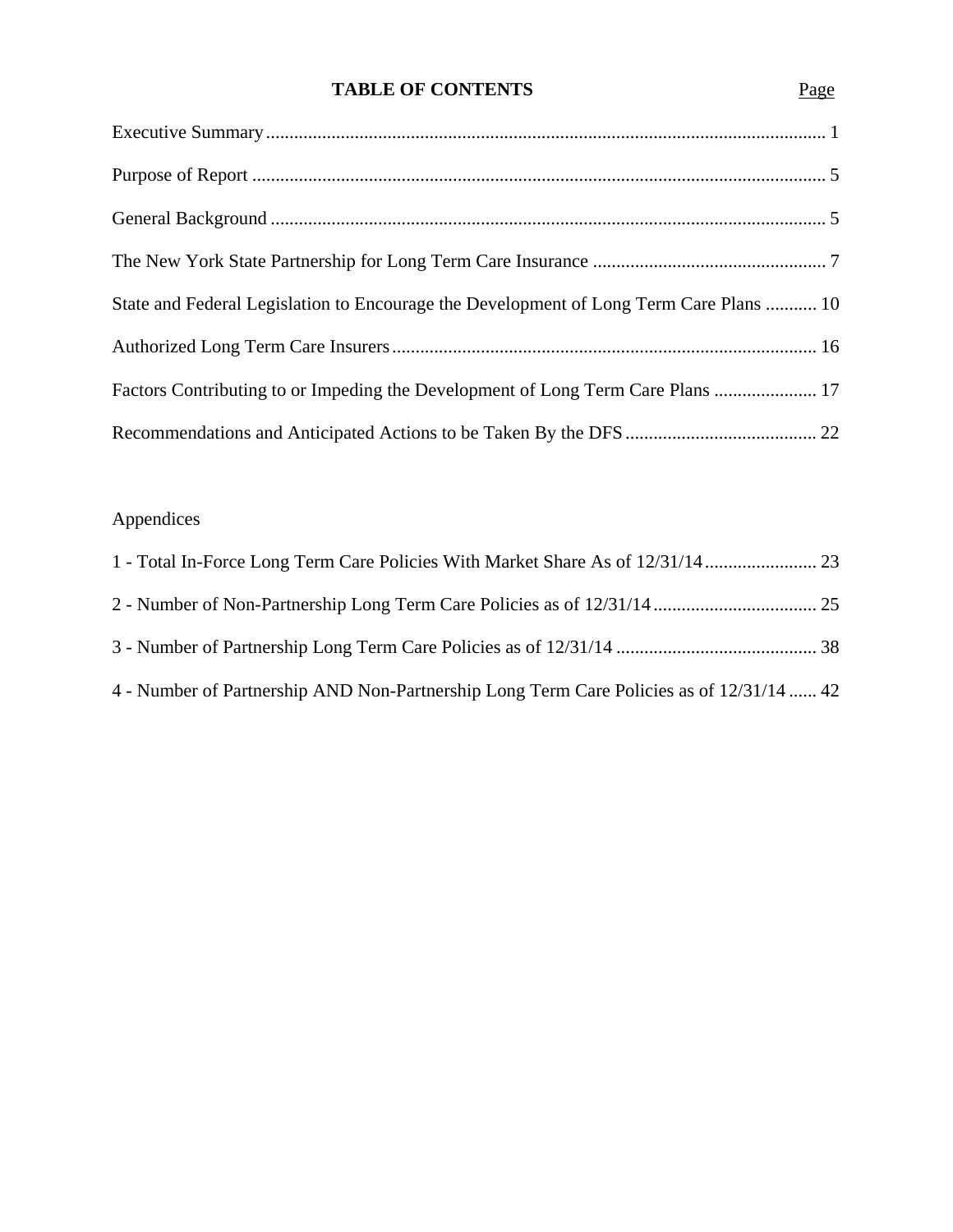# TABLE OF CONTENTS

| | Page |
|---|---|
| Executive Summary | 1 |
| Purpose of Report | 5 |
| General Background | 5 |
| The New York State Partnership for Long Term Care Insurance | 7 |
| State and Federal Legislation to Encourage the Development of Long Term Care Plans | 10 |
| Authorized Long Term Care Insurers | 16 |
| Factors Contributing to or Impeding the Development of Long Term Care Plans | 17 |
| Recommendations and Anticipated Actions to be Taken By the DFS | 22 |

Appendices

| | |
|---|---|
| 1 - Total In-Force Long Term Care Policies With Market Share As of 12/31/14 | 23 |
| 2 - Number of Non-Partnership Long Term Care Policies as of 12/31/14 | 25 |
| 3 - Number of Partnership Long Term Care Policies as of 12/31/14 | 38 |
| 4 - Number of Partnership AND Non-Partnership Long Term Care Policies as of 12/31/14 | 42 |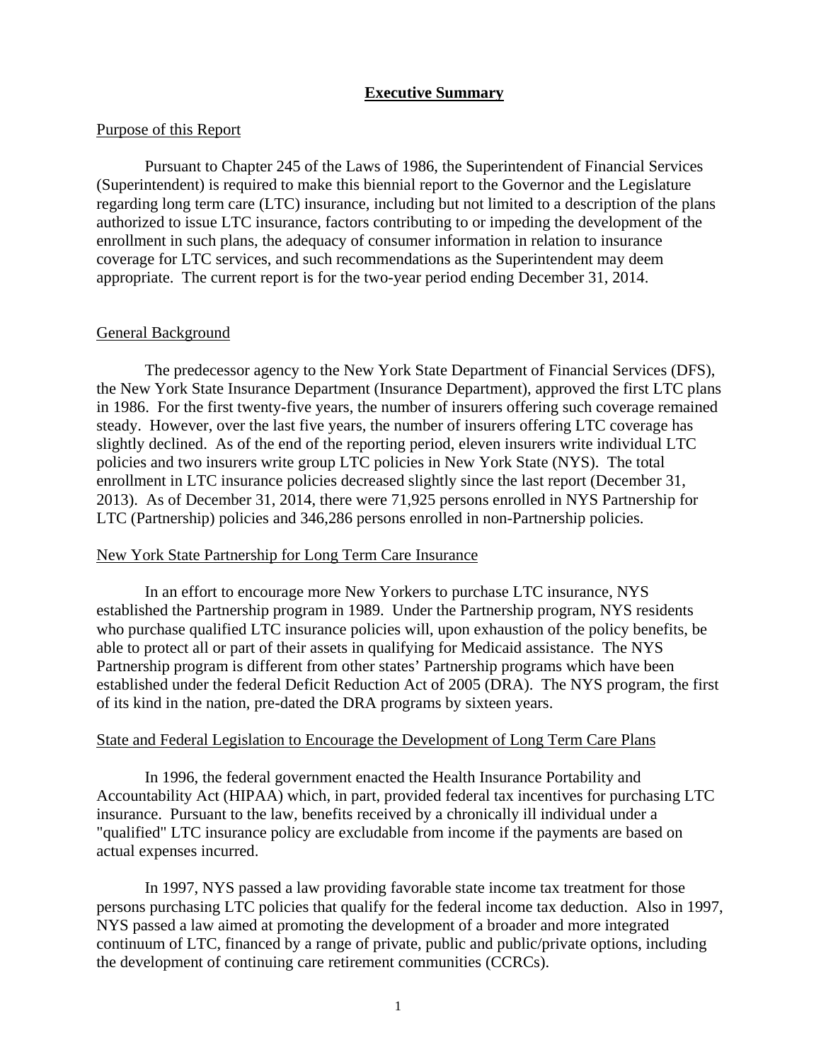# Executive Summary

## Purpose of this Report

Pursuant to Chapter 245 of the Laws of 1986, the Superintendent of Financial Services (Superintendent) is required to make this biennial report to the Governor and the Legislature regarding long term care (LTC) insurance, including but not limited to a description of the plans authorized to issue LTC insurance, factors contributing to or impeding the development of the enrollment in such plans, the adequacy of consumer information in relation to insurance coverage for LTC services, and such recommendations as the Superintendent may deem appropriate. The current report is for the two-year period ending December 31, 2014.

## General Background

The predecessor agency to the New York State Department of Financial Services (DFS), the New York State Insurance Department (Insurance Department), approved the first LTC plans in 1986. For the first twenty-five years, the number of insurers offering such coverage remained steady. However, over the last five years, the number of insurers offering LTC coverage has slightly declined. As of the end of the reporting period, eleven insurers write individual LTC policies and two insurers write group LTC policies in New York State (NYS). The total enrollment in LTC insurance policies decreased slightly since the last report (December 31, 2013). As of December 31, 2014, there were 71,925 persons enrolled in NYS Partnership for LTC (Partnership) policies and 346,286 persons enrolled in non-Partnership policies.

## New York State Partnership for Long Term Care Insurance

In an effort to encourage more New Yorkers to purchase LTC insurance, NYS established the Partnership program in 1989. Under the Partnership program, NYS residents who purchase qualified LTC insurance policies will, upon exhaustion of the policy benefits, be able to protect all or part of their assets in qualifying for Medicaid assistance. The NYS Partnership program is different from other states' Partnership programs which have been established under the federal Deficit Reduction Act of 2005 (DRA). The NYS program, the first of its kind in the nation, pre-dated the DRA programs by sixteen years.

## State and Federal Legislation to Encourage the Development of Long Term Care Plans

In 1996, the federal government enacted the Health Insurance Portability and Accountability Act (HIPAA) which, in part, provided federal tax incentives for purchasing LTC insurance. Pursuant to the law, benefits received by a chronically ill individual under a "qualified" LTC insurance policy are excludable from income if the payments are based on actual expenses incurred.

In 1997, NYS passed a law providing favorable state income tax treatment for those persons purchasing LTC policies that qualify for the federal income tax deduction. Also in 1997, NYS passed a law aimed at promoting the development of a broader and more integrated continuum of LTC, financed by a range of private, public and public/private options, including the development of continuing care retirement communities (CCRCs).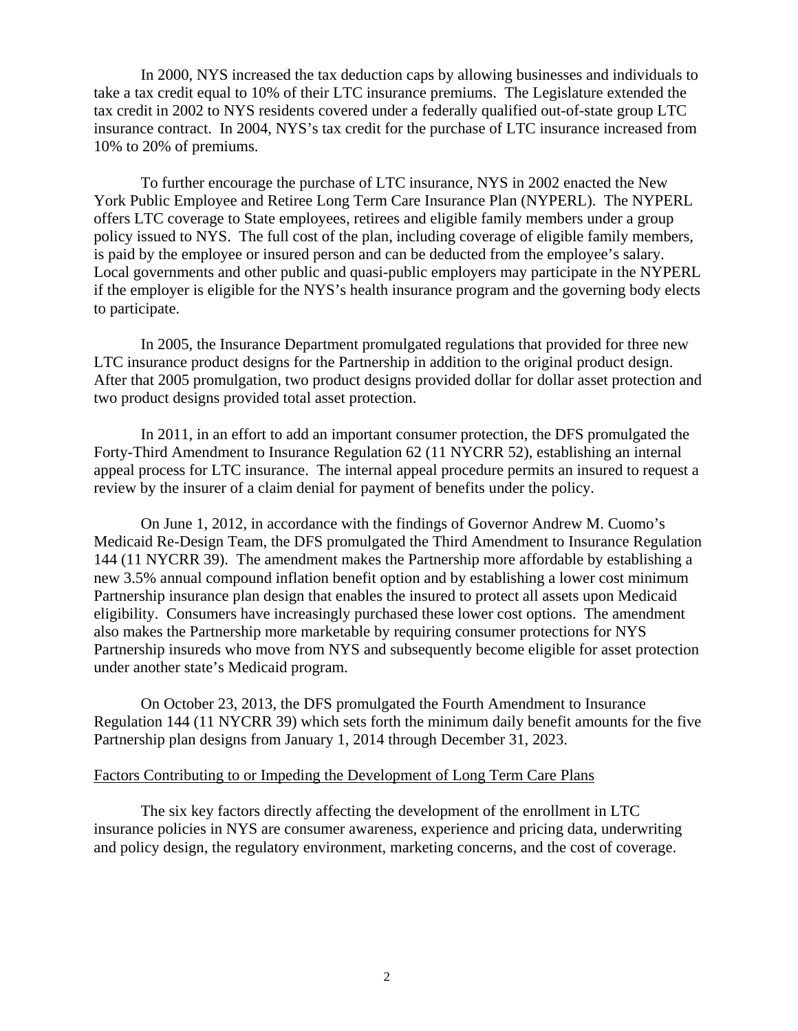In 2000, NYS increased the tax deduction caps by allowing businesses and individuals to take a tax credit equal to 10% of their LTC insurance premiums. The Legislature extended the tax credit in 2002 to NYS residents covered under a federally qualified out-of-state group LTC insurance contract. In 2004, NYS's tax credit for the purchase of LTC insurance increased from 10% to 20% of premiums.

To further encourage the purchase of LTC insurance, NYS in 2002 enacted the New York Public Employee and Retiree Long Term Care Insurance Plan (NYPERL). The NYPERL offers LTC coverage to State employees, retirees and eligible family members under a group policy issued to NYS. The full cost of the plan, including coverage of eligible family members, is paid by the employee or insured person and can be deducted from the employee's salary. Local governments and other public and quasi-public employers may participate in the NYPERL if the employer is eligible for the NYS's health insurance program and the governing body elects to participate.

In 2005, the Insurance Department promulgated regulations that provided for three new LTC insurance product designs for the Partnership in addition to the original product design. After that 2005 promulgation, two product designs provided dollar for dollar asset protection and two product designs provided total asset protection.

In 2011, in an effort to add an important consumer protection, the DFS promulgated the Forty-Third Amendment to Insurance Regulation 62 (11 NYCRR 52), establishing an internal appeal process for LTC insurance. The internal appeal procedure permits an insured to request a review by the insurer of a claim denial for payment of benefits under the policy.

On June 1, 2012, in accordance with the findings of Governor Andrew M. Cuomo's Medicaid Re-Design Team, the DFS promulgated the Third Amendment to Insurance Regulation 144 (11 NYCRR 39). The amendment makes the Partnership more affordable by establishing a new 3.5% annual compound inflation benefit option and by establishing a lower cost minimum Partnership insurance plan design that enables the insured to protect all assets upon Medicaid eligibility. Consumers have increasingly purchased these lower cost options. The amendment also makes the Partnership more marketable by requiring consumer protections for NYS Partnership insureds who move from NYS and subsequently become eligible for asset protection under another state's Medicaid program.

On October 23, 2013, the DFS promulgated the Fourth Amendment to Insurance Regulation 144 (11 NYCRR 39) which sets forth the minimum daily benefit amounts for the five Partnership plan designs from January 1, 2014 through December 31, 2023.

## Factors Contributing to or Impeding the Development of Long Term Care Plans

The six key factors directly affecting the development of the enrollment in LTC insurance policies in NYS are consumer awareness, experience and pricing data, underwriting and policy design, the regulatory environment, marketing concerns, and the cost of coverage.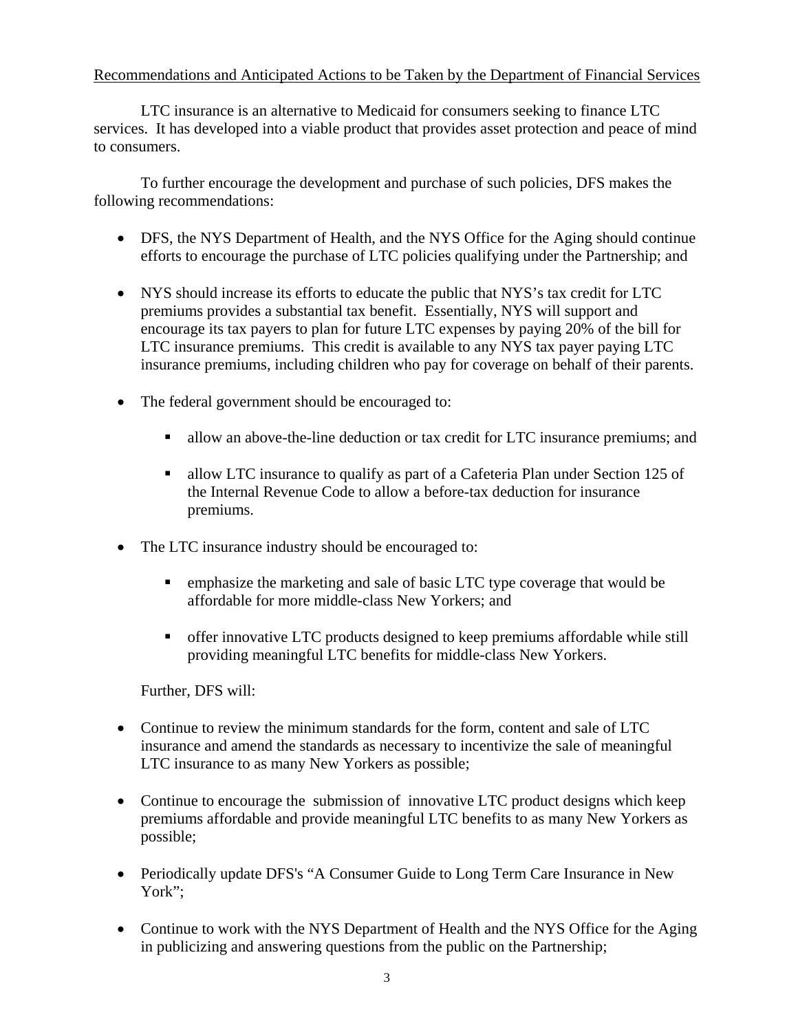Recommendations and Anticipated Actions to be Taken by the Department of Financial Services

LTC insurance is an alternative to Medicaid for consumers seeking to finance LTC services. It has developed into a viable product that provides asset protection and peace of mind to consumers.

To further encourage the development and purchase of such policies, DFS makes the following recommendations:

- DFS, the NYS Department of Health, and the NYS Office for the Aging should continue efforts to encourage the purchase of LTC policies qualifying under the Partnership; and

- NYS should increase its efforts to educate the public that NYS's tax credit for LTC premiums provides a substantial tax benefit. Essentially, NYS will support and encourage its tax payers to plan for future LTC expenses by paying 20% of the bill for LTC insurance premiums. This credit is available to any NYS tax payer paying LTC insurance premiums, including children who pay for coverage on behalf of their parents.

- The federal government should be encouraged to:

  - allow an above-the-line deduction or tax credit for LTC insurance premiums; and

  - allow LTC insurance to qualify as part of a Cafeteria Plan under Section 125 of the Internal Revenue Code to allow a before-tax deduction for insurance premiums.

- The LTC insurance industry should be encouraged to:

  - emphasize the marketing and sale of basic LTC type coverage that would be affordable for more middle-class New Yorkers; and

  - offer innovative LTC products designed to keep premiums affordable while still providing meaningful LTC benefits for middle-class New Yorkers.

Further, DFS will:

- Continue to review the minimum standards for the form, content and sale of LTC insurance and amend the standards as necessary to incentivize the sale of meaningful LTC insurance to as many New Yorkers as possible;

- Continue to encourage the submission of innovative LTC product designs which keep premiums affordable and provide meaningful LTC benefits to as many New Yorkers as possible;

- Periodically update DFS's "A Consumer Guide to Long Term Care Insurance in New York";

- Continue to work with the NYS Department of Health and the NYS Office for the Aging in publicizing and answering questions from the public on the Partnership;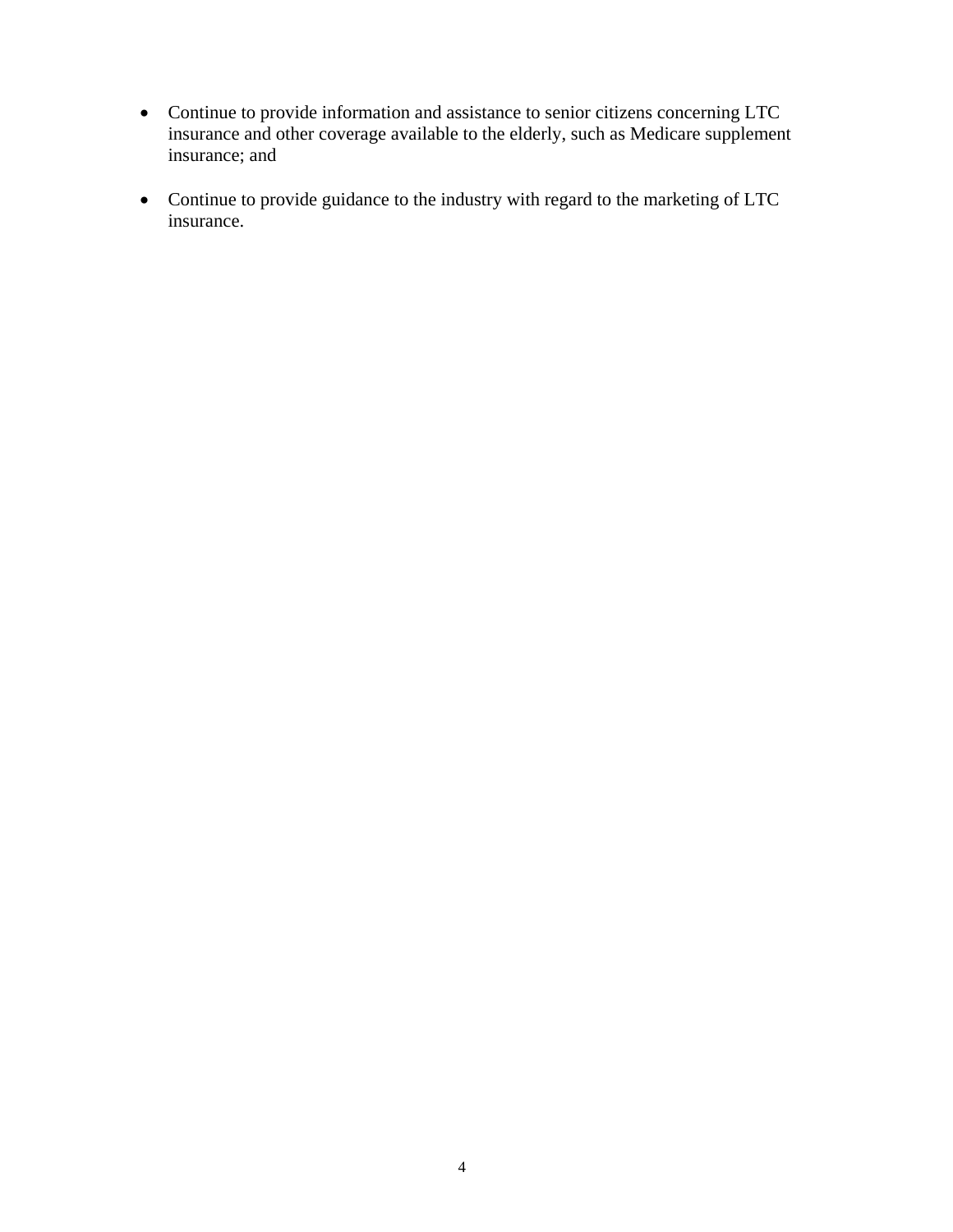- Continue to provide information and assistance to senior citizens concerning LTC insurance and other coverage available to the elderly, such as Medicare supplement insurance; and

- Continue to provide guidance to the industry with regard to the marketing of LTC insurance.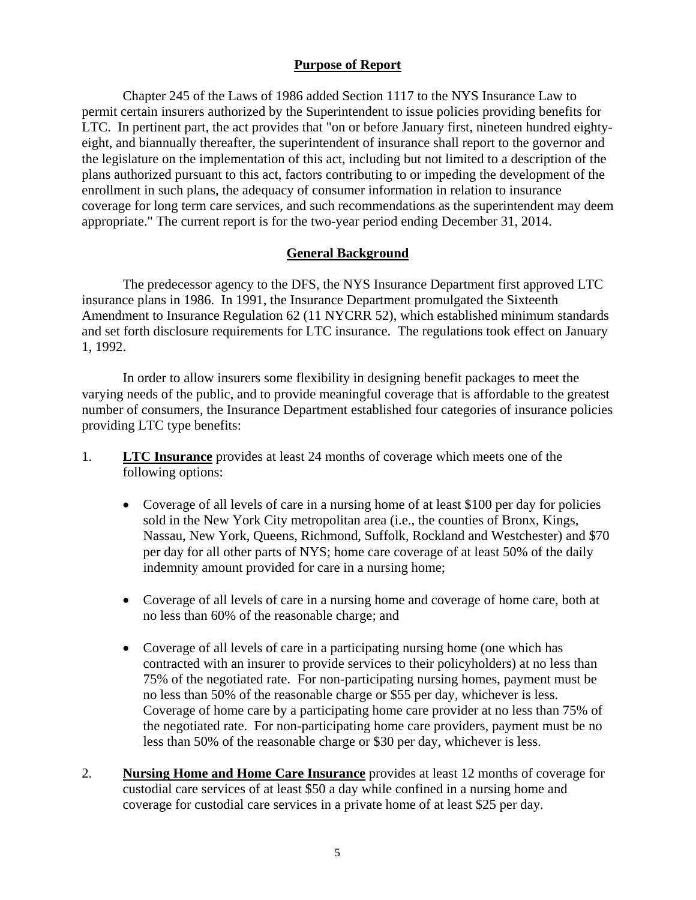## Purpose of Report

Chapter 245 of the Laws of 1986 added Section 1117 to the NYS Insurance Law to permit certain insurers authorized by the Superintendent to issue policies providing benefits for LTC. In pertinent part, the act provides that "on or before January first, nineteen hundred eighty-eight, and biannually thereafter, the superintendent of insurance shall report to the governor and the legislature on the implementation of this act, including but not limited to a description of the plans authorized pursuant to this act, factors contributing to or impeding the development of the enrollment in such plans, the adequacy of consumer information in relation to insurance coverage for long term care services, and such recommendations as the superintendent may deem appropriate." The current report is for the two-year period ending December 31, 2014.

## General Background

The predecessor agency to the DFS, the NYS Insurance Department first approved LTC insurance plans in 1986. In 1991, the Insurance Department promulgated the Sixteenth Amendment to Insurance Regulation 62 (11 NYCRR 52), which established minimum standards and set forth disclosure requirements for LTC insurance. The regulations took effect on January 1, 1992.

In order to allow insurers some flexibility in designing benefit packages to meet the varying needs of the public, and to provide meaningful coverage that is affordable to the greatest number of consumers, the Insurance Department established four categories of insurance policies providing LTC type benefits:

1. **LTC Insurance** provides at least 24 months of coverage which meets one of the following options:

   - Coverage of all levels of care in a nursing home of at least $100 per day for policies sold in the New York City metropolitan area (i.e., the counties of Bronx, Kings, Nassau, New York, Queens, Richmond, Suffolk, Rockland and Westchester) and $70 per day for all other parts of NYS; home care coverage of at least 50% of the daily indemnity amount provided for care in a nursing home;

   - Coverage of all levels of care in a nursing home and coverage of home care, both at no less than 60% of the reasonable charge; and

   - Coverage of all levels of care in a participating nursing home (one which has contracted with an insurer to provide services to their policyholders) at no less than 75% of the negotiated rate. For non-participating nursing homes, payment must be no less than 50% of the reasonable charge or $55 per day, whichever is less. Coverage of home care by a participating home care provider at no less than 75% of the negotiated rate. For non-participating home care providers, payment must be no less than 50% of the reasonable charge or $30 per day, whichever is less.

2. **Nursing Home and Home Care Insurance** provides at least 12 months of coverage for custodial care services of at least $50 a day while confined in a nursing home and coverage for custodial care services in a private home of at least $25 per day.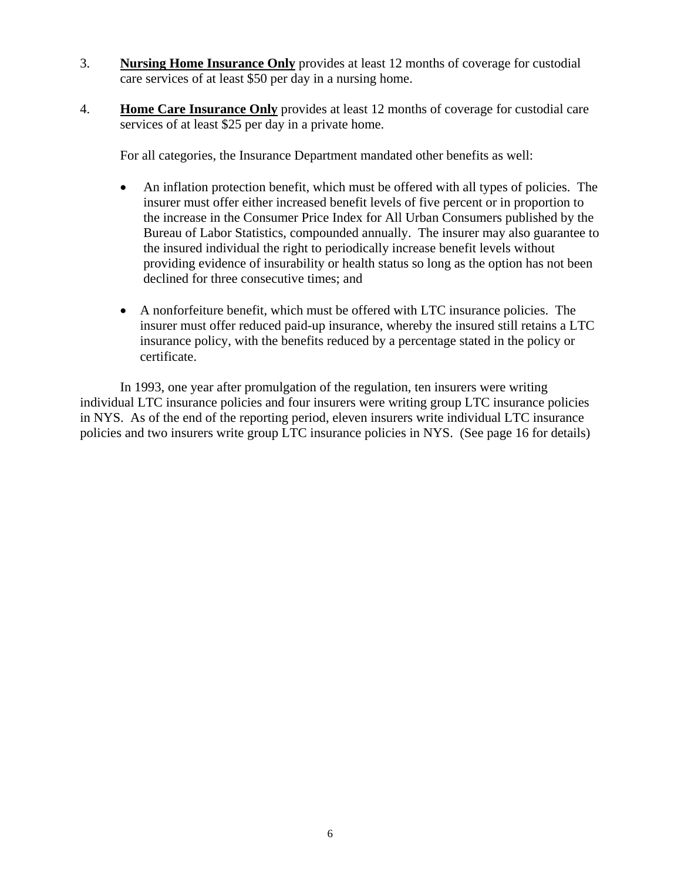3. **Nursing Home Insurance Only** provides at least 12 months of coverage for custodial care services of at least $50 per day in a nursing home.

4. **Home Care Insurance Only** provides at least 12 months of coverage for custodial care services of at least $25 per day in a private home.

   For all categories, the Insurance Department mandated other benefits as well:

   - An inflation protection benefit, which must be offered with all types of policies. The insurer must offer either increased benefit levels of five percent or in proportion to the increase in the Consumer Price Index for All Urban Consumers published by the Bureau of Labor Statistics, compounded annually. The insurer may also guarantee to the insured individual the right to periodically increase benefit levels without providing evidence of insurability or health status so long as the option has not been declined for three consecutive times; and

   - A nonforfeiture benefit, which must be offered with LTC insurance policies. The insurer must offer reduced paid-up insurance, whereby the insured still retains a LTC insurance policy, with the benefits reduced by a percentage stated in the policy or certificate.

In 1993, one year after promulgation of the regulation, ten insurers were writing individual LTC insurance policies and four insurers were writing group LTC insurance policies in NYS. As of the end of the reporting period, eleven insurers write individual LTC insurance policies and two insurers write group LTC insurance policies in NYS. (See page 16 for details)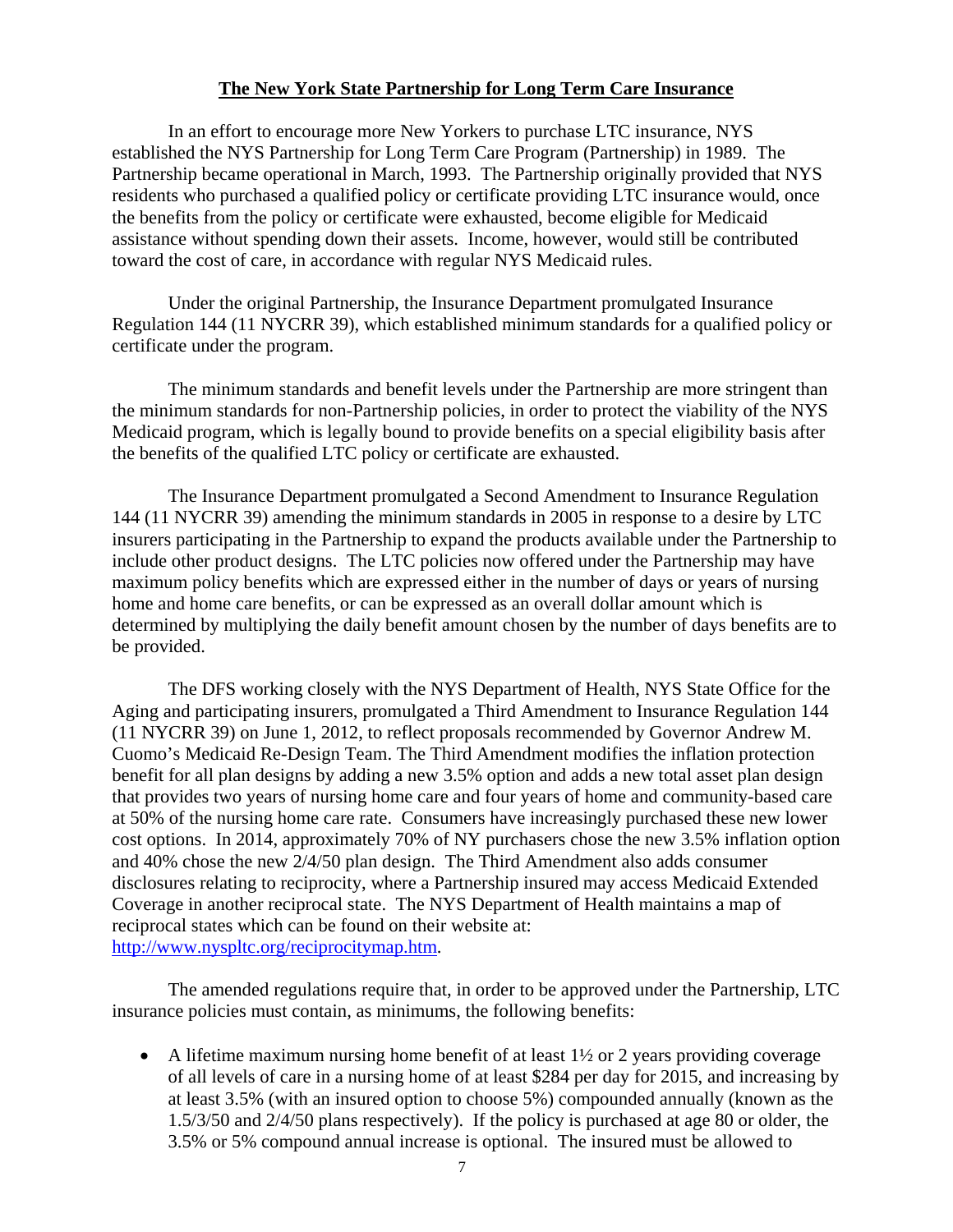## The New York State Partnership for Long Term Care Insurance

In an effort to encourage more New Yorkers to purchase LTC insurance, NYS established the NYS Partnership for Long Term Care Program (Partnership) in 1989. The Partnership became operational in March, 1993. The Partnership originally provided that NYS residents who purchased a qualified policy or certificate providing LTC insurance would, once the benefits from the policy or certificate were exhausted, become eligible for Medicaid assistance without spending down their assets. Income, however, would still be contributed toward the cost of care, in accordance with regular NYS Medicaid rules.

Under the original Partnership, the Insurance Department promulgated Insurance Regulation 144 (11 NYCRR 39), which established minimum standards for a qualified policy or certificate under the program.

The minimum standards and benefit levels under the Partnership are more stringent than the minimum standards for non-Partnership policies, in order to protect the viability of the NYS Medicaid program, which is legally bound to provide benefits on a special eligibility basis after the benefits of the qualified LTC policy or certificate are exhausted.

The Insurance Department promulgated a Second Amendment to Insurance Regulation 144 (11 NYCRR 39) amending the minimum standards in 2005 in response to a desire by LTC insurers participating in the Partnership to expand the products available under the Partnership to include other product designs. The LTC policies now offered under the Partnership may have maximum policy benefits which are expressed either in the number of days or years of nursing home and home care benefits, or can be expressed as an overall dollar amount which is determined by multiplying the daily benefit amount chosen by the number of days benefits are to be provided.

The DFS working closely with the NYS Department of Health, NYS State Office for the Aging and participating insurers, promulgated a Third Amendment to Insurance Regulation 144 (11 NYCRR 39) on June 1, 2012, to reflect proposals recommended by Governor Andrew M. Cuomo's Medicaid Re-Design Team. The Third Amendment modifies the inflation protection benefit for all plan designs by adding a new 3.5% option and adds a new total asset plan design that provides two years of nursing home care and four years of home and community-based care at 50% of the nursing home care rate. Consumers have increasingly purchased these new lower cost options. In 2014, approximately 70% of NY purchasers chose the new 3.5% inflation option and 40% chose the new 2/4/50 plan design. The Third Amendment also adds consumer disclosures relating to reciprocity, where a Partnership insured may access Medicaid Extended Coverage in another reciprocal state. The NYS Department of Health maintains a map of reciprocal states which can be found on their website at: [http://www.nyspltc.org/reciprocitymap.htm](http://www.nyspltc.org/reciprocitymap.htm).

The amended regulations require that, in order to be approved under the Partnership, LTC insurance policies must contain, as minimums, the following benefits:

- A lifetime maximum nursing home benefit of at least 1½ or 2 years providing coverage of all levels of care in a nursing home of at least $284 per day for 2015, and increasing by at least 3.5% (with an insured option to choose 5%) compounded annually (known as the 1.5/3/50 and 2/4/50 plans respectively). If the policy is purchased at age 80 or older, the 3.5% or 5% compound annual increase is optional. The insured must be allowed to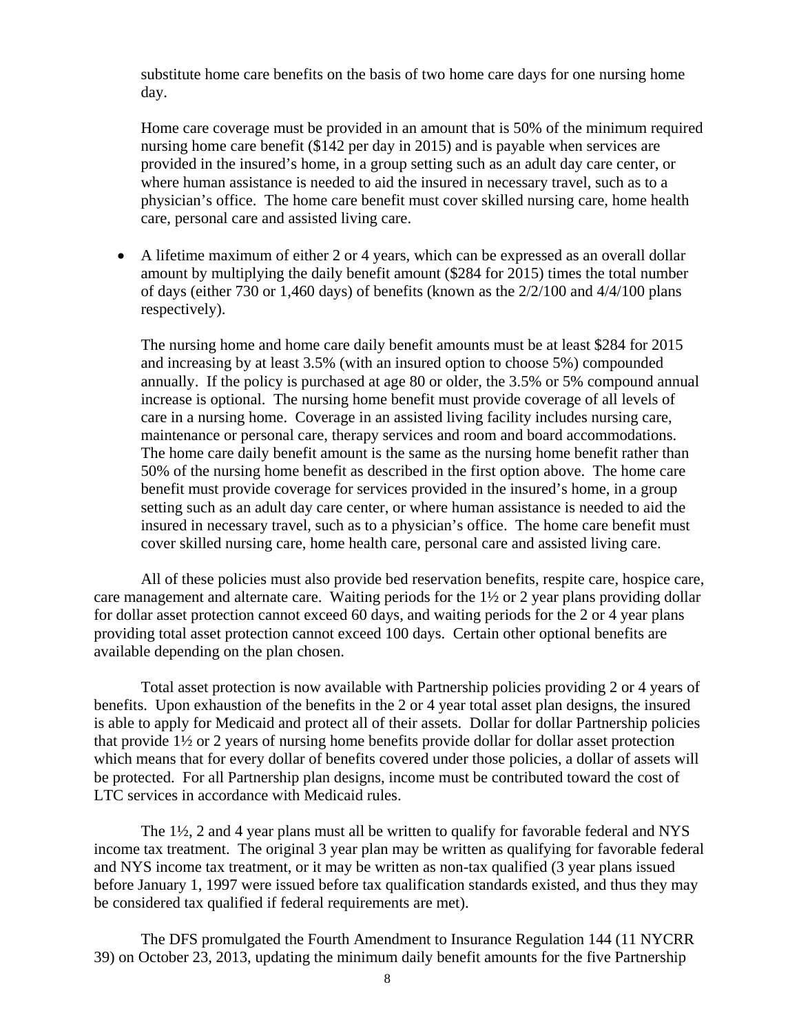substitute home care benefits on the basis of two home care days for one nursing home day.

Home care coverage must be provided in an amount that is 50% of the minimum required nursing home care benefit ($142 per day in 2015) and is payable when services are provided in the insured's home, in a group setting such as an adult day care center, or where human assistance is needed to aid the insured in necessary travel, such as to a physician's office. The home care benefit must cover skilled nursing care, home health care, personal care and assisted living care.

- A lifetime maximum of either 2 or 4 years, which can be expressed as an overall dollar amount by multiplying the daily benefit amount ($284 for 2015) times the total number of days (either 730 or 1,460 days) of benefits (known as the 2/2/100 and 4/4/100 plans respectively).

  The nursing home and home care daily benefit amounts must be at least $284 for 2015 and increasing by at least 3.5% (with an insured option to choose 5%) compounded annually. If the policy is purchased at age 80 or older, the 3.5% or 5% compound annual increase is optional. The nursing home benefit must provide coverage of all levels of care in a nursing home. Coverage in an assisted living facility includes nursing care, maintenance or personal care, therapy services and room and board accommodations. The home care daily benefit amount is the same as the nursing home benefit rather than 50% of the nursing home benefit as described in the first option above. The home care benefit must provide coverage for services provided in the insured's home, in a group setting such as an adult day care center, or where human assistance is needed to aid the insured in necessary travel, such as to a physician's office. The home care benefit must cover skilled nursing care, home health care, personal care and assisted living care.

All of these policies must also provide bed reservation benefits, respite care, hospice care, care management and alternate care. Waiting periods for the 1½ or 2 year plans providing dollar for dollar asset protection cannot exceed 60 days, and waiting periods for the 2 or 4 year plans providing total asset protection cannot exceed 100 days. Certain other optional benefits are available depending on the plan chosen.

Total asset protection is now available with Partnership policies providing 2 or 4 years of benefits. Upon exhaustion of the benefits in the 2 or 4 year total asset plan designs, the insured is able to apply for Medicaid and protect all of their assets. Dollar for dollar Partnership policies that provide 1½ or 2 years of nursing home benefits provide dollar for dollar asset protection which means that for every dollar of benefits covered under those policies, a dollar of assets will be protected. For all Partnership plan designs, income must be contributed toward the cost of LTC services in accordance with Medicaid rules.

The 1½, 2 and 4 year plans must all be written to qualify for favorable federal and NYS income tax treatment. The original 3 year plan may be written as qualifying for favorable federal and NYS income tax treatment, or it may be written as non-tax qualified (3 year plans issued before January 1, 1997 were issued before tax qualification standards existed, and thus they may be considered tax qualified if federal requirements are met).

The DFS promulgated the Fourth Amendment to Insurance Regulation 144 (11 NYCRR 39) on October 23, 2013, updating the minimum daily benefit amounts for the five Partnership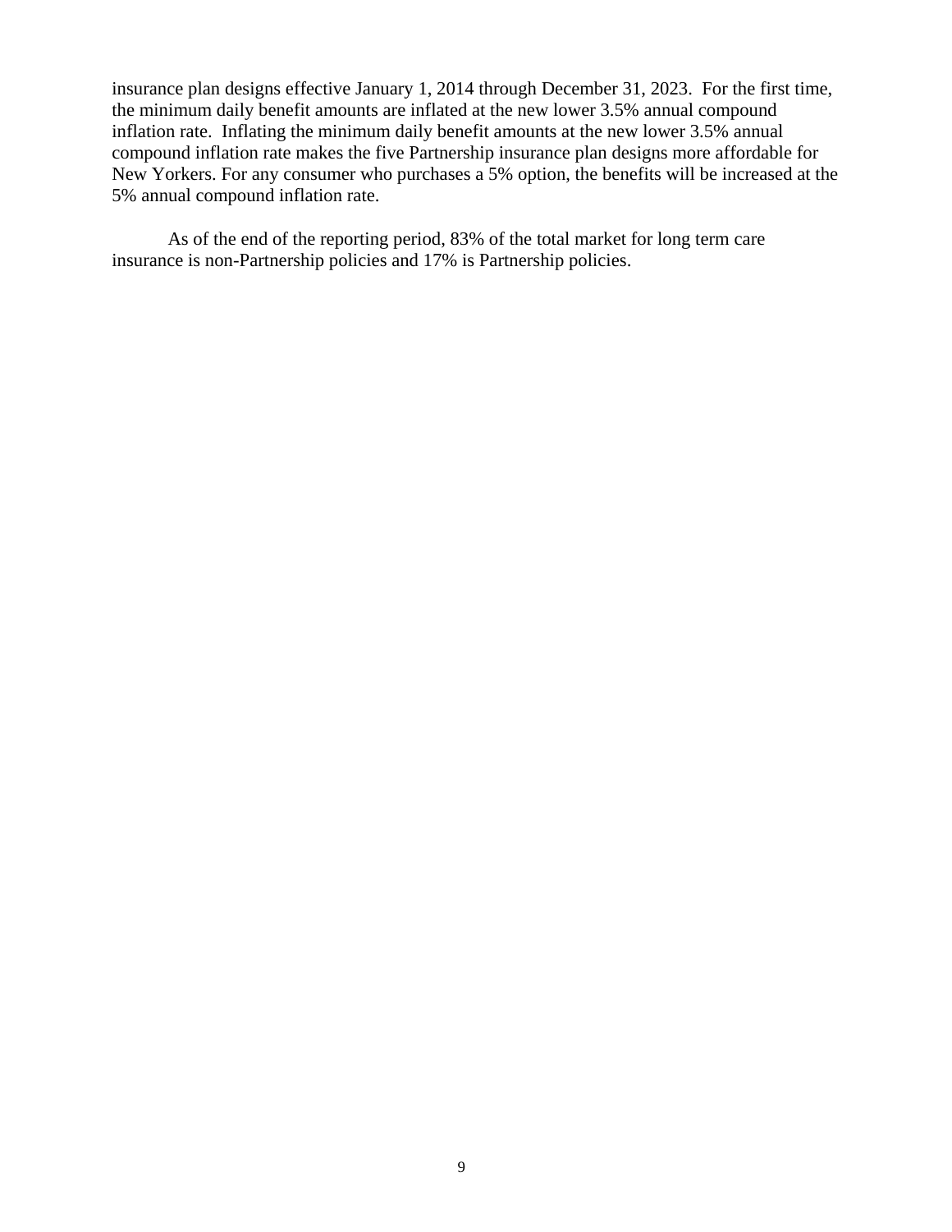insurance plan designs effective January 1, 2014 through December 31, 2023. For the first time, the minimum daily benefit amounts are inflated at the new lower 3.5% annual compound inflation rate. Inflating the minimum daily benefit amounts at the new lower 3.5% annual compound inflation rate makes the five Partnership insurance plan designs more affordable for New Yorkers. For any consumer who purchases a 5% option, the benefits will be increased at the 5% annual compound inflation rate.

As of the end of the reporting period, 83% of the total market for long term care insurance is non-Partnership policies and 17% is Partnership policies.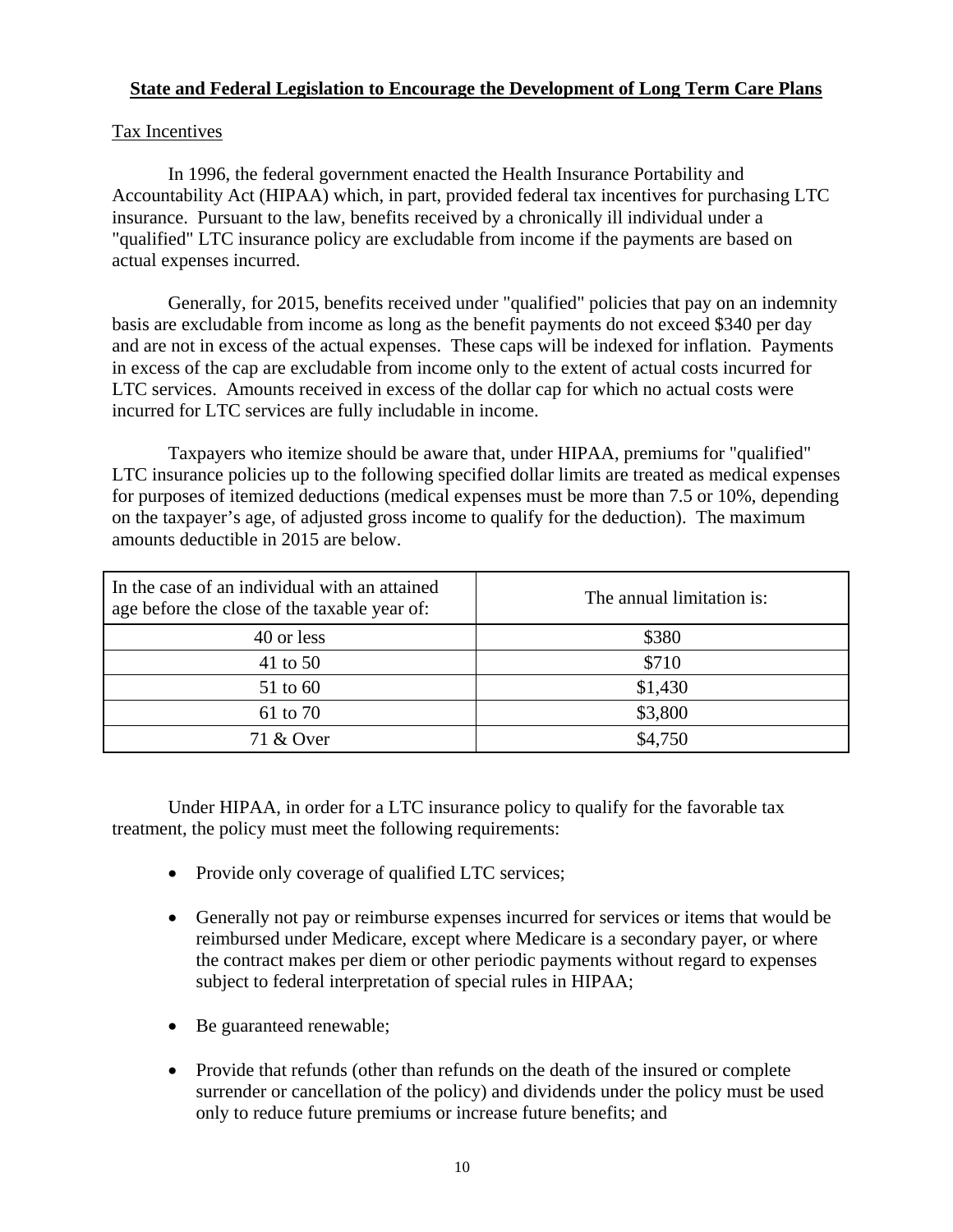## State and Federal Legislation to Encourage the Development of Long Term Care Plans

### Tax Incentives

In 1996, the federal government enacted the Health Insurance Portability and Accountability Act (HIPAA) which, in part, provided federal tax incentives for purchasing LTC insurance. Pursuant to the law, benefits received by a chronically ill individual under a "qualified" LTC insurance policy are excludable from income if the payments are based on actual expenses incurred.

Generally, for 2015, benefits received under "qualified" policies that pay on an indemnity basis are excludable from income as long as the benefit payments do not exceed $340 per day and are not in excess of the actual expenses. These caps will be indexed for inflation. Payments in excess of the cap are excludable from income only to the extent of actual costs incurred for LTC services. Amounts received in excess of the dollar cap for which no actual costs were incurred for LTC services are fully includable in income.

Taxpayers who itemize should be aware that, under HIPAA, premiums for "qualified" LTC insurance policies up to the following specified dollar limits are treated as medical expenses for purposes of itemized deductions (medical expenses must be more than 7.5 or 10%, depending on the taxpayer's age, of adjusted gross income to qualify for the deduction). The maximum amounts deductible in 2015 are below.

| In the case of an individual with an attained age before the close of the taxable year of: | The annual limitation is: |
| --- | --- |
| 40 or less | $380 |
| 41 to 50 | $710 |
| 51 to 60 | $1,430 |
| 61 to 70 | $3,800 |
| 71 & Over | $4,750 |

Under HIPAA, in order for a LTC insurance policy to qualify for the favorable tax treatment, the policy must meet the following requirements:

- Provide only coverage of qualified LTC services;
- Generally not pay or reimburse expenses incurred for services or items that would be reimbursed under Medicare, except where Medicare is a secondary payer, or where the contract makes per diem or other periodic payments without regard to expenses subject to federal interpretation of special rules in HIPAA;
- Be guaranteed renewable;
- Provide that refunds (other than refunds on the death of the insured or complete surrender or cancellation of the policy) and dividends under the policy must be used only to reduce future premiums or increase future benefits; and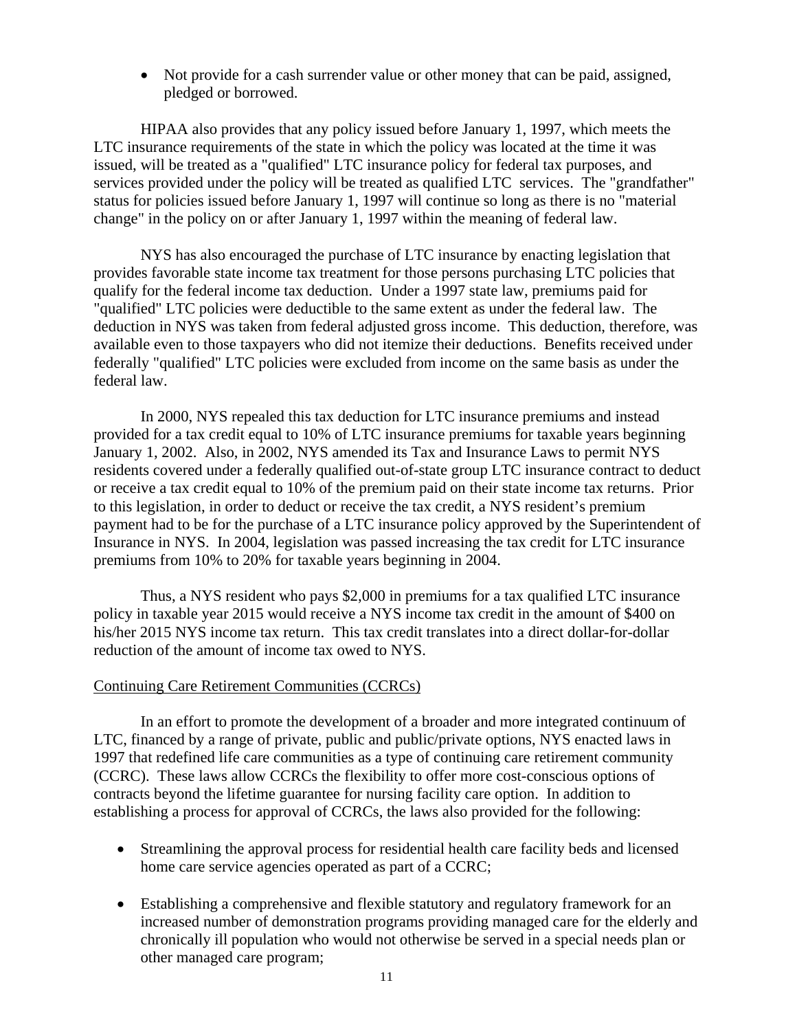- Not provide for a cash surrender value or other money that can be paid, assigned, pledged or borrowed.

HIPAA also provides that any policy issued before January 1, 1997, which meets the LTC insurance requirements of the state in which the policy was located at the time it was issued, will be treated as a "qualified" LTC insurance policy for federal tax purposes, and services provided under the policy will be treated as qualified LTC services. The "grandfather" status for policies issued before January 1, 1997 will continue so long as there is no "material change" in the policy on or after January 1, 1997 within the meaning of federal law.

NYS has also encouraged the purchase of LTC insurance by enacting legislation that provides favorable state income tax treatment for those persons purchasing LTC policies that qualify for the federal income tax deduction. Under a 1997 state law, premiums paid for "qualified" LTC policies were deductible to the same extent as under the federal law. The deduction in NYS was taken from federal adjusted gross income. This deduction, therefore, was available even to those taxpayers who did not itemize their deductions. Benefits received under federally "qualified" LTC policies were excluded from income on the same basis as under the federal law.

In 2000, NYS repealed this tax deduction for LTC insurance premiums and instead provided for a tax credit equal to 10% of LTC insurance premiums for taxable years beginning January 1, 2002. Also, in 2002, NYS amended its Tax and Insurance Laws to permit NYS residents covered under a federally qualified out-of-state group LTC insurance contract to deduct or receive a tax credit equal to 10% of the premium paid on their state income tax returns. Prior to this legislation, in order to deduct or receive the tax credit, a NYS resident's premium payment had to be for the purchase of a LTC insurance policy approved by the Superintendent of Insurance in NYS. In 2004, legislation was passed increasing the tax credit for LTC insurance premiums from 10% to 20% for taxable years beginning in 2004.

Thus, a NYS resident who pays $2,000 in premiums for a tax qualified LTC insurance policy in taxable year 2015 would receive a NYS income tax credit in the amount of $400 on his/her 2015 NYS income tax return. This tax credit translates into a direct dollar-for-dollar reduction of the amount of income tax owed to NYS.

Continuing Care Retirement Communities (CCRCs)

In an effort to promote the development of a broader and more integrated continuum of LTC, financed by a range of private, public and public/private options, NYS enacted laws in 1997 that redefined life care communities as a type of continuing care retirement community (CCRC). These laws allow CCRCs the flexibility to offer more cost-conscious options of contracts beyond the lifetime guarantee for nursing facility care option. In addition to establishing a process for approval of CCRCs, the laws also provided for the following:

- Streamlining the approval process for residential health care facility beds and licensed home care service agencies operated as part of a CCRC;

- Establishing a comprehensive and flexible statutory and regulatory framework for an increased number of demonstration programs providing managed care for the elderly and chronically ill population who would not otherwise be served in a special needs plan or other managed care program;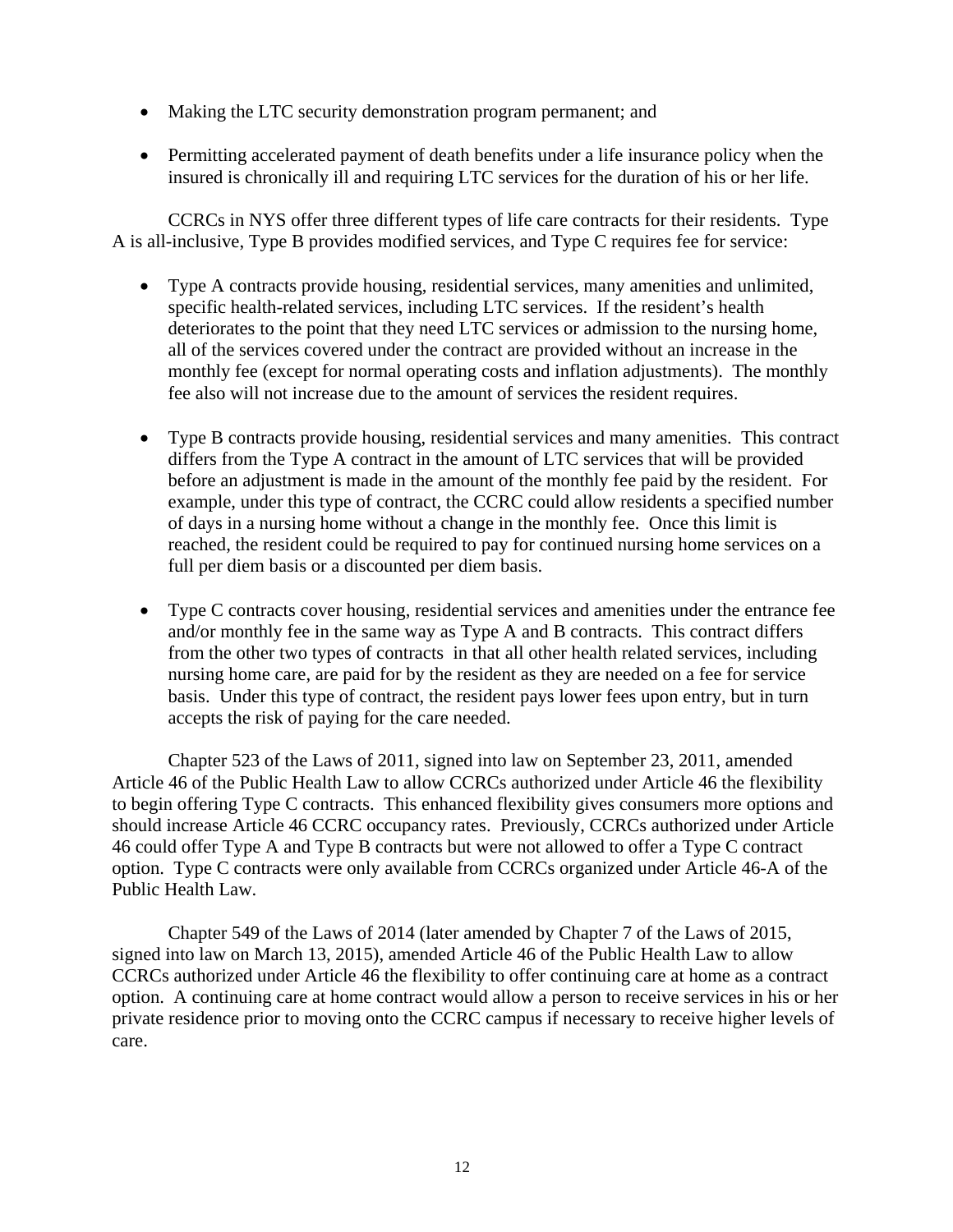- Making the LTC security demonstration program permanent; and
- Permitting accelerated payment of death benefits under a life insurance policy when the insured is chronically ill and requiring LTC services for the duration of his or her life.

CCRCs in NYS offer three different types of life care contracts for their residents. Type A is all-inclusive, Type B provides modified services, and Type C requires fee for service:

- Type A contracts provide housing, residential services, many amenities and unlimited, specific health-related services, including LTC services. If the resident's health deteriorates to the point that they need LTC services or admission to the nursing home, all of the services covered under the contract are provided without an increase in the monthly fee (except for normal operating costs and inflation adjustments). The monthly fee also will not increase due to the amount of services the resident requires.
- Type B contracts provide housing, residential services and many amenities. This contract differs from the Type A contract in the amount of LTC services that will be provided before an adjustment is made in the amount of the monthly fee paid by the resident. For example, under this type of contract, the CCRC could allow residents a specified number of days in a nursing home without a change in the monthly fee. Once this limit is reached, the resident could be required to pay for continued nursing home services on a full per diem basis or a discounted per diem basis.
- Type C contracts cover housing, residential services and amenities under the entrance fee and/or monthly fee in the same way as Type A and B contracts. This contract differs from the other two types of contracts in that all other health related services, including nursing home care, are paid for by the resident as they are needed on a fee for service basis. Under this type of contract, the resident pays lower fees upon entry, but in turn accepts the risk of paying for the care needed.

Chapter 523 of the Laws of 2011, signed into law on September 23, 2011, amended Article 46 of the Public Health Law to allow CCRCs authorized under Article 46 the flexibility to begin offering Type C contracts. This enhanced flexibility gives consumers more options and should increase Article 46 CCRC occupancy rates. Previously, CCRCs authorized under Article 46 could offer Type A and Type B contracts but were not allowed to offer a Type C contract option. Type C contracts were only available from CCRCs organized under Article 46-A of the Public Health Law.

Chapter 549 of the Laws of 2014 (later amended by Chapter 7 of the Laws of 2015, signed into law on March 13, 2015), amended Article 46 of the Public Health Law to allow CCRCs authorized under Article 46 the flexibility to offer continuing care at home as a contract option. A continuing care at home contract would allow a person to receive services in his or her private residence prior to moving onto the CCRC campus if necessary to receive higher levels of care.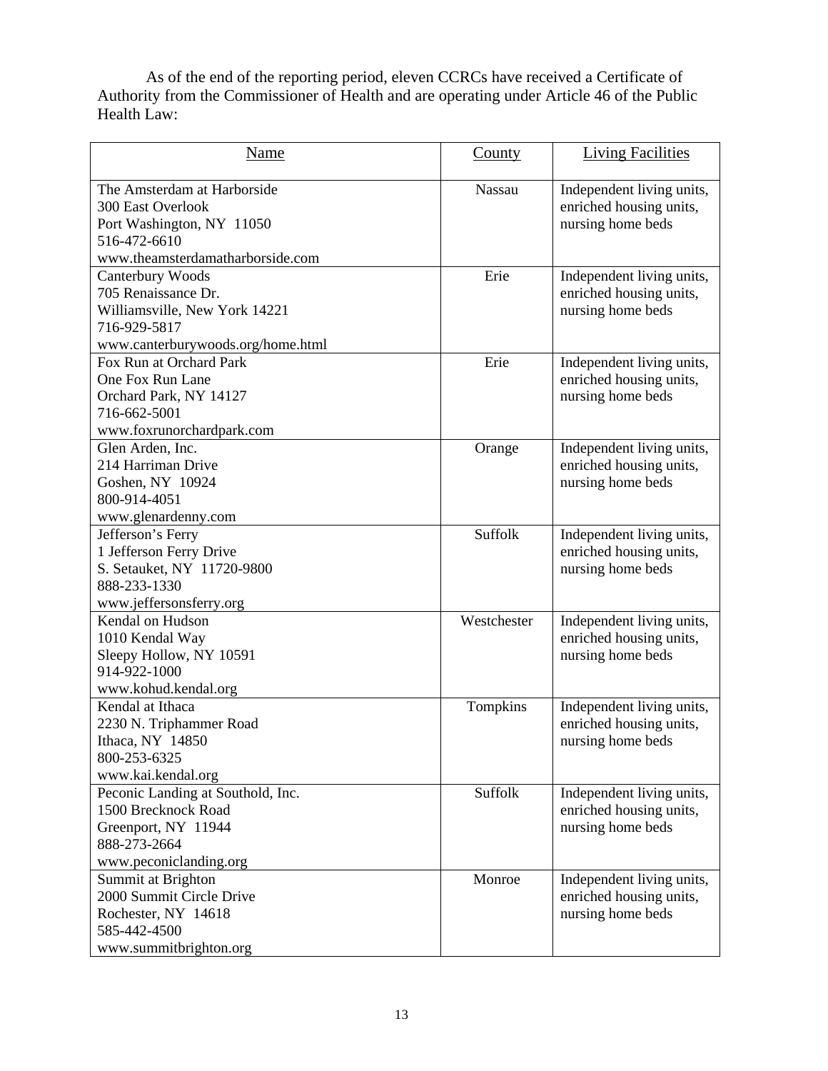As of the end of the reporting period, eleven CCRCs have received a Certificate of Authority from the Commissioner of Health and are operating under Article 46 of the Public Health Law:

| Name | County | Living Facilities |
|---|---|---|
| The Amsterdam at Harborside<br>300 East Overlook<br>Port Washington, NY 11050<br>516-472-6610<br>www.theamsterdamatharborside.com | Nassau | Independent living units, enriched housing units, nursing home beds |
| Canterbury Woods<br>705 Renaissance Dr.<br>Williamsville, New York 14221<br>716-929-5817<br>www.canterburywoods.org/home.html | Erie | Independent living units, enriched housing units, nursing home beds |
| Fox Run at Orchard Park<br>One Fox Run Lane<br>Orchard Park, NY 14127<br>716-662-5001<br>www.foxrunorchardpark.com | Erie | Independent living units, enriched housing units, nursing home beds |
| Glen Arden, Inc.<br>214 Harriman Drive<br>Goshen, NY 10924<br>800-914-4051<br>www.glenardenny.com | Orange | Independent living units, enriched housing units, nursing home beds |
| Jefferson's Ferry<br>1 Jefferson Ferry Drive<br>S. Setauket, NY 11720-9800<br>888-233-1330<br>www.jeffersonsferry.org | Suffolk | Independent living units, enriched housing units, nursing home beds |
| Kendal on Hudson<br>1010 Kendal Way<br>Sleepy Hollow, NY 10591<br>914-922-1000<br>www.kohud.kendal.org | Westchester | Independent living units, enriched housing units, nursing home beds |
| Kendal at Ithaca<br>2230 N. Triphammer Road<br>Ithaca, NY 14850<br>800-253-6325<br>www.kai.kendal.org | Tompkins | Independent living units, enriched housing units, nursing home beds |
| Peconic Landing at Southold, Inc.<br>1500 Brecknock Road<br>Greenport, NY 11944<br>888-273-2664<br>www.peconiclanding.org | Suffolk | Independent living units, enriched housing units, nursing home beds |
| Summit at Brighton<br>2000 Summit Circle Drive<br>Rochester, NY 14618<br>585-442-4500<br>www.summitbrighton.org | Monroe | Independent living units, enriched housing units, nursing home beds |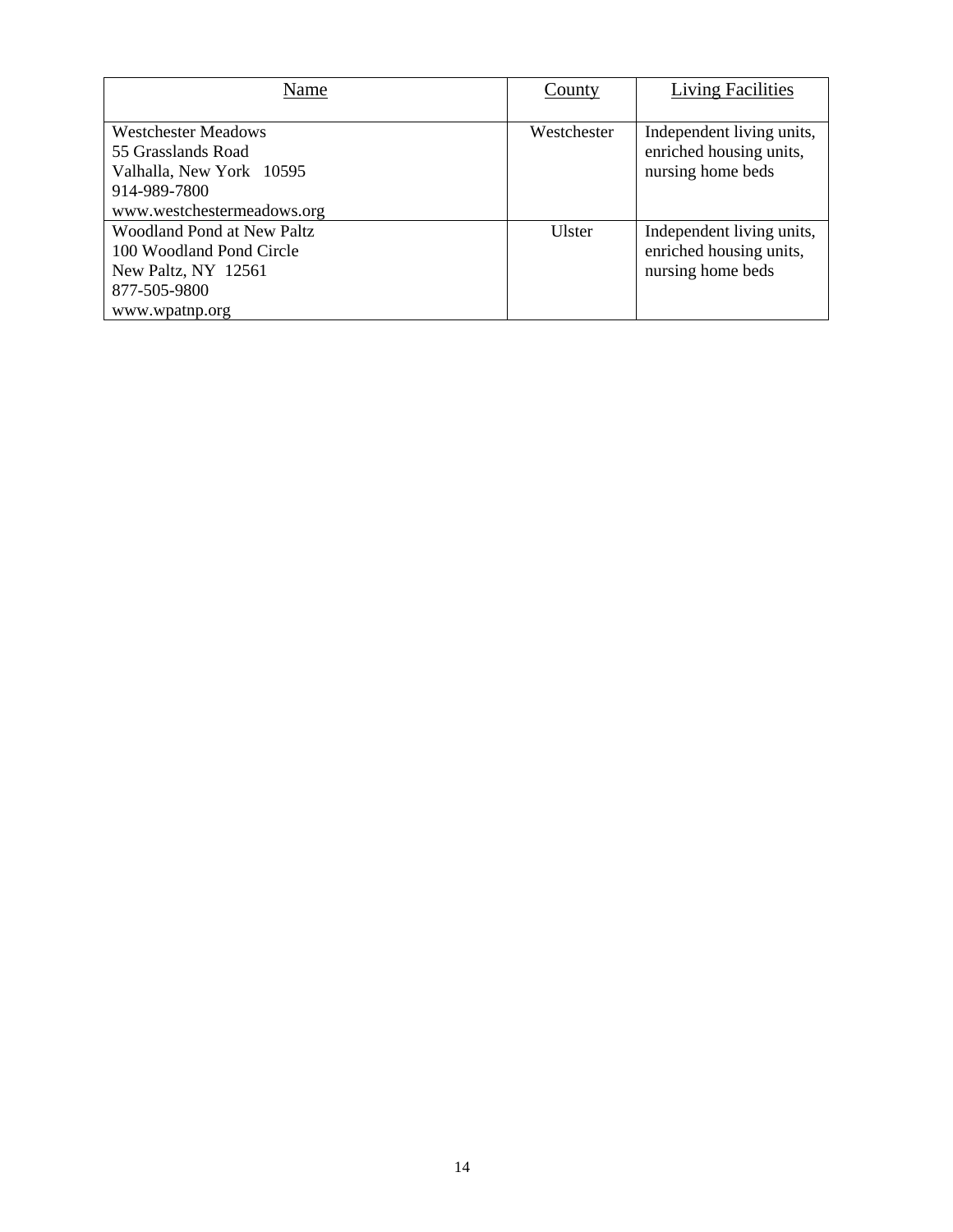| Name | County | Living Facilities |
|---|---|---|
| Westchester Meadows<br>55 Grasslands Road<br>Valhalla, New York 10595<br>914-989-7800<br>www.westchestermeadows.org | Westchester | Independent living units, enriched housing units, nursing home beds |
| Woodland Pond at New Paltz<br>100 Woodland Pond Circle<br>New Paltz, NY 12561<br>877-505-9800<br>www.wpatnp.org | Ulster | Independent living units, enriched housing units, nursing home beds |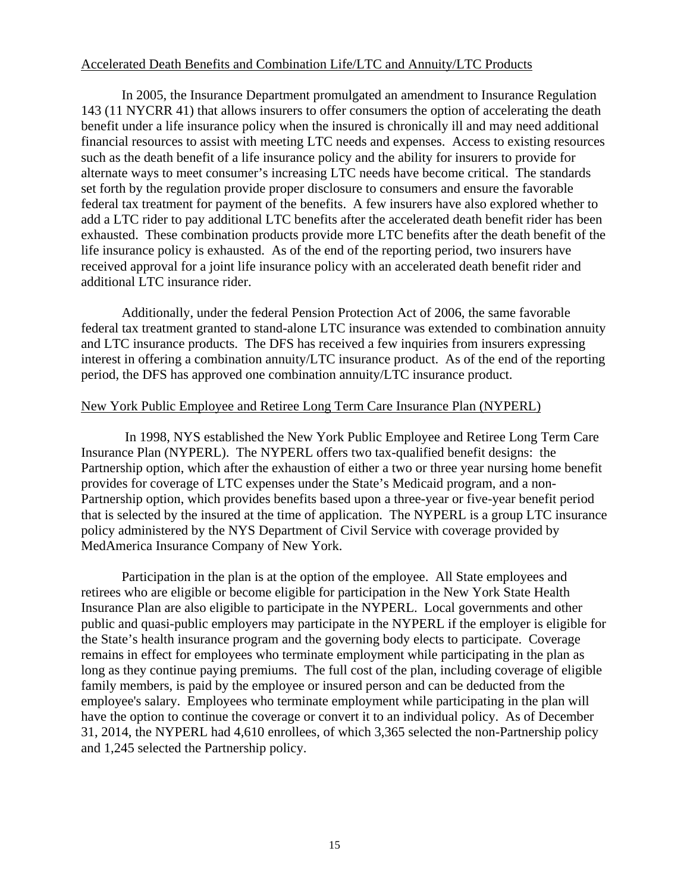## Accelerated Death Benefits and Combination Life/LTC and Annuity/LTC Products

In 2005, the Insurance Department promulgated an amendment to Insurance Regulation 143 (11 NYCRR 41) that allows insurers to offer consumers the option of accelerating the death benefit under a life insurance policy when the insured is chronically ill and may need additional financial resources to assist with meeting LTC needs and expenses. Access to existing resources such as the death benefit of a life insurance policy and the ability for insurers to provide for alternate ways to meet consumer's increasing LTC needs have become critical. The standards set forth by the regulation provide proper disclosure to consumers and ensure the favorable federal tax treatment for payment of the benefits. A few insurers have also explored whether to add a LTC rider to pay additional LTC benefits after the accelerated death benefit rider has been exhausted. These combination products provide more LTC benefits after the death benefit of the life insurance policy is exhausted. As of the end of the reporting period, two insurers have received approval for a joint life insurance policy with an accelerated death benefit rider and additional LTC insurance rider.

Additionally, under the federal Pension Protection Act of 2006, the same favorable federal tax treatment granted to stand-alone LTC insurance was extended to combination annuity and LTC insurance products. The DFS has received a few inquiries from insurers expressing interest in offering a combination annuity/LTC insurance product. As of the end of the reporting period, the DFS has approved one combination annuity/LTC insurance product.

## New York Public Employee and Retiree Long Term Care Insurance Plan (NYPERL)

In 1998, NYS established the New York Public Employee and Retiree Long Term Care Insurance Plan (NYPERL). The NYPERL offers two tax-qualified benefit designs: the Partnership option, which after the exhaustion of either a two or three year nursing home benefit provides for coverage of LTC expenses under the State's Medicaid program, and a non-Partnership option, which provides benefits based upon a three-year or five-year benefit period that is selected by the insured at the time of application. The NYPERL is a group LTC insurance policy administered by the NYS Department of Civil Service with coverage provided by MedAmerica Insurance Company of New York.

Participation in the plan is at the option of the employee. All State employees and retirees who are eligible or become eligible for participation in the New York State Health Insurance Plan are also eligible to participate in the NYPERL. Local governments and other public and quasi-public employers may participate in the NYPERL if the employer is eligible for the State's health insurance program and the governing body elects to participate. Coverage remains in effect for employees who terminate employment while participating in the plan as long as they continue paying premiums. The full cost of the plan, including coverage of eligible family members, is paid by the employee or insured person and can be deducted from the employee's salary. Employees who terminate employment while participating in the plan will have the option to continue the coverage or convert it to an individual policy. As of December 31, 2014, the NYPERL had 4,610 enrollees, of which 3,365 selected the non-Partnership policy and 1,245 selected the Partnership policy.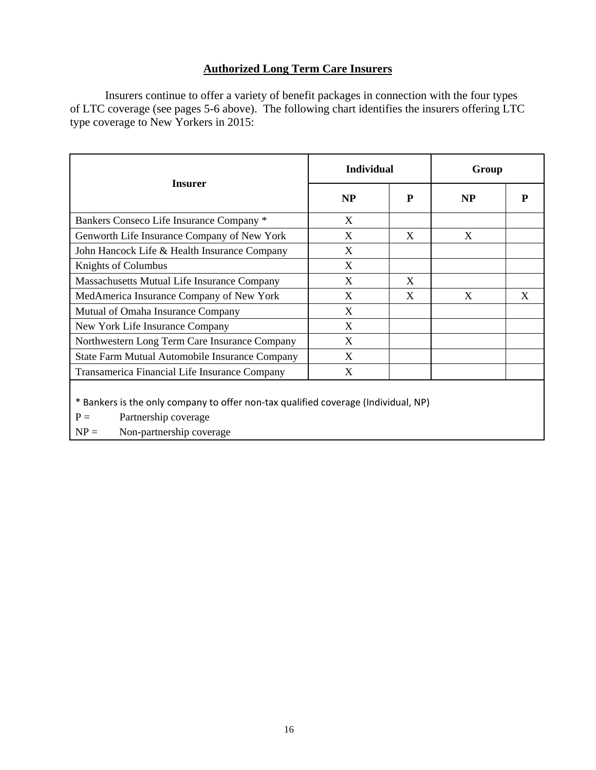## Authorized Long Term Care Insurers

Insurers continue to offer a variety of benefit packages in connection with the four types of LTC coverage (see pages 5-6 above). The following chart identifies the insurers offering LTC type coverage to New Yorkers in 2015:

| Insurer | Individual | | Group | |
|---|---|---|---|---|
| | NP | P | NP | P |
| Bankers Conseco Life Insurance Company * | X | | | |
| Genworth Life Insurance Company of New York | X | X | X | |
| John Hancock Life & Health Insurance Company | X | | | |
| Knights of Columbus | X | | | |
| Massachusetts Mutual Life Insurance Company | X | X | | |
| MedAmerica Insurance Company of New York | X | X | X | X |
| Mutual of Omaha Insurance Company | X | | | |
| New York Life Insurance Company | X | | | |
| Northwestern Long Term Care Insurance Company | X | | | |
| State Farm Mutual Automobile Insurance Company | X | | | |
| Transamerica Financial Life Insurance Company | X | | | |

* Bankers is the only company to offer non-tax qualified coverage (Individual, NP)

P = Partnership coverage

NP = Non-partnership coverage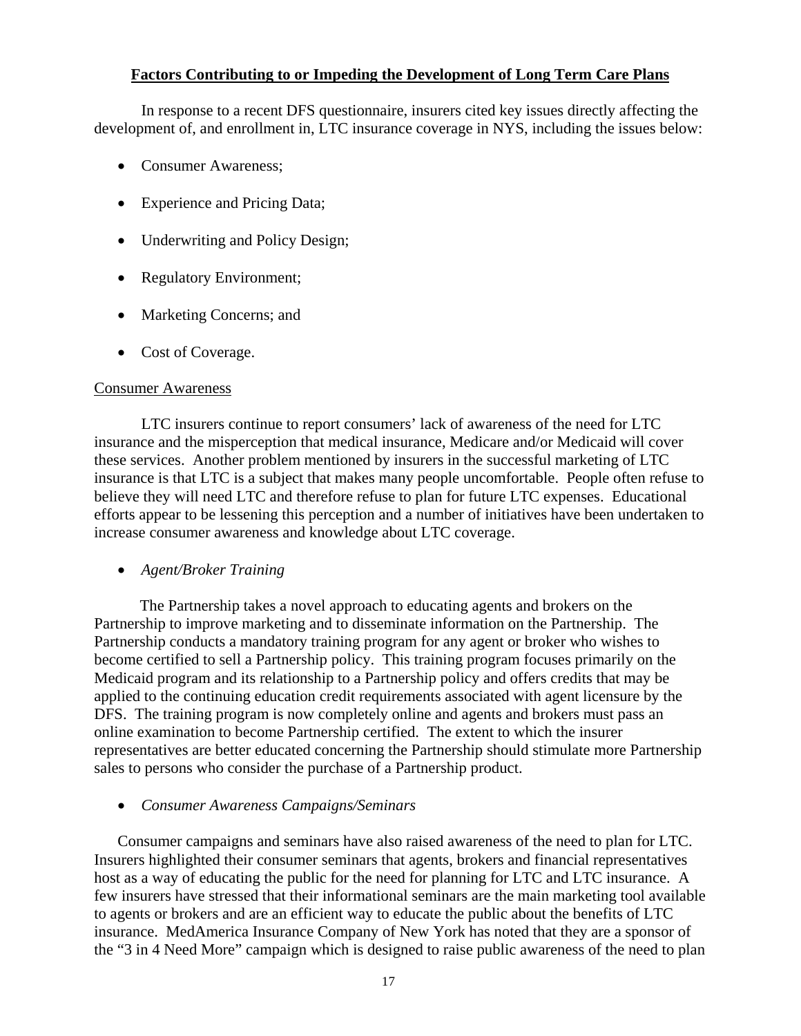## Factors Contributing to or Impeding the Development of Long Term Care Plans

In response to a recent DFS questionnaire, insurers cited key issues directly affecting the development of, and enrollment in, LTC insurance coverage in NYS, including the issues below:

- Consumer Awareness;
- Experience and Pricing Data;
- Underwriting and Policy Design;
- Regulatory Environment;
- Marketing Concerns; and
- Cost of Coverage.

### Consumer Awareness

LTC insurers continue to report consumers' lack of awareness of the need for LTC insurance and the misperception that medical insurance, Medicare and/or Medicaid will cover these services. Another problem mentioned by insurers in the successful marketing of LTC insurance is that LTC is a subject that makes many people uncomfortable. People often refuse to believe they will need LTC and therefore refuse to plan for future LTC expenses. Educational efforts appear to be lessening this perception and a number of initiatives have been undertaken to increase consumer awareness and knowledge about LTC coverage.

- *Agent/Broker Training*

The Partnership takes a novel approach to educating agents and brokers on the Partnership to improve marketing and to disseminate information on the Partnership. The Partnership conducts a mandatory training program for any agent or broker who wishes to become certified to sell a Partnership policy. This training program focuses primarily on the Medicaid program and its relationship to a Partnership policy and offers credits that may be applied to the continuing education credit requirements associated with agent licensure by the DFS. The training program is now completely online and agents and brokers must pass an online examination to become Partnership certified. The extent to which the insurer representatives are better educated concerning the Partnership should stimulate more Partnership sales to persons who consider the purchase of a Partnership product.

- *Consumer Awareness Campaigns/Seminars*

Consumer campaigns and seminars have also raised awareness of the need to plan for LTC. Insurers highlighted their consumer seminars that agents, brokers and financial representatives host as a way of educating the public for the need for planning for LTC and LTC insurance. A few insurers have stressed that their informational seminars are the main marketing tool available to agents or brokers and are an efficient way to educate the public about the benefits of LTC insurance. MedAmerica Insurance Company of New York has noted that they are a sponsor of the "3 in 4 Need More" campaign which is designed to raise public awareness of the need to plan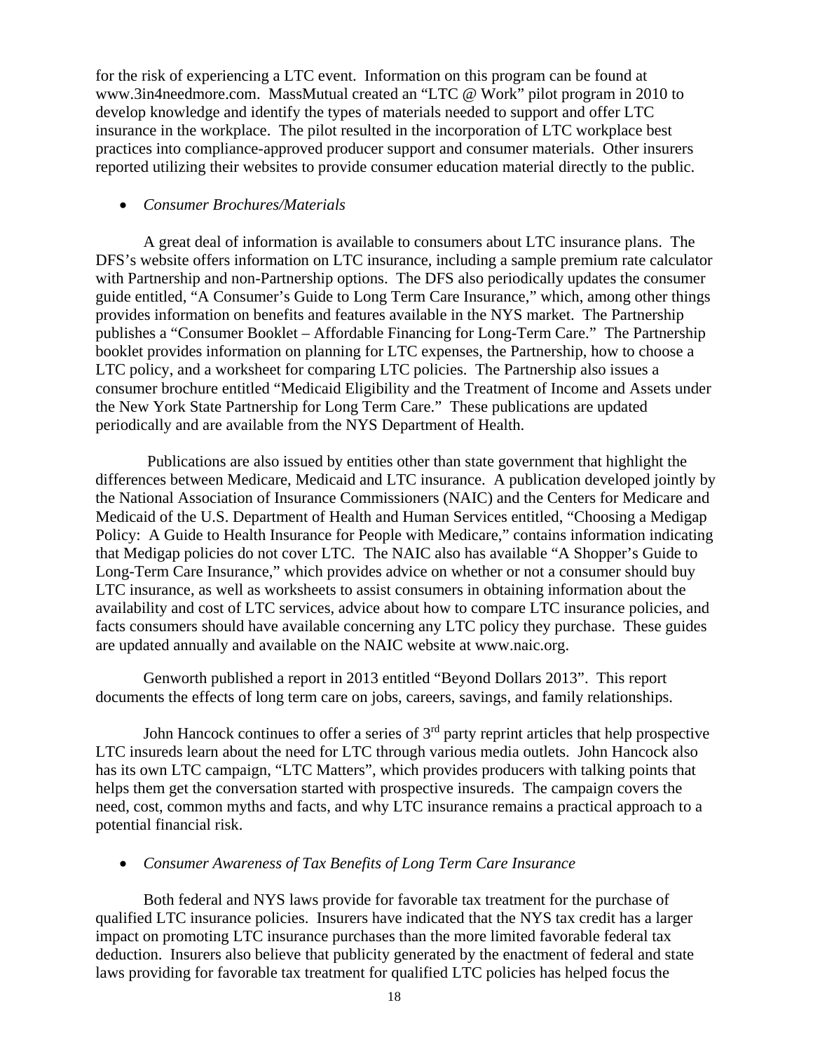for the risk of experiencing a LTC event. Information on this program can be found at www.3in4needmore.com. MassMutual created an "LTC @ Work" pilot program in 2010 to develop knowledge and identify the types of materials needed to support and offer LTC insurance in the workplace. The pilot resulted in the incorporation of LTC workplace best practices into compliance-approved producer support and consumer materials. Other insurers reported utilizing their websites to provide consumer education material directly to the public.

- *Consumer Brochures/Materials*

A great deal of information is available to consumers about LTC insurance plans. The DFS's website offers information on LTC insurance, including a sample premium rate calculator with Partnership and non-Partnership options. The DFS also periodically updates the consumer guide entitled, "A Consumer's Guide to Long Term Care Insurance," which, among other things provides information on benefits and features available in the NYS market. The Partnership publishes a "Consumer Booklet – Affordable Financing for Long-Term Care." The Partnership booklet provides information on planning for LTC expenses, the Partnership, how to choose a LTC policy, and a worksheet for comparing LTC policies. The Partnership also issues a consumer brochure entitled "Medicaid Eligibility and the Treatment of Income and Assets under the New York State Partnership for Long Term Care." These publications are updated periodically and are available from the NYS Department of Health.

Publications are also issued by entities other than state government that highlight the differences between Medicare, Medicaid and LTC insurance. A publication developed jointly by the National Association of Insurance Commissioners (NAIC) and the Centers for Medicare and Medicaid of the U.S. Department of Health and Human Services entitled, "Choosing a Medigap Policy: A Guide to Health Insurance for People with Medicare," contains information indicating that Medigap policies do not cover LTC. The NAIC also has available "A Shopper's Guide to Long-Term Care Insurance," which provides advice on whether or not a consumer should buy LTC insurance, as well as worksheets to assist consumers in obtaining information about the availability and cost of LTC services, advice about how to compare LTC insurance policies, and facts consumers should have available concerning any LTC policy they purchase. These guides are updated annually and available on the NAIC website at www.naic.org.

Genworth published a report in 2013 entitled "Beyond Dollars 2013". This report documents the effects of long term care on jobs, careers, savings, and family relationships.

John Hancock continues to offer a series of 3rd party reprint articles that help prospective LTC insureds learn about the need for LTC through various media outlets. John Hancock also has its own LTC campaign, "LTC Matters", which provides producers with talking points that helps them get the conversation started with prospective insureds. The campaign covers the need, cost, common myths and facts, and why LTC insurance remains a practical approach to a potential financial risk.

- *Consumer Awareness of Tax Benefits of Long Term Care Insurance*

Both federal and NYS laws provide for favorable tax treatment for the purchase of qualified LTC insurance policies. Insurers have indicated that the NYS tax credit has a larger impact on promoting LTC insurance purchases than the more limited favorable federal tax deduction. Insurers also believe that publicity generated by the enactment of federal and state laws providing for favorable tax treatment for qualified LTC policies has helped focus the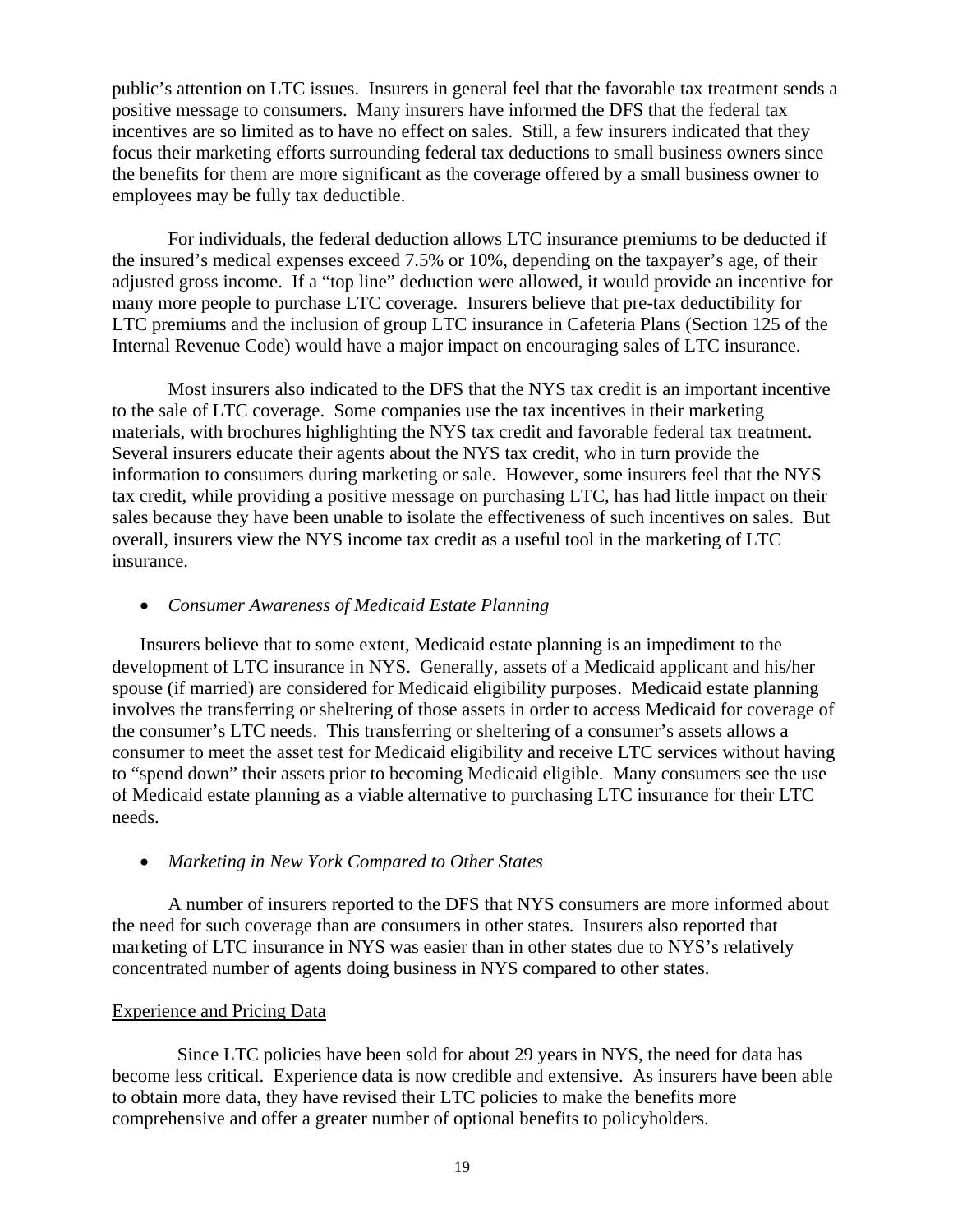public's attention on LTC issues. Insurers in general feel that the favorable tax treatment sends a positive message to consumers. Many insurers have informed the DFS that the federal tax incentives are so limited as to have no effect on sales. Still, a few insurers indicated that they focus their marketing efforts surrounding federal tax deductions to small business owners since the benefits for them are more significant as the coverage offered by a small business owner to employees may be fully tax deductible.

For individuals, the federal deduction allows LTC insurance premiums to be deducted if the insured's medical expenses exceed 7.5% or 10%, depending on the taxpayer's age, of their adjusted gross income. If a "top line" deduction were allowed, it would provide an incentive for many more people to purchase LTC coverage. Insurers believe that pre-tax deductibility for LTC premiums and the inclusion of group LTC insurance in Cafeteria Plans (Section 125 of the Internal Revenue Code) would have a major impact on encouraging sales of LTC insurance.

Most insurers also indicated to the DFS that the NYS tax credit is an important incentive to the sale of LTC coverage. Some companies use the tax incentives in their marketing materials, with brochures highlighting the NYS tax credit and favorable federal tax treatment. Several insurers educate their agents about the NYS tax credit, who in turn provide the information to consumers during marketing or sale. However, some insurers feel that the NYS tax credit, while providing a positive message on purchasing LTC, has had little impact on their sales because they have been unable to isolate the effectiveness of such incentives on sales. But overall, insurers view the NYS income tax credit as a useful tool in the marketing of LTC insurance.

- *Consumer Awareness of Medicaid Estate Planning*

Insurers believe that to some extent, Medicaid estate planning is an impediment to the development of LTC insurance in NYS. Generally, assets of a Medicaid applicant and his/her spouse (if married) are considered for Medicaid eligibility purposes. Medicaid estate planning involves the transferring or sheltering of those assets in order to access Medicaid for coverage of the consumer's LTC needs. This transferring or sheltering of a consumer's assets allows a consumer to meet the asset test for Medicaid eligibility and receive LTC services without having to "spend down" their assets prior to becoming Medicaid eligible. Many consumers see the use of Medicaid estate planning as a viable alternative to purchasing LTC insurance for their LTC needs.

- *Marketing in New York Compared to Other States*

A number of insurers reported to the DFS that NYS consumers are more informed about the need for such coverage than are consumers in other states. Insurers also reported that marketing of LTC insurance in NYS was easier than in other states due to NYS's relatively concentrated number of agents doing business in NYS compared to other states.

<u>Experience and Pricing Data</u>

Since LTC policies have been sold for about 29 years in NYS, the need for data has become less critical. Experience data is now credible and extensive. As insurers have been able to obtain more data, they have revised their LTC policies to make the benefits more comprehensive and offer a greater number of optional benefits to policyholders.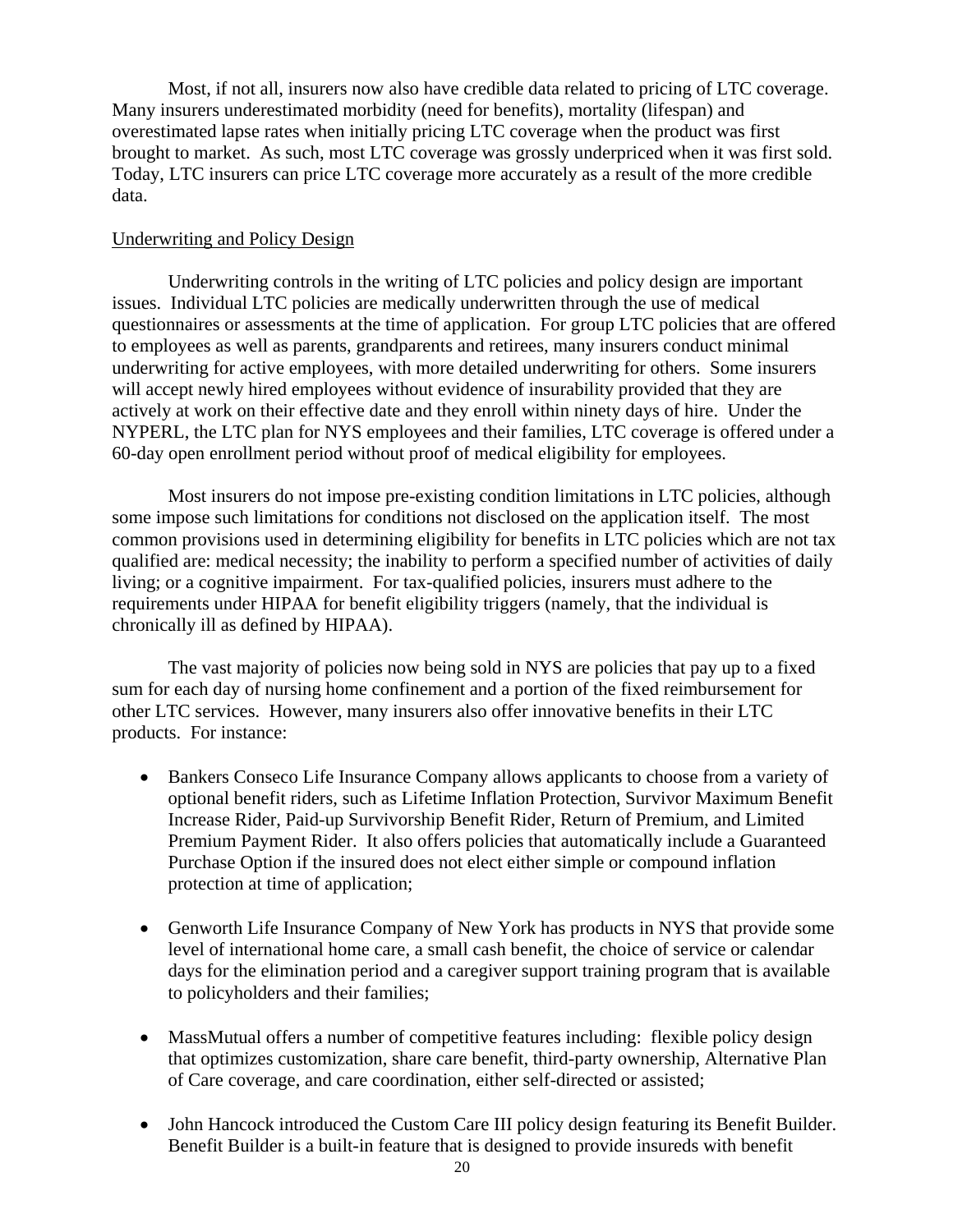Most, if not all, insurers now also have credible data related to pricing of LTC coverage. Many insurers underestimated morbidity (need for benefits), mortality (lifespan) and overestimated lapse rates when initially pricing LTC coverage when the product was first brought to market. As such, most LTC coverage was grossly underpriced when it was first sold. Today, LTC insurers can price LTC coverage more accurately as a result of the more credible data.

<u>Underwriting and Policy Design</u>

Underwriting controls in the writing of LTC policies and policy design are important issues. Individual LTC policies are medically underwritten through the use of medical questionnaires or assessments at the time of application. For group LTC policies that are offered to employees as well as parents, grandparents and retirees, many insurers conduct minimal underwriting for active employees, with more detailed underwriting for others. Some insurers will accept newly hired employees without evidence of insurability provided that they are actively at work on their effective date and they enroll within ninety days of hire. Under the NYPERL, the LTC plan for NYS employees and their families, LTC coverage is offered under a 60-day open enrollment period without proof of medical eligibility for employees.

Most insurers do not impose pre-existing condition limitations in LTC policies, although some impose such limitations for conditions not disclosed on the application itself. The most common provisions used in determining eligibility for benefits in LTC policies which are not tax qualified are: medical necessity; the inability to perform a specified number of activities of daily living; or a cognitive impairment. For tax-qualified policies, insurers must adhere to the requirements under HIPAA for benefit eligibility triggers (namely, that the individual is chronically ill as defined by HIPAA).

The vast majority of policies now being sold in NYS are policies that pay up to a fixed sum for each day of nursing home confinement and a portion of the fixed reimbursement for other LTC services. However, many insurers also offer innovative benefits in their LTC products. For instance:

- Bankers Conseco Life Insurance Company allows applicants to choose from a variety of optional benefit riders, such as Lifetime Inflation Protection, Survivor Maximum Benefit Increase Rider, Paid-up Survivorship Benefit Rider, Return of Premium, and Limited Premium Payment Rider. It also offers policies that automatically include a Guaranteed Purchase Option if the insured does not elect either simple or compound inflation protection at time of application;

- Genworth Life Insurance Company of New York has products in NYS that provide some level of international home care, a small cash benefit, the choice of service or calendar days for the elimination period and a caregiver support training program that is available to policyholders and their families;

- MassMutual offers a number of competitive features including: flexible policy design that optimizes customization, share care benefit, third-party ownership, Alternative Plan of Care coverage, and care coordination, either self-directed or assisted;

- John Hancock introduced the Custom Care III policy design featuring its Benefit Builder. Benefit Builder is a built-in feature that is designed to provide insureds with benefit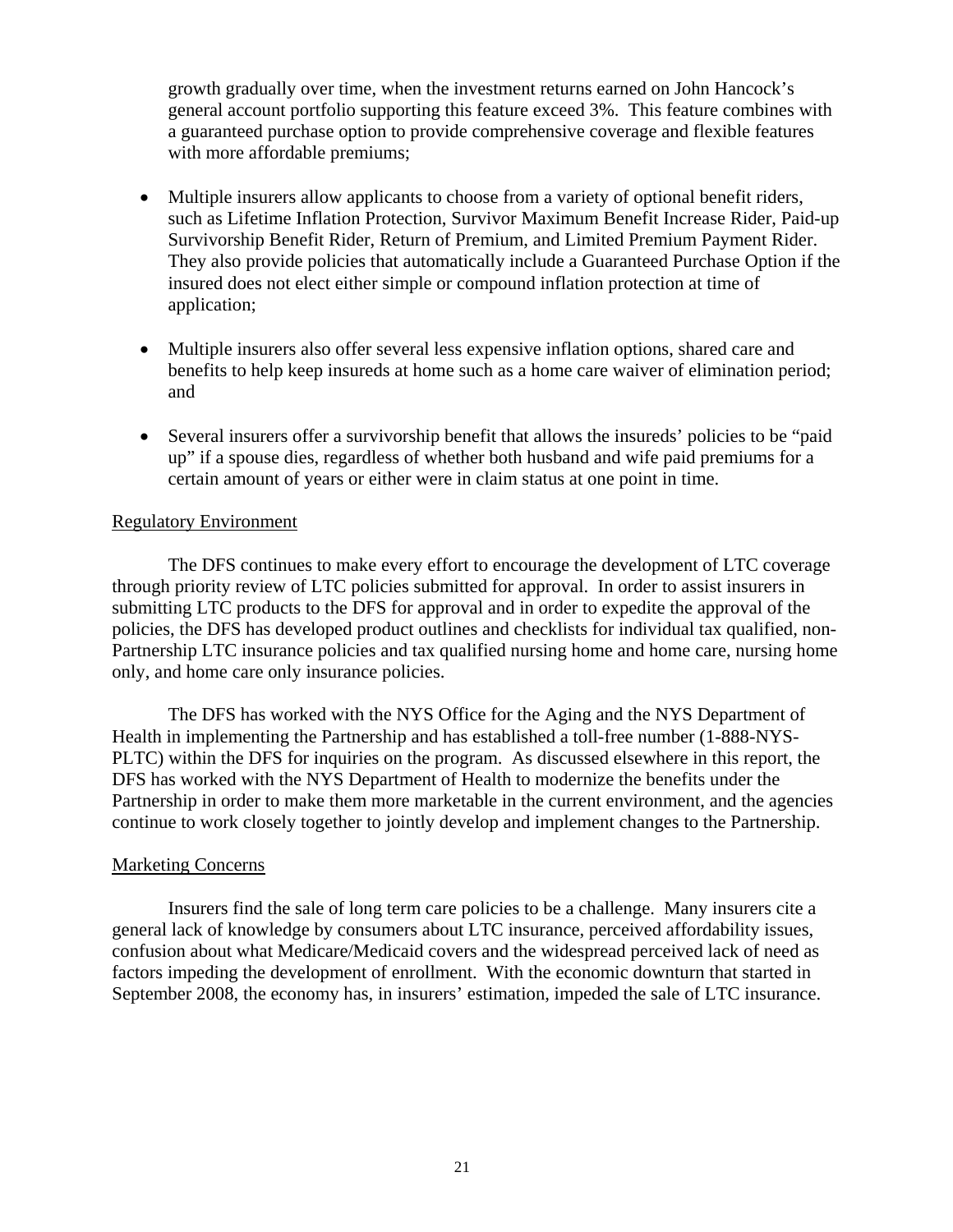growth gradually over time, when the investment returns earned on John Hancock's general account portfolio supporting this feature exceed 3%. This feature combines with a guaranteed purchase option to provide comprehensive coverage and flexible features with more affordable premiums;

- Multiple insurers allow applicants to choose from a variety of optional benefit riders, such as Lifetime Inflation Protection, Survivor Maximum Benefit Increase Rider, Paid-up Survivorship Benefit Rider, Return of Premium, and Limited Premium Payment Rider. They also provide policies that automatically include a Guaranteed Purchase Option if the insured does not elect either simple or compound inflation protection at time of application;

- Multiple insurers also offer several less expensive inflation options, shared care and benefits to help keep insureds at home such as a home care waiver of elimination period; and

- Several insurers offer a survivorship benefit that allows the insureds' policies to be "paid up" if a spouse dies, regardless of whether both husband and wife paid premiums for a certain amount of years or either were in claim status at one point in time.

## Regulatory Environment

The DFS continues to make every effort to encourage the development of LTC coverage through priority review of LTC policies submitted for approval. In order to assist insurers in submitting LTC products to the DFS for approval and in order to expedite the approval of the policies, the DFS has developed product outlines and checklists for individual tax qualified, non-Partnership LTC insurance policies and tax qualified nursing home and home care, nursing home only, and home care only insurance policies.

The DFS has worked with the NYS Office for the Aging and the NYS Department of Health in implementing the Partnership and has established a toll-free number (1-888-NYS-PLTC) within the DFS for inquiries on the program. As discussed elsewhere in this report, the DFS has worked with the NYS Department of Health to modernize the benefits under the Partnership in order to make them more marketable in the current environment, and the agencies continue to work closely together to jointly develop and implement changes to the Partnership.

## Marketing Concerns

Insurers find the sale of long term care policies to be a challenge. Many insurers cite a general lack of knowledge by consumers about LTC insurance, perceived affordability issues, confusion about what Medicare/Medicaid covers and the widespread perceived lack of need as factors impeding the development of enrollment. With the economic downturn that started in September 2008, the economy has, in insurers' estimation, impeded the sale of LTC insurance.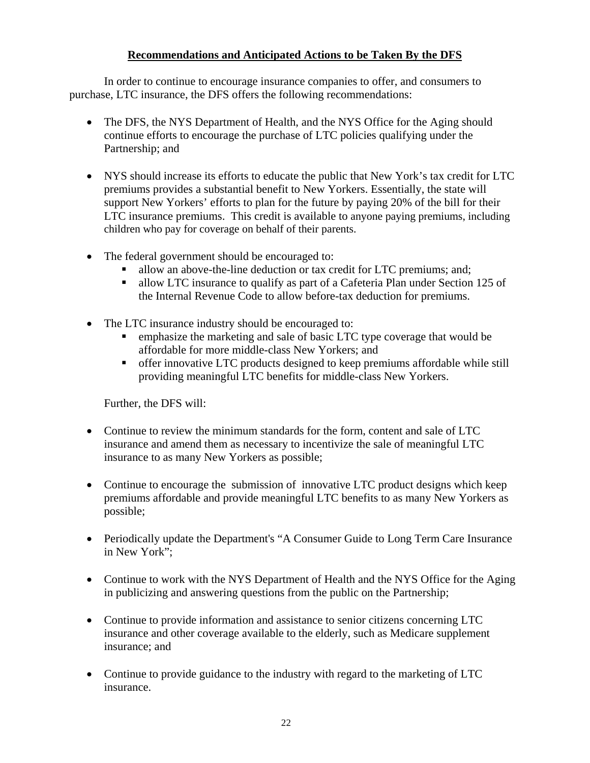## Recommendations and Anticipated Actions to be Taken By the DFS

In order to continue to encourage insurance companies to offer, and consumers to purchase, LTC insurance, the DFS offers the following recommendations:

- The DFS, the NYS Department of Health, and the NYS Office for the Aging should continue efforts to encourage the purchase of LTC policies qualifying under the Partnership; and

- NYS should increase its efforts to educate the public that New York's tax credit for LTC premiums provides a substantial benefit to New Yorkers. Essentially, the state will support New Yorkers' efforts to plan for the future by paying 20% of the bill for their LTC insurance premiums. This credit is available to anyone paying premiums, including children who pay for coverage on behalf of their parents.

- The federal government should be encouraged to:
  - allow an above-the-line deduction or tax credit for LTC premiums; and;
  - allow LTC insurance to qualify as part of a Cafeteria Plan under Section 125 of the Internal Revenue Code to allow before-tax deduction for premiums.

- The LTC insurance industry should be encouraged to:
  - emphasize the marketing and sale of basic LTC type coverage that would be affordable for more middle-class New Yorkers; and
  - offer innovative LTC products designed to keep premiums affordable while still providing meaningful LTC benefits for middle-class New Yorkers.

Further, the DFS will:

- Continue to review the minimum standards for the form, content and sale of LTC insurance and amend them as necessary to incentivize the sale of meaningful LTC insurance to as many New Yorkers as possible;

- Continue to encourage the submission of innovative LTC product designs which keep premiums affordable and provide meaningful LTC benefits to as many New Yorkers as possible;

- Periodically update the Department's "A Consumer Guide to Long Term Care Insurance in New York";

- Continue to work with the NYS Department of Health and the NYS Office for the Aging in publicizing and answering questions from the public on the Partnership;

- Continue to provide information and assistance to senior citizens concerning LTC insurance and other coverage available to the elderly, such as Medicare supplement insurance; and

- Continue to provide guidance to the industry with regard to the marketing of LTC insurance.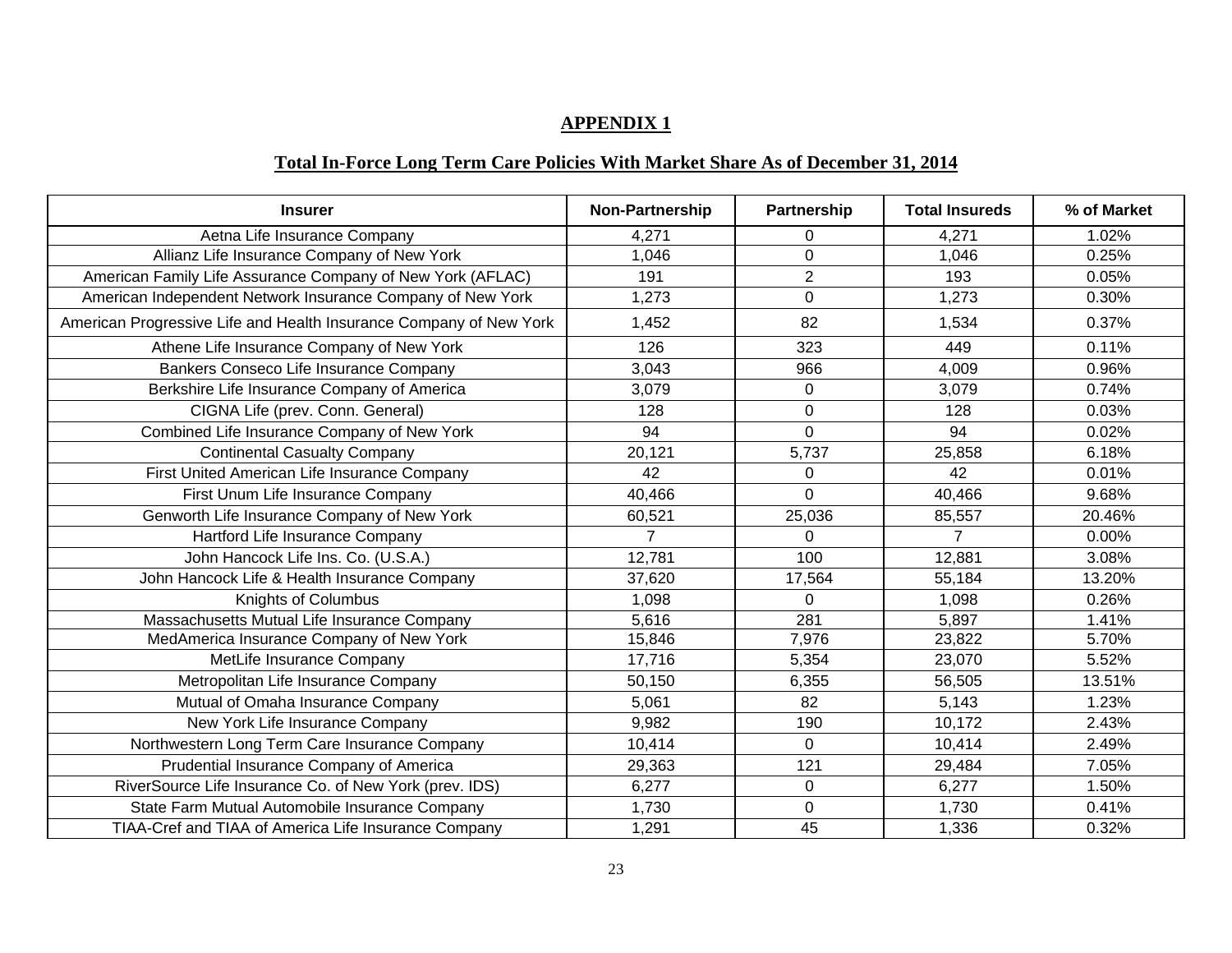## APPENDIX 1

## Total In-Force Long Term Care Policies With Market Share As of December 31, 2014

| Insurer | Non-Partnership | Partnership | Total Insureds | % of Market |
|---|---|---|---|---|
| Aetna Life Insurance Company | 4,271 | 0 | 4,271 | 1.02% |
| Allianz Life Insurance Company of New York | 1,046 | 0 | 1,046 | 0.25% |
| American Family Life Assurance Company of New York (AFLAC) | 191 | 2 | 193 | 0.05% |
| American Independent Network Insurance Company of New York | 1,273 | 0 | 1,273 | 0.30% |
| American Progressive Life and Health Insurance Company of New York | 1,452 | 82 | 1,534 | 0.37% |
| Athene Life Insurance Company of New York | 126 | 323 | 449 | 0.11% |
| Bankers Conseco Life Insurance Company | 3,043 | 966 | 4,009 | 0.96% |
| Berkshire Life Insurance Company of America | 3,079 | 0 | 3,079 | 0.74% |
| CIGNA Life (prev. Conn. General) | 128 | 0 | 128 | 0.03% |
| Combined Life Insurance Company of New York | 94 | 0 | 94 | 0.02% |
| Continental Casualty Company | 20,121 | 5,737 | 25,858 | 6.18% |
| First United American Life Insurance Company | 42 | 0 | 42 | 0.01% |
| First Unum Life Insurance Company | 40,466 | 0 | 40,466 | 9.68% |
| Genworth Life Insurance Company of New York | 60,521 | 25,036 | 85,557 | 20.46% |
| Hartford Life Insurance Company | 7 | 0 | 7 | 0.00% |
| John Hancock Life Ins. Co. (U.S.A.) | 12,781 | 100 | 12,881 | 3.08% |
| John Hancock Life & Health Insurance Company | 37,620 | 17,564 | 55,184 | 13.20% |
| Knights of Columbus | 1,098 | 0 | 1,098 | 0.26% |
| Massachusetts Mutual Life Insurance Company | 5,616 | 281 | 5,897 | 1.41% |
| MedAmerica Insurance Company of New York | 15,846 | 7,976 | 23,822 | 5.70% |
| MetLife Insurance Company | 17,716 | 5,354 | 23,070 | 5.52% |
| Metropolitan Life Insurance Company | 50,150 | 6,355 | 56,505 | 13.51% |
| Mutual of Omaha Insurance Company | 5,061 | 82 | 5,143 | 1.23% |
| New York Life Insurance Company | 9,982 | 190 | 10,172 | 2.43% |
| Northwestern Long Term Care Insurance Company | 10,414 | 0 | 10,414 | 2.49% |
| Prudential Insurance Company of America | 29,363 | 121 | 29,484 | 7.05% |
| RiverSource Life Insurance Co. of New York (prev. IDS) | 6,277 | 0 | 6,277 | 1.50% |
| State Farm Mutual Automobile Insurance Company | 1,730 | 0 | 1,730 | 0.41% |
| TIAA-Cref and TIAA of America Life Insurance Company | 1,291 | 45 | 1,336 | 0.32% |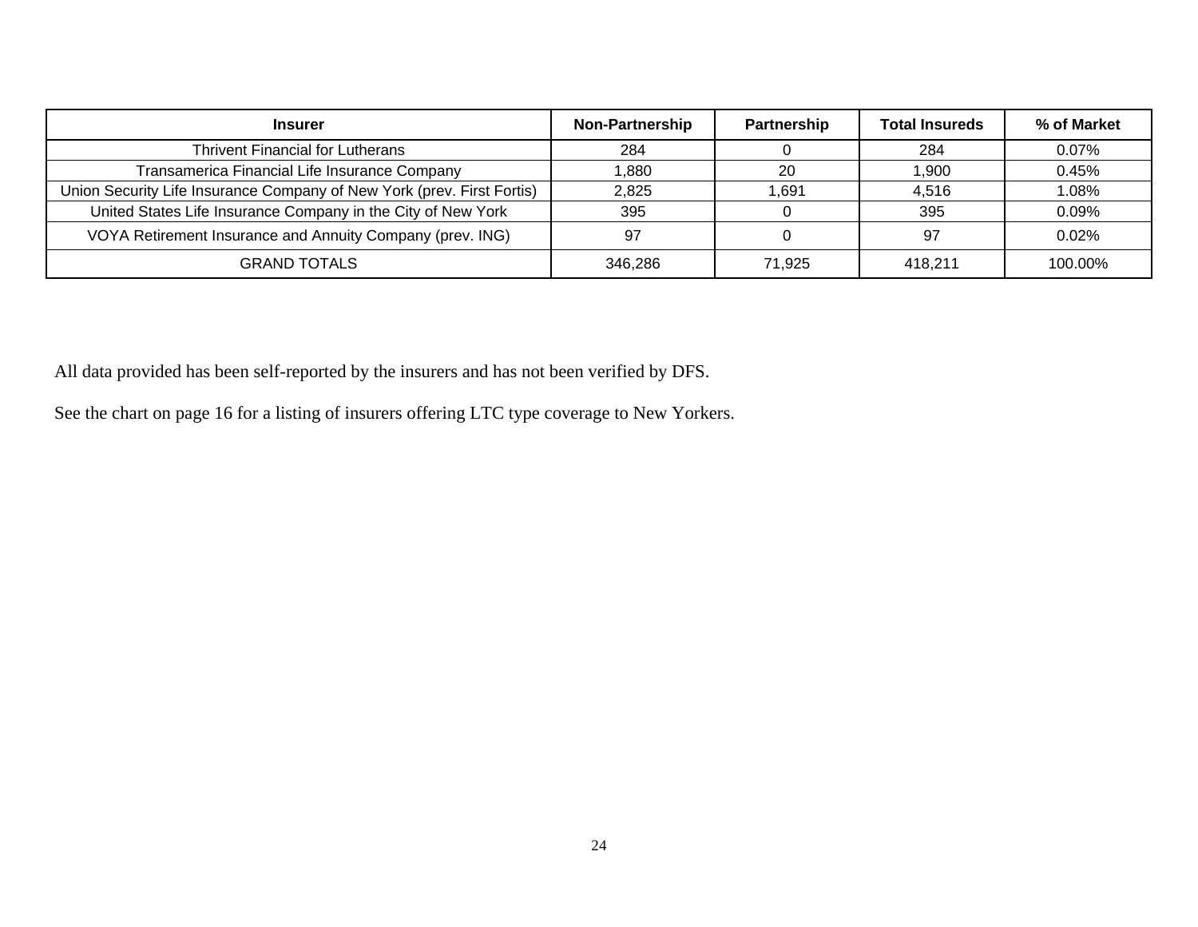| Insurer | Non-Partnership | Partnership | Total Insureds | % of Market |
| --- | --- | --- | --- | --- |
| Thrivent Financial for Lutherans | 284 | 0 | 284 | 0.07% |
| Transamerica Financial Life Insurance Company | 1,880 | 20 | 1,900 | 0.45% |
| Union Security Life Insurance Company of New York (prev. First Fortis) | 2,825 | 1,691 | 4,516 | 1.08% |
| United States Life Insurance Company in the City of New York | 395 | 0 | 395 | 0.09% |
| VOYA Retirement Insurance and Annuity Company (prev. ING) | 97 | 0 | 97 | 0.02% |
| GRAND TOTALS | 346,286 | 71,925 | 418,211 | 100.00% |

All data provided has been self-reported by the insurers and has not been verified by DFS.

See the chart on page 16 for a listing of insurers offering LTC type coverage to New Yorkers.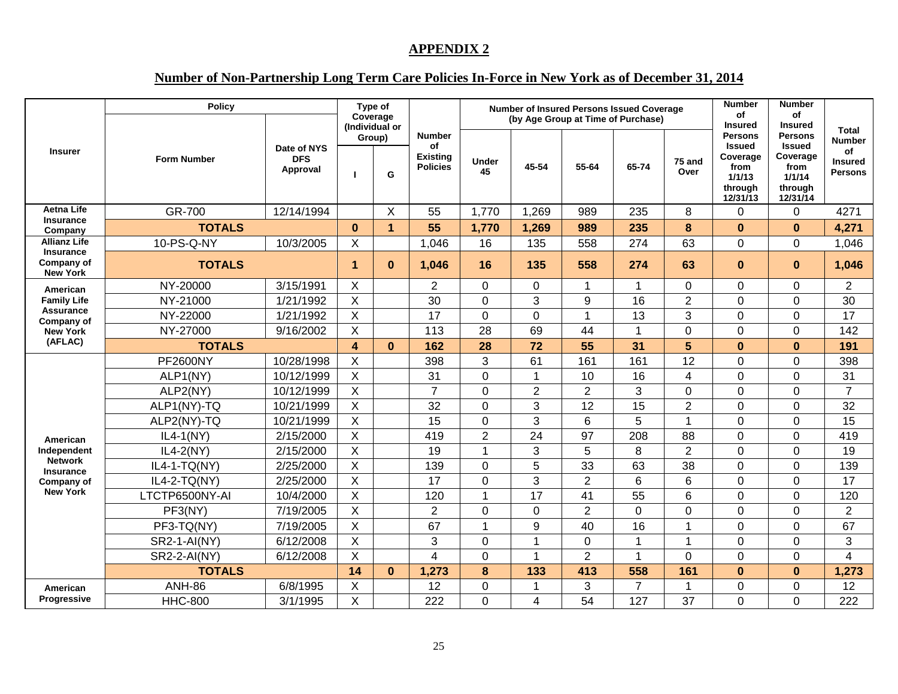## APPENDIX 2

## Number of Non-Partnership Long Term Care Policies In-Force in New York as of December 31, 2014

| Insurer | Policy | | Type of Coverage (Individual or Group) | | Number of Existing Policies | Number of Insured Persons Issued Coverage (by Age Group at Time of Purchase) | | | | | Number of Insured Persons Issued Coverage from 1/1/13 through 12/31/13 | Number of Insured Persons Issued Coverage from 1/1/14 through 12/31/14 | Total Number of Insured Persons |
|---|---|---|---|---|---|---|---|---|---|---|---|---|---|
| | Form Number | Date of NYS DFS Approval | I | G | | Under 45 | 45-54 | 55-64 | 65-74 | 75 and Over | | | |
| Aetna Life Insurance Company | GR-700 | 12/14/1994 | | X | 55 | 1,770 | 1,269 | 989 | 235 | 8 | 0 | 0 | 4271 |
| | **TOTALS** | | **0** | **1** | **55** | **1,770** | **1,269** | **989** | **235** | **8** | **0** | **0** | **4,271** |
| Allianz Life Insurance Company of New York | 10-PS-Q-NY | 10/3/2005 | X | | 1,046 | 16 | 135 | 558 | 274 | 63 | 0 | 0 | 1,046 |
| | **TOTALS** | | **1** | **0** | **1,046** | **16** | **135** | **558** | **274** | **63** | **0** | **0** | **1,046** |
| American Family Life Assurance Company of New York (AFLAC) | NY-20000 | 3/15/1991 | X | | 2 | 0 | 0 | 1 | 1 | 0 | 0 | 0 | 2 |
| | NY-21000 | 1/21/1992 | X | | 30 | 0 | 3 | 9 | 16 | 2 | 0 | 0 | 30 |
| | NY-22000 | 1/21/1992 | X | | 17 | 0 | 0 | 1 | 13 | 3 | 0 | 0 | 17 |
| | NY-27000 | 9/16/2002 | X | | 113 | 28 | 69 | 44 | 1 | 0 | 0 | 0 | 142 |
| | **TOTALS** | | **4** | **0** | **162** | **28** | **72** | **55** | **31** | **5** | **0** | **0** | **191** |
| American Independent Network Insurance Company of New York | PF2600NY | 10/28/1998 | X | | 398 | 3 | 61 | 161 | 161 | 12 | 0 | 0 | 398 |
| | ALP1(NY) | 10/12/1999 | X | | 31 | 0 | 1 | 10 | 16 | 4 | 0 | 0 | 31 |
| | ALP2(NY) | 10/12/1999 | X | | 7 | 0 | 2 | 2 | 3 | 0 | 0 | 0 | 7 |
| | ALP1(NY)-TQ | 10/21/1999 | X | | 32 | 0 | 3 | 12 | 15 | 2 | 0 | 0 | 32 |
| | ALP2(NY)-TQ | 10/21/1999 | X | | 15 | 0 | 3 | 6 | 5 | 1 | 0 | 0 | 15 |
| | IL4-1(NY) | 2/15/2000 | X | | 419 | 2 | 24 | 97 | 208 | 88 | 0 | 0 | 419 |
| | IL4-2(NY) | 2/15/2000 | X | | 19 | 1 | 3 | 5 | 8 | 2 | 0 | 0 | 19 |
| | IL4-1-TQ(NY) | 2/25/2000 | X | | 139 | 0 | 5 | 33 | 63 | 38 | 0 | 0 | 139 |
| | IL4-2-TQ(NY) | 2/25/2000 | X | | 17 | 0 | 3 | 2 | 6 | 6 | 0 | 0 | 17 |
| | LTCTP6500NY-AI | 10/4/2000 | X | | 120 | 1 | 17 | 41 | 55 | 6 | 0 | 0 | 120 |
| | PF3(NY) | 7/19/2005 | X | | 2 | 0 | 0 | 2 | 0 | 0 | 0 | 0 | 2 |
| | PF3-TQ(NY) | 7/19/2005 | X | | 67 | 1 | 9 | 40 | 16 | 1 | 0 | 0 | 67 |
| | SR2-1-AI(NY) | 6/12/2008 | X | | 3 | 0 | 1 | 0 | 1 | 1 | 0 | 0 | 3 |
| | SR2-2-AI(NY) | 6/12/2008 | X | | 4 | 0 | 1 | 2 | 1 | 0 | 0 | 0 | 4 |
| | **TOTALS** | | **14** | **0** | **1,273** | **8** | **133** | **413** | **558** | **161** | **0** | **0** | **1,273** |
| American Progressive | ANH-86 | 6/8/1995 | X | | 12 | 0 | 1 | 3 | 7 | 1 | 0 | 0 | 12 |
| | HHC-800 | 3/1/1995 | X | | 222 | 0 | 4 | 54 | 127 | 37 | 0 | 0 | 222 |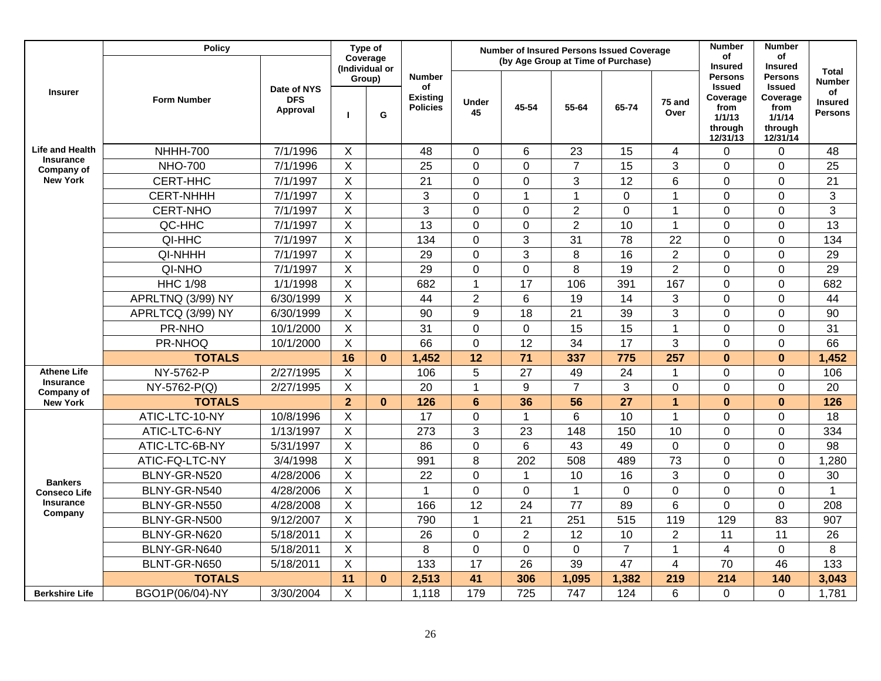| Insurer | Policy | | Type of Coverage (Individual or Group) | | Number of Existing Policies | Number of Insured Persons Issued Coverage (by Age Group at Time of Purchase) | | | | | Number of Insured Persons Issued Coverage from 1/1/13 through 12/31/13 | Number of Insured Persons Issued Coverage from 1/1/14 through 12/31/14 | Total Number of Insured Persons |
|---|---|---|---|---|---|---|---|---|---|---|---|---|---|
| | Form Number | Date of NYS DFS Approval | I | G | | Under 45 | 45-54 | 55-64 | 65-74 | 75 and Over | | | |
| Life and Health Insurance Company of New York | NHHH-700 | 7/1/1996 | X | | 48 | 0 | 6 | 23 | 15 | 4 | 0 | 0 | 48 |
| | NHO-700 | 7/1/1996 | X | | 25 | 0 | 0 | 7 | 15 | 3 | 0 | 0 | 25 |
| | CERT-HHC | 7/1/1997 | X | | 21 | 0 | 0 | 3 | 12 | 6 | 0 | 0 | 21 |
| | CERT-NHHH | 7/1/1997 | X | | 3 | 0 | 1 | 1 | 0 | 1 | 0 | 0 | 3 |
| | CERT-NHO | 7/1/1997 | X | | 3 | 0 | 0 | 2 | 0 | 1 | 0 | 0 | 3 |
| | QC-HHC | 7/1/1997 | X | | 13 | 0 | 0 | 2 | 10 | 1 | 0 | 0 | 13 |
| | QI-HHC | 7/1/1997 | X | | 134 | 0 | 3 | 31 | 78 | 22 | 0 | 0 | 134 |
| | QI-NHHH | 7/1/1997 | X | | 29 | 0 | 3 | 8 | 16 | 2 | 0 | 0 | 29 |
| | QI-NHO | 7/1/1997 | X | | 29 | 0 | 0 | 8 | 19 | 2 | 0 | 0 | 29 |
| | HHC 1/98 | 1/1/1998 | X | | 682 | 1 | 17 | 106 | 391 | 167 | 0 | 0 | 682 |
| | APRLTNQ (3/99) NY | 6/30/1999 | X | | 44 | 2 | 6 | 19 | 14 | 3 | 0 | 0 | 44 |
| | APRLTCQ (3/99) NY | 6/30/1999 | X | | 90 | 9 | 18 | 21 | 39 | 3 | 0 | 0 | 90 |
| | PR-NHO | 10/1/2000 | X | | 31 | 0 | 0 | 15 | 15 | 1 | 0 | 0 | 31 |
| | PR-NHOQ | 10/1/2000 | X | | 66 | 0 | 12 | 34 | 17 | 3 | 0 | 0 | 66 |
| | **TOTALS** | | **16** | **0** | **1,452** | **12** | **71** | **337** | **775** | **257** | **0** | **0** | **1,452** |
| Athene Life Insurance Company of New York | NY-5762-P | 2/27/1995 | X | | 106 | 5 | 27 | 49 | 24 | 1 | 0 | 0 | 106 |
| | NY-5762-P(Q) | 2/27/1995 | X | | 20 | 1 | 9 | 7 | 3 | 0 | 0 | 0 | 20 |
| | **TOTALS** | | **2** | **0** | **126** | **6** | **36** | **56** | **27** | **1** | **0** | **0** | **126** |
| Bankers Conseco Life Insurance Company | ATIC-LTC-10-NY | 10/8/1996 | X | | 17 | 0 | 1 | 6 | 10 | 1 | 0 | 0 | 18 |
| | ATIC-LTC-6-NY | 1/13/1997 | X | | 273 | 3 | 23 | 148 | 150 | 10 | 0 | 0 | 334 |
| | ATIC-LTC-6B-NY | 5/31/1997 | X | | 86 | 0 | 6 | 43 | 49 | 0 | 0 | 0 | 98 |
| | ATIC-FQ-LTC-NY | 3/4/1998 | X | | 991 | 8 | 202 | 508 | 489 | 73 | 0 | 0 | 1,280 |
| | BLNY-GR-N520 | 4/28/2006 | X | | 22 | 0 | 1 | 10 | 16 | 3 | 0 | 0 | 30 |
| | BLNY-GR-N540 | 4/28/2006 | X | | 1 | 0 | 0 | 1 | 0 | 0 | 0 | 0 | 1 |
| | BLNY-GR-N550 | 4/28/2008 | X | | 166 | 12 | 24 | 77 | 89 | 6 | 0 | 0 | 208 |
| | BLNY-GR-N500 | 9/12/2007 | X | | 790 | 1 | 21 | 251 | 515 | 119 | 129 | 83 | 907 |
| | BLNY-GR-N620 | 5/18/2011 | X | | 26 | 0 | 2 | 12 | 10 | 2 | 11 | 11 | 26 |
| | BLNY-GR-N640 | 5/18/2011 | X | | 8 | 0 | 0 | 0 | 7 | 1 | 4 | 0 | 8 |
| | BLNT-GR-N650 | 5/18/2011 | X | | 133 | 17 | 26 | 39 | 47 | 4 | 70 | 46 | 133 |
| | **TOTALS** | | **11** | **0** | **2,513** | **41** | **306** | **1,095** | **1,382** | **219** | **214** | **140** | **3,043** |
| Berkshire Life | BGO1P(06/04)-NY | 3/30/2004 | X | | 1,118 | 179 | 725 | 747 | 124 | 6 | 0 | 0 | 1,781 |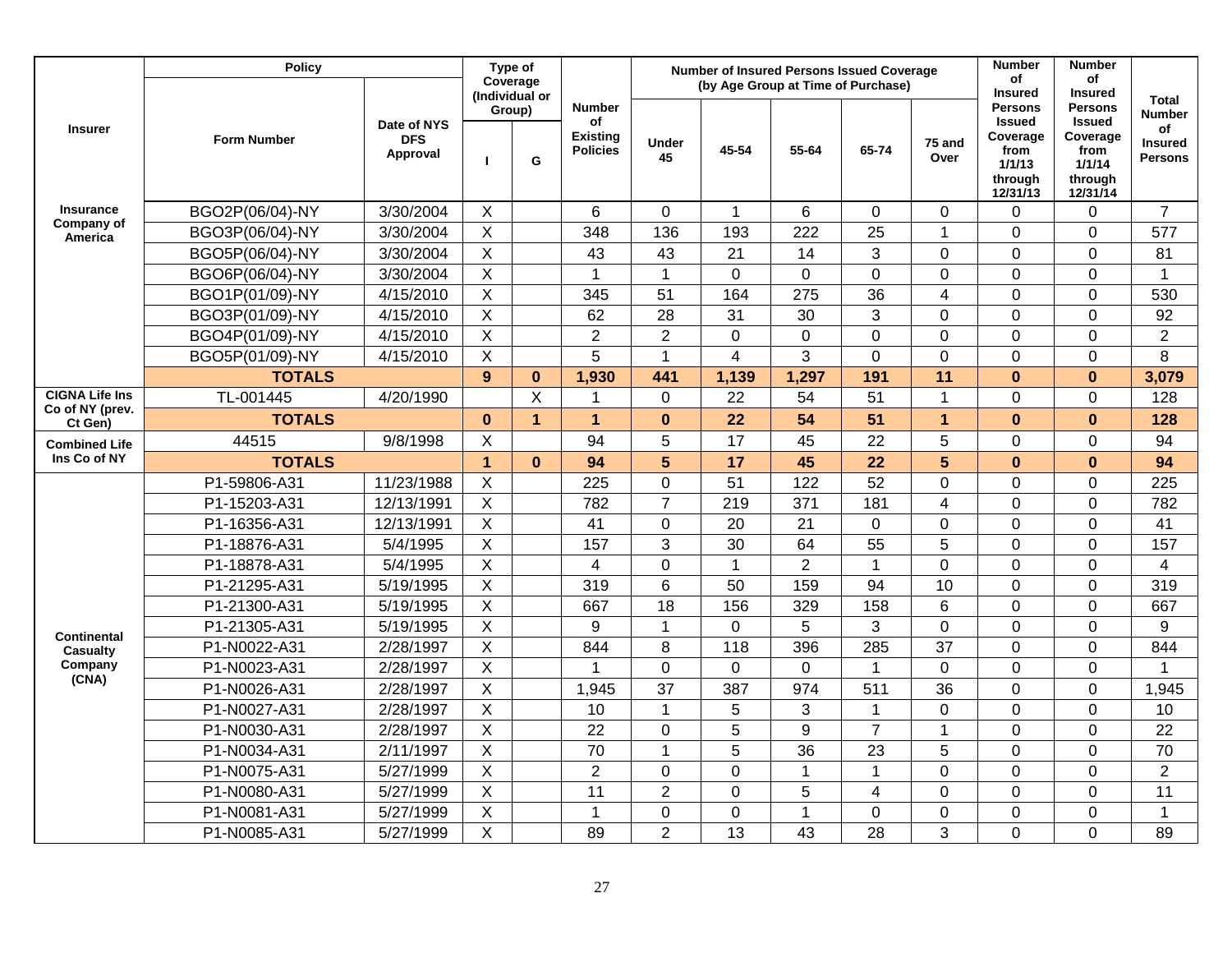| Insurer | Policy | | Type of Coverage (Individual or Group) | | Number of Existing Policies | Number of Insured Persons Issued Coverage (by Age Group at Time of Purchase) | | | | | Number of Insured Persons Issued Coverage from 1/1/13 through 12/31/13 | Number of Insured Persons Issued Coverage from 1/1/14 through 12/31/14 | Total Number of Insured Persons |
|---|---|---|---|---|---|---|---|---|---|---|---|---|---|
| | Form Number | Date of NYS DFS Approval | I | G | | Under 45 | 45-54 | 55-64 | 65-74 | 75 and Over | | | |
| Insurance Company of America | BGO2P(06/04)-NY | 3/30/2004 | X | | 6 | 0 | 1 | 6 | 0 | 0 | 0 | 0 | 7 |
| | BGO3P(06/04)-NY | 3/30/2004 | X | | 348 | 136 | 193 | 222 | 25 | 1 | 0 | 0 | 577 |
| | BGO5P(06/04)-NY | 3/30/2004 | X | | 43 | 43 | 21 | 14 | 3 | 0 | 0 | 0 | 81 |
| | BGO6P(06/04)-NY | 3/30/2004 | X | | 1 | 1 | 0 | 0 | 0 | 0 | 0 | 0 | 1 |
| | BGO1P(01/09)-NY | 4/15/2010 | X | | 345 | 51 | 164 | 275 | 36 | 4 | 0 | 0 | 530 |
| | BGO3P(01/09)-NY | 4/15/2010 | X | | 62 | 28 | 31 | 30 | 3 | 0 | 0 | 0 | 92 |
| | BGO4P(01/09)-NY | 4/15/2010 | X | | 2 | 2 | 0 | 0 | 0 | 0 | 0 | 0 | 2 |
| | BGO5P(01/09)-NY | 4/15/2010 | X | | 5 | 1 | 4 | 3 | 0 | 0 | 0 | 0 | 8 |
| | **TOTALS** | | **9** | **0** | **1,930** | **441** | **1,139** | **1,297** | **191** | **11** | **0** | **0** | **3,079** |
| CIGNA Life Ins Co of NY (prev. Ct Gen) | TL-001445 | 4/20/1990 | | X | 1 | 0 | 22 | 54 | 51 | 1 | 0 | 0 | 128 |
| | **TOTALS** | | **0** | **1** | **1** | **0** | **22** | **54** | **51** | **1** | **0** | **0** | **128** |
| Combined Life Ins Co of NY | 44515 | 9/8/1998 | X | | 94 | 5 | 17 | 45 | 22 | 5 | 0 | 0 | 94 |
| | **TOTALS** | | **1** | **0** | **94** | **5** | **17** | **45** | **22** | **5** | **0** | **0** | **94** |
| Continental Casualty Company (CNA) | P1-59806-A31 | 11/23/1988 | X | | 225 | 0 | 51 | 122 | 52 | 0 | 0 | 0 | 225 |
| | P1-15203-A31 | 12/13/1991 | X | | 782 | 7 | 219 | 371 | 181 | 4 | 0 | 0 | 782 |
| | P1-16356-A31 | 12/13/1991 | X | | 41 | 0 | 20 | 21 | 0 | 0 | 0 | 0 | 41 |
| | P1-18876-A31 | 5/4/1995 | X | | 157 | 3 | 30 | 64 | 55 | 5 | 0 | 0 | 157 |
| | P1-18878-A31 | 5/4/1995 | X | | 4 | 0 | 1 | 2 | 1 | 0 | 0 | 0 | 4 |
| | P1-21295-A31 | 5/19/1995 | X | | 319 | 6 | 50 | 159 | 94 | 10 | 0 | 0 | 319 |
| | P1-21300-A31 | 5/19/1995 | X | | 667 | 18 | 156 | 329 | 158 | 6 | 0 | 0 | 667 |
| | P1-21305-A31 | 5/19/1995 | X | | 9 | 1 | 0 | 5 | 3 | 0 | 0 | 0 | 9 |
| | P1-N0022-A31 | 2/28/1997 | X | | 844 | 8 | 118 | 396 | 285 | 37 | 0 | 0 | 844 |
| | P1-N0023-A31 | 2/28/1997 | X | | 1 | 0 | 0 | 0 | 1 | 0 | 0 | 0 | 1 |
| | P1-N0026-A31 | 2/28/1997 | X | | 1,945 | 37 | 387 | 974 | 511 | 36 | 0 | 0 | 1,945 |
| | P1-N0027-A31 | 2/28/1997 | X | | 10 | 1 | 5 | 3 | 1 | 0 | 0 | 0 | 10 |
| | P1-N0030-A31 | 2/28/1997 | X | | 22 | 0 | 5 | 9 | 7 | 1 | 0 | 0 | 22 |
| | P1-N0034-A31 | 2/11/1997 | X | | 70 | 1 | 5 | 36 | 23 | 5 | 0 | 0 | 70 |
| | P1-N0075-A31 | 5/27/1999 | X | | 2 | 0 | 0 | 1 | 1 | 0 | 0 | 0 | 2 |
| | P1-N0080-A31 | 5/27/1999 | X | | 11 | 2 | 0 | 5 | 4 | 0 | 0 | 0 | 11 |
| | P1-N0081-A31 | 5/27/1999 | X | | 1 | 0 | 0 | 1 | 0 | 0 | 0 | 0 | 1 |
| | P1-N0085-A31 | 5/27/1999 | X | | 89 | 2 | 13 | 43 | 28 | 3 | 0 | 0 | 89 |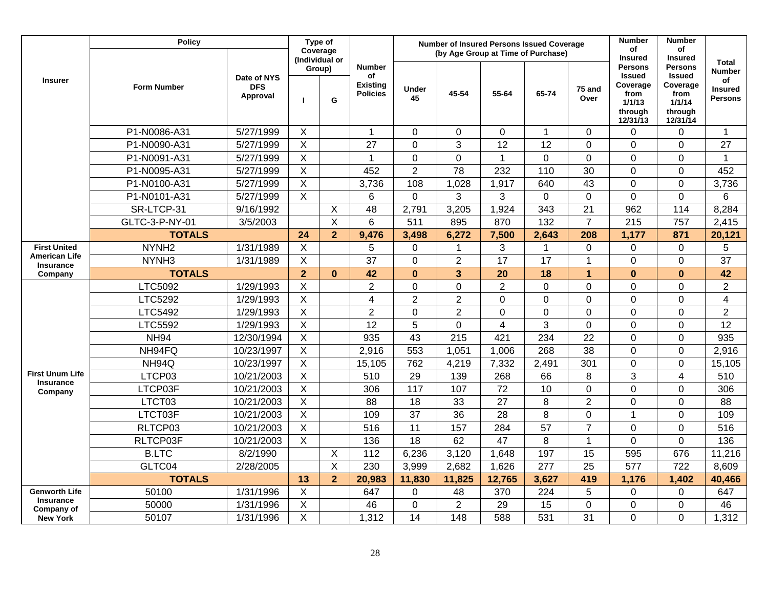| Insurer | Policy | | Type of Coverage (Individual or Group) | | Number of Existing Policies | Number of Insured Persons Issued Coverage (by Age Group at Time of Purchase) | | | | | Number of Insured Persons Issued Coverage from 1/1/13 through 12/31/13 | Number of Insured Persons Issued Coverage from 1/1/14 through 12/31/14 | Total Number of Insured Persons |
|---|---|---|---|---|---|---|---|---|---|---|---|---|---|
| | Form Number | Date of NYS DFS Approval | I | G | | Under 45 | 45-54 | 55-64 | 65-74 | 75 and Over | | | |
| | P1-N0086-A31 | 5/27/1999 | X | | 1 | 0 | 0 | 0 | 1 | 0 | 0 | 0 | 1 |
| | P1-N0090-A31 | 5/27/1999 | X | | 27 | 0 | 3 | 12 | 12 | 0 | 0 | 0 | 27 |
| | P1-N0091-A31 | 5/27/1999 | X | | 1 | 0 | 0 | 1 | 0 | 0 | 0 | 0 | 1 |
| | P1-N0095-A31 | 5/27/1999 | X | | 452 | 2 | 78 | 232 | 110 | 30 | 0 | 0 | 452 |
| | P1-N0100-A31 | 5/27/1999 | X | | 3,736 | 108 | 1,028 | 1,917 | 640 | 43 | 0 | 0 | 3,736 |
| | P1-N0101-A31 | 5/27/1999 | X | | 6 | 0 | 3 | 3 | 0 | 0 | 0 | 0 | 6 |
| | SR-LTCP-31 | 9/16/1992 | | X | 48 | 2,791 | 3,205 | 1,924 | 343 | 21 | 962 | 114 | 8,284 |
| | GLTC-3-P-NY-01 | 3/5/2003 | | X | 6 | 511 | 895 | 870 | 132 | 7 | 215 | 757 | 2,415 |
| | **TOTALS** | | **24** | **2** | **9,476** | **3,498** | **6,272** | **7,500** | **2,643** | **208** | **1,177** | **871** | **20,121** |
| **First United American Life Insurance Company** | NYNH2 | 1/31/1989 | X | | 5 | 0 | 1 | 3 | 1 | 0 | 0 | 0 | 5 |
| | NYNH3 | 1/31/1989 | X | | 37 | 0 | 2 | 17 | 17 | 1 | 0 | 0 | 37 |
| | **TOTALS** | | **2** | **0** | **42** | **0** | **3** | **20** | **18** | **1** | **0** | **0** | **42** |
| **First Unum Life Insurance Company** | LTC5092 | 1/29/1993 | X | | 2 | 0 | 0 | 2 | 0 | 0 | 0 | 0 | 2 |
| | LTC5292 | 1/29/1993 | X | | 4 | 2 | 2 | 0 | 0 | 0 | 0 | 0 | 4 |
| | LTC5492 | 1/29/1993 | X | | 2 | 0 | 2 | 0 | 0 | 0 | 0 | 0 | 2 |
| | LTC5592 | 1/29/1993 | X | | 12 | 5 | 0 | 4 | 3 | 0 | 0 | 0 | 12 |
| | NH94 | 12/30/1994 | X | | 935 | 43 | 215 | 421 | 234 | 22 | 0 | 0 | 935 |
| | NH94FQ | 10/23/1997 | X | | 2,916 | 553 | 1,051 | 1,006 | 268 | 38 | 0 | 0 | 2,916 |
| | NH94Q | 10/23/1997 | X | | 15,105 | 762 | 4,219 | 7,332 | 2,491 | 301 | 0 | 0 | 15,105 |
| | LTCP03 | 10/21/2003 | X | | 510 | 29 | 139 | 268 | 66 | 8 | 3 | 4 | 510 |
| | LTCP03F | 10/21/2003 | X | | 306 | 117 | 107 | 72 | 10 | 0 | 0 | 0 | 306 |
| | LTCT03 | 10/21/2003 | X | | 88 | 18 | 33 | 27 | 8 | 2 | 0 | 0 | 88 |
| | LTCT03F | 10/21/2003 | X | | 109 | 37 | 36 | 28 | 8 | 0 | 1 | 0 | 109 |
| | RLTCP03 | 10/21/2003 | X | | 516 | 11 | 157 | 284 | 57 | 7 | 0 | 0 | 516 |
| | RLTCP03F | 10/21/2003 | X | | 136 | 18 | 62 | 47 | 8 | 1 | 0 | 0 | 136 |
| | B.LTC | 8/2/1990 | | X | 112 | 6,236 | 3,120 | 1,648 | 197 | 15 | 595 | 676 | 11,216 |
| | GLTC04 | 2/28/2005 | | X | 230 | 3,999 | 2,682 | 1,626 | 277 | 25 | 577 | 722 | 8,609 |
| | **TOTALS** | | **13** | **2** | **20,983** | **11,830** | **11,825** | **12,765** | **3,627** | **419** | **1,176** | **1,402** | **40,466** |
| **Genworth Life Insurance Company of New York** | 50100 | 1/31/1996 | X | | 647 | 0 | 48 | 370 | 224 | 5 | 0 | 0 | 647 |
| | 50000 | 1/31/1996 | X | | 46 | 0 | 2 | 29 | 15 | 0 | 0 | 0 | 46 |
| | 50107 | 1/31/1996 | X | | 1,312 | 14 | 148 | 588 | 531 | 31 | 0 | 0 | 1,312 |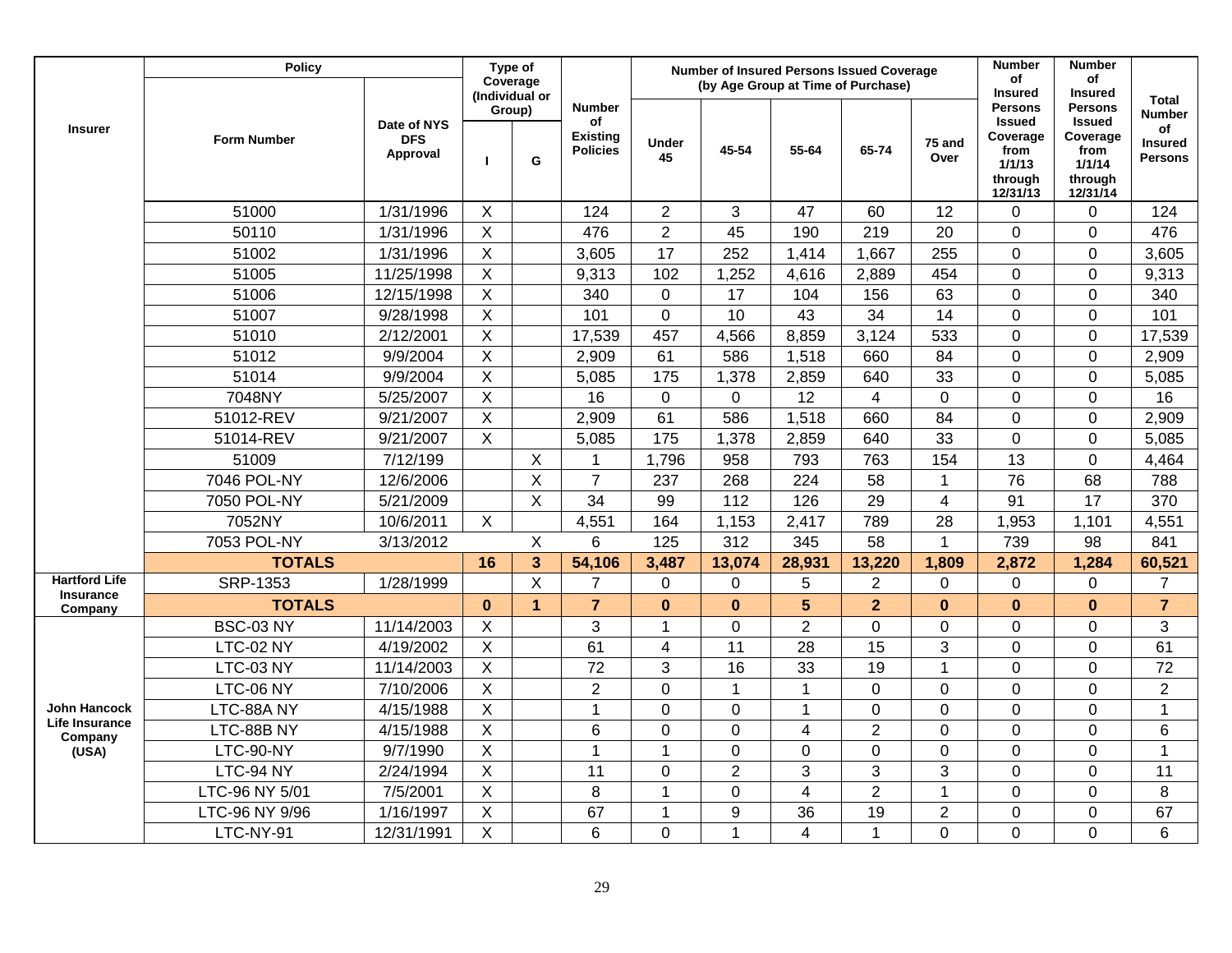| Insurer | Policy | | Type of Coverage (Individual or Group) | | Number of Existing Policies | Number of Insured Persons Issued Coverage (by Age Group at Time of Purchase) | | | | | Number of Insured Persons Issued Coverage from 1/1/13 through 12/31/13 | Number of Insured Persons Issued Coverage from 1/1/14 through 12/31/14 | Total Number of Insured Persons |
|---|---|---|---|---|---|---|---|---|---|---|---|---|---|
| | Form Number | Date of NYS DFS Approval | I | G | | Under 45 | 45-54 | 55-64 | 65-74 | 75 and Over | | | |
| | 51000 | 1/31/1996 | X | | 124 | 2 | 3 | 47 | 60 | 12 | 0 | 0 | 124 |
| | 50110 | 1/31/1996 | X | | 476 | 2 | 45 | 190 | 219 | 20 | 0 | 0 | 476 |
| | 51002 | 1/31/1996 | X | | 3,605 | 17 | 252 | 1,414 | 1,667 | 255 | 0 | 0 | 3,605 |
| | 51005 | 11/25/1998 | X | | 9,313 | 102 | 1,252 | 4,616 | 2,889 | 454 | 0 | 0 | 9,313 |
| | 51006 | 12/15/1998 | X | | 340 | 0 | 17 | 104 | 156 | 63 | 0 | 0 | 340 |
| | 51007 | 9/28/1998 | X | | 101 | 0 | 10 | 43 | 34 | 14 | 0 | 0 | 101 |
| | 51010 | 2/12/2001 | X | | 17,539 | 457 | 4,566 | 8,859 | 3,124 | 533 | 0 | 0 | 17,539 |
| | 51012 | 9/9/2004 | X | | 2,909 | 61 | 586 | 1,518 | 660 | 84 | 0 | 0 | 2,909 |
| | 51014 | 9/9/2004 | X | | 5,085 | 175 | 1,378 | 2,859 | 640 | 33 | 0 | 0 | 5,085 |
| | 7048NY | 5/25/2007 | X | | 16 | 0 | 0 | 12 | 4 | 0 | 0 | 0 | 16 |
| | 51012-REV | 9/21/2007 | X | | 2,909 | 61 | 586 | 1,518 | 660 | 84 | 0 | 0 | 2,909 |
| | 51014-REV | 9/21/2007 | X | | 5,085 | 175 | 1,378 | 2,859 | 640 | 33 | 0 | 0 | 5,085 |
| | 51009 | 7/12/199 | | X | 1 | 1,796 | 958 | 793 | 763 | 154 | 13 | 0 | 4,464 |
| | 7046 POL-NY | 12/6/2006 | | X | 7 | 237 | 268 | 224 | 58 | 1 | 76 | 68 | 788 |
| | 7050 POL-NY | 5/21/2009 | | X | 34 | 99 | 112 | 126 | 29 | 4 | 91 | 17 | 370 |
| | 7052NY | 10/6/2011 | X | | 4,551 | 164 | 1,153 | 2,417 | 789 | 28 | 1,953 | 1,101 | 4,551 |
| | 7053 POL-NY | 3/13/2012 | | X | 6 | 125 | 312 | 345 | 58 | 1 | 739 | 98 | 841 |
| | **TOTALS** | | **16** | **3** | **54,106** | **3,487** | **13,074** | **28,931** | **13,220** | **1,809** | **2,872** | **1,284** | **60,521** |
| Hartford Life Insurance Company | SRP-1353 | 1/28/1999 | | X | 7 | 0 | 0 | 5 | 2 | 0 | 0 | 0 | 7 |
| | **TOTALS** | | **0** | **1** | **7** | **0** | **0** | **5** | **2** | **0** | **0** | **0** | **7** |
| John Hancock Life Insurance Company (USA) | BSC-03 NY | 11/14/2003 | X | | 3 | 1 | 0 | 2 | 0 | 0 | 0 | 0 | 3 |
| | LTC-02 NY | 4/19/2002 | X | | 61 | 4 | 11 | 28 | 15 | 3 | 0 | 0 | 61 |
| | LTC-03 NY | 11/14/2003 | X | | 72 | 3 | 16 | 33 | 19 | 1 | 0 | 0 | 72 |
| | LTC-06 NY | 7/10/2006 | X | | 2 | 0 | 1 | 1 | 0 | 0 | 0 | 0 | 2 |
| | LTC-88A NY | 4/15/1988 | X | | 1 | 0 | 0 | 1 | 0 | 0 | 0 | 0 | 1 |
| | LTC-88B NY | 4/15/1988 | X | | 6 | 0 | 0 | 4 | 2 | 0 | 0 | 0 | 6 |
| | LTC-90-NY | 9/7/1990 | X | | 1 | 1 | 0 | 0 | 0 | 0 | 0 | 0 | 1 |
| | LTC-94 NY | 2/24/1994 | X | | 11 | 0 | 2 | 3 | 3 | 3 | 0 | 0 | 11 |
| | LTC-96 NY 5/01 | 7/5/2001 | X | | 8 | 1 | 0 | 4 | 2 | 1 | 0 | 0 | 8 |
| | LTC-96 NY 9/96 | 1/16/1997 | X | | 67 | 1 | 9 | 36 | 19 | 2 | 0 | 0 | 67 |
| | LTC-NY-91 | 12/31/1991 | X | | 6 | 0 | 1 | 4 | 1 | 0 | 0 | 0 | 6 |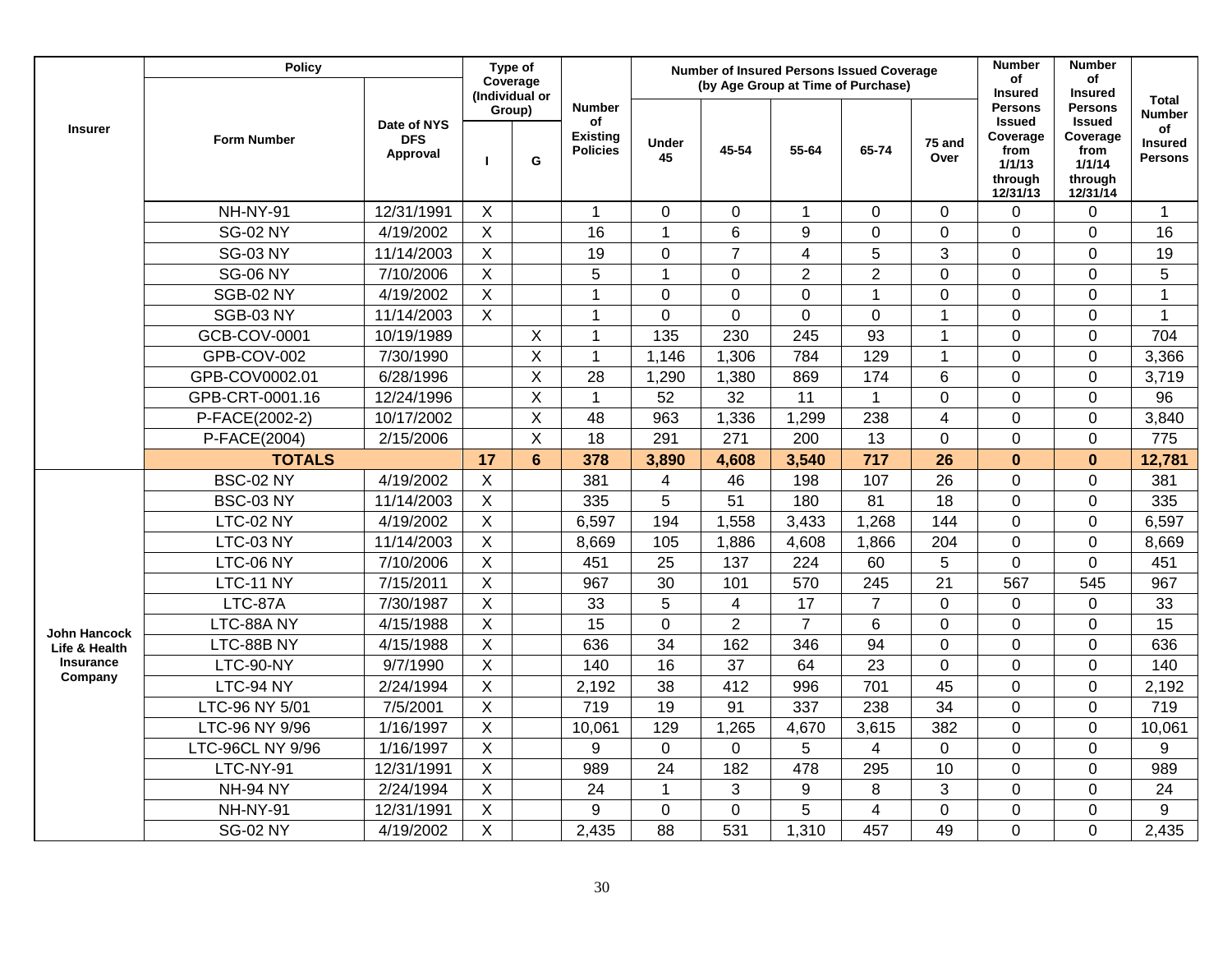| Insurer | Policy | | Type of Coverage (Individual or Group) | | Number of Existing Policies | Number of Insured Persons Issued Coverage (by Age Group at Time of Purchase) | | | | | Number of Insured Persons Issued Coverage from 1/1/13 through 12/31/13 | Number of Insured Persons Issued Coverage from 1/1/14 through 12/31/14 | Total Number of Insured Persons |
|---|---|---|---|---|---|---|---|---|---|---|---|---|---|
| | Form Number | Date of NYS DFS Approval | I | G | | Under 45 | 45-54 | 55-64 | 65-74 | 75 and Over | | | |
| | NH-NY-91 | 12/31/1991 | X | | 1 | 0 | 0 | 1 | 0 | 0 | 0 | 0 | 1 |
| | SG-02 NY | 4/19/2002 | X | | 16 | 1 | 6 | 9 | 0 | 0 | 0 | 0 | 16 |
| | SG-03 NY | 11/14/2003 | X | | 19 | 0 | 7 | 4 | 5 | 3 | 0 | 0 | 19 |
| | SG-06 NY | 7/10/2006 | X | | 5 | 1 | 0 | 2 | 2 | 0 | 0 | 0 | 5 |
| | SGB-02 NY | 4/19/2002 | X | | 1 | 0 | 0 | 0 | 1 | 0 | 0 | 0 | 1 |
| | SGB-03 NY | 11/14/2003 | X | | 1 | 0 | 0 | 0 | 0 | 1 | 0 | 0 | 1 |
| | GCB-COV-0001 | 10/19/1989 | | X | 1 | 135 | 230 | 245 | 93 | 1 | 0 | 0 | 704 |
| | GPB-COV-002 | 7/30/1990 | | X | 1 | 1,146 | 1,306 | 784 | 129 | 1 | 0 | 0 | 3,366 |
| | GPB-COV0002.01 | 6/28/1996 | | X | 28 | 1,290 | 1,380 | 869 | 174 | 6 | 0 | 0 | 3,719 |
| | GPB-CRT-0001.16 | 12/24/1996 | | X | 1 | 52 | 32 | 11 | 1 | 0 | 0 | 0 | 96 |
| | P-FACE(2002-2) | 10/17/2002 | | X | 48 | 963 | 1,336 | 1,299 | 238 | 4 | 0 | 0 | 3,840 |
| | P-FACE(2004) | 2/15/2006 | | X | 18 | 291 | 271 | 200 | 13 | 0 | 0 | 0 | 775 |
| | **TOTALS** | | **17** | **6** | **378** | **3,890** | **4,608** | **3,540** | **717** | **26** | **0** | **0** | **12,781** |
| John Hancock Life & Health Insurance Company | BSC-02 NY | 4/19/2002 | X | | 381 | 4 | 46 | 198 | 107 | 26 | 0 | 0 | 381 |
| | BSC-03 NY | 11/14/2003 | X | | 335 | 5 | 51 | 180 | 81 | 18 | 0 | 0 | 335 |
| | LTC-02 NY | 4/19/2002 | X | | 6,597 | 194 | 1,558 | 3,433 | 1,268 | 144 | 0 | 0 | 6,597 |
| | LTC-03 NY | 11/14/2003 | X | | 8,669 | 105 | 1,886 | 4,608 | 1,866 | 204 | 0 | 0 | 8,669 |
| | LTC-06 NY | 7/10/2006 | X | | 451 | 25 | 137 | 224 | 60 | 5 | 0 | 0 | 451 |
| | LTC-11 NY | 7/15/2011 | X | | 967 | 30 | 101 | 570 | 245 | 21 | 567 | 545 | 967 |
| | LTC-87A | 7/30/1987 | X | | 33 | 5 | 4 | 17 | 7 | 0 | 0 | 0 | 33 |
| | LTC-88A NY | 4/15/1988 | X | | 15 | 0 | 2 | 7 | 6 | 0 | 0 | 0 | 15 |
| | LTC-88B NY | 4/15/1988 | X | | 636 | 34 | 162 | 346 | 94 | 0 | 0 | 0 | 636 |
| | LTC-90-NY | 9/7/1990 | X | | 140 | 16 | 37 | 64 | 23 | 0 | 0 | 0 | 140 |
| | LTC-94 NY | 2/24/1994 | X | | 2,192 | 38 | 412 | 996 | 701 | 45 | 0 | 0 | 2,192 |
| | LTC-96 NY 5/01 | 7/5/2001 | X | | 719 | 19 | 91 | 337 | 238 | 34 | 0 | 0 | 719 |
| | LTC-96 NY 9/96 | 1/16/1997 | X | | 10,061 | 129 | 1,265 | 4,670 | 3,615 | 382 | 0 | 0 | 10,061 |
| | LTC-96CL NY 9/96 | 1/16/1997 | X | | 9 | 0 | 0 | 5 | 4 | 0 | 0 | 0 | 9 |
| | LTC-NY-91 | 12/31/1991 | X | | 989 | 24 | 182 | 478 | 295 | 10 | 0 | 0 | 989 |
| | NH-94 NY | 2/24/1994 | X | | 24 | 1 | 3 | 9 | 8 | 3 | 0 | 0 | 24 |
| | NH-NY-91 | 12/31/1991 | X | | 9 | 0 | 0 | 5 | 4 | 0 | 0 | 0 | 9 |
| | SG-02 NY | 4/19/2002 | X | | 2,435 | 88 | 531 | 1,310 | 457 | 49 | 0 | 0 | 2,435 |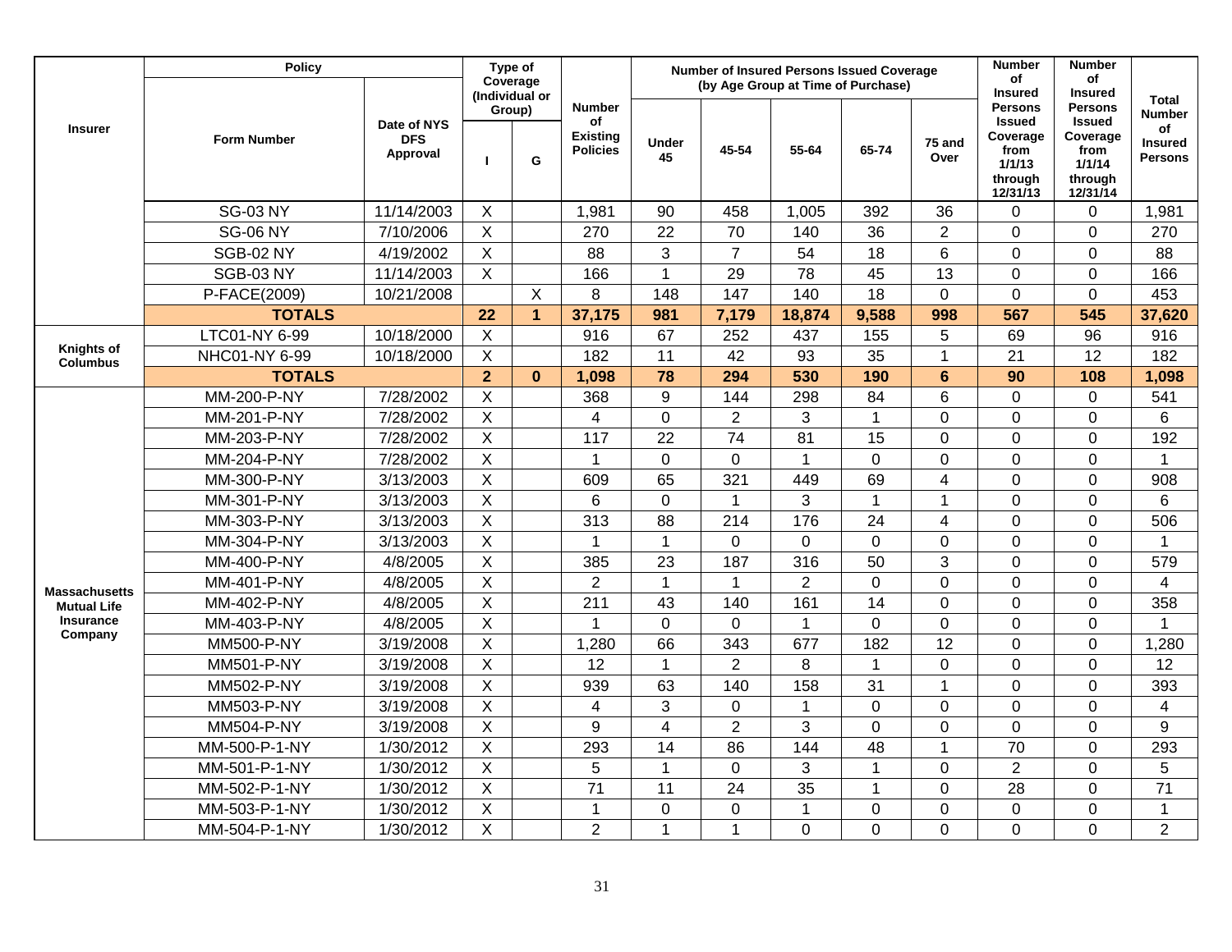| Insurer | Policy | | Type of Coverage (Individual or Group) | | Number of Existing Policies | Number of Insured Persons Issued Coverage (by Age Group at Time of Purchase) | | | | | Number of Insured Persons Issued Coverage from 1/1/13 through 12/31/13 | Number of Insured Persons Issued Coverage from 1/1/14 through 12/31/14 | Total Number of Insured Persons |
|---|---|---|---|---|---|---|---|---|---|---|---|---|---|
| | Form Number | Date of NYS DFS Approval | I | G | | Under 45 | 45-54 | 55-64 | 65-74 | 75 and Over | | | |
| | SG-03 NY | 11/14/2003 | X | | 1,981 | 90 | 458 | 1,005 | 392 | 36 | 0 | 0 | 1,981 |
| | SG-06 NY | 7/10/2006 | X | | 270 | 22 | 70 | 140 | 36 | 2 | 0 | 0 | 270 |
| | SGB-02 NY | 4/19/2002 | X | | 88 | 3 | 7 | 54 | 18 | 6 | 0 | 0 | 88 |
| | SGB-03 NY | 11/14/2003 | X | | 166 | 1 | 29 | 78 | 45 | 13 | 0 | 0 | 166 |
| | P-FACE(2009) | 10/21/2008 | | X | 8 | 148 | 147 | 140 | 18 | 0 | 0 | 0 | 453 |
| | **TOTALS** | | **22** | **1** | **37,175** | **981** | **7,179** | **18,874** | **9,588** | **998** | **567** | **545** | **37,620** |
| Knights of Columbus | LTC01-NY 6-99 | 10/18/2000 | X | | 916 | 67 | 252 | 437 | 155 | 5 | 69 | 96 | 916 |
| | NHC01-NY 6-99 | 10/18/2000 | X | | 182 | 11 | 42 | 93 | 35 | 1 | 21 | 12 | 182 |
| | **TOTALS** | | **2** | **0** | **1,098** | **78** | **294** | **530** | **190** | **6** | **90** | **108** | **1,098** |
| Massachusetts Mutual Life Insurance Company | MM-200-P-NY | 7/28/2002 | X | | 368 | 9 | 144 | 298 | 84 | 6 | 0 | 0 | 541 |
| | MM-201-P-NY | 7/28/2002 | X | | 4 | 0 | 2 | 3 | 1 | 0 | 0 | 0 | 6 |
| | MM-203-P-NY | 7/28/2002 | X | | 117 | 22 | 74 | 81 | 15 | 0 | 0 | 0 | 192 |
| | MM-204-P-NY | 7/28/2002 | X | | 1 | 0 | 0 | 1 | 0 | 0 | 0 | 0 | 1 |
| | MM-300-P-NY | 3/13/2003 | X | | 609 | 65 | 321 | 449 | 69 | 4 | 0 | 0 | 908 |
| | MM-301-P-NY | 3/13/2003 | X | | 6 | 0 | 1 | 3 | 1 | 1 | 0 | 0 | 6 |
| | MM-303-P-NY | 3/13/2003 | X | | 313 | 88 | 214 | 176 | 24 | 4 | 0 | 0 | 506 |
| | MM-304-P-NY | 3/13/2003 | X | | 1 | 1 | 0 | 0 | 0 | 0 | 0 | 0 | 1 |
| | MM-400-P-NY | 4/8/2005 | X | | 385 | 23 | 187 | 316 | 50 | 3 | 0 | 0 | 579 |
| | MM-401-P-NY | 4/8/2005 | X | | 2 | 1 | 1 | 2 | 0 | 0 | 0 | 0 | 4 |
| | MM-402-P-NY | 4/8/2005 | X | | 211 | 43 | 140 | 161 | 14 | 0 | 0 | 0 | 358 |
| | MM-403-P-NY | 4/8/2005 | X | | 1 | 0 | 0 | 1 | 0 | 0 | 0 | 0 | 1 |
| | MM500-P-NY | 3/19/2008 | X | | 1,280 | 66 | 343 | 677 | 182 | 12 | 0 | 0 | 1,280 |
| | MM501-P-NY | 3/19/2008 | X | | 12 | 1 | 2 | 8 | 1 | 0 | 0 | 0 | 12 |
| | MM502-P-NY | 3/19/2008 | X | | 939 | 63 | 140 | 158 | 31 | 1 | 0 | 0 | 393 |
| | MM503-P-NY | 3/19/2008 | X | | 4 | 3 | 0 | 1 | 0 | 0 | 0 | 0 | 4 |
| | MM504-P-NY | 3/19/2008 | X | | 9 | 4 | 2 | 3 | 0 | 0 | 0 | 0 | 9 |
| | MM-500-P-1-NY | 1/30/2012 | X | | 293 | 14 | 86 | 144 | 48 | 1 | 70 | 0 | 293 |
| | MM-501-P-1-NY | 1/30/2012 | X | | 5 | 1 | 0 | 3 | 1 | 0 | 2 | 0 | 5 |
| | MM-502-P-1-NY | 1/30/2012 | X | | 71 | 11 | 24 | 35 | 1 | 0 | 28 | 0 | 71 |
| | MM-503-P-1-NY | 1/30/2012 | X | | 1 | 0 | 0 | 1 | 0 | 0 | 0 | 0 | 1 |
| | MM-504-P-1-NY | 1/30/2012 | X | | 2 | 1 | 1 | 0 | 0 | 0 | 0 | 0 | 2 |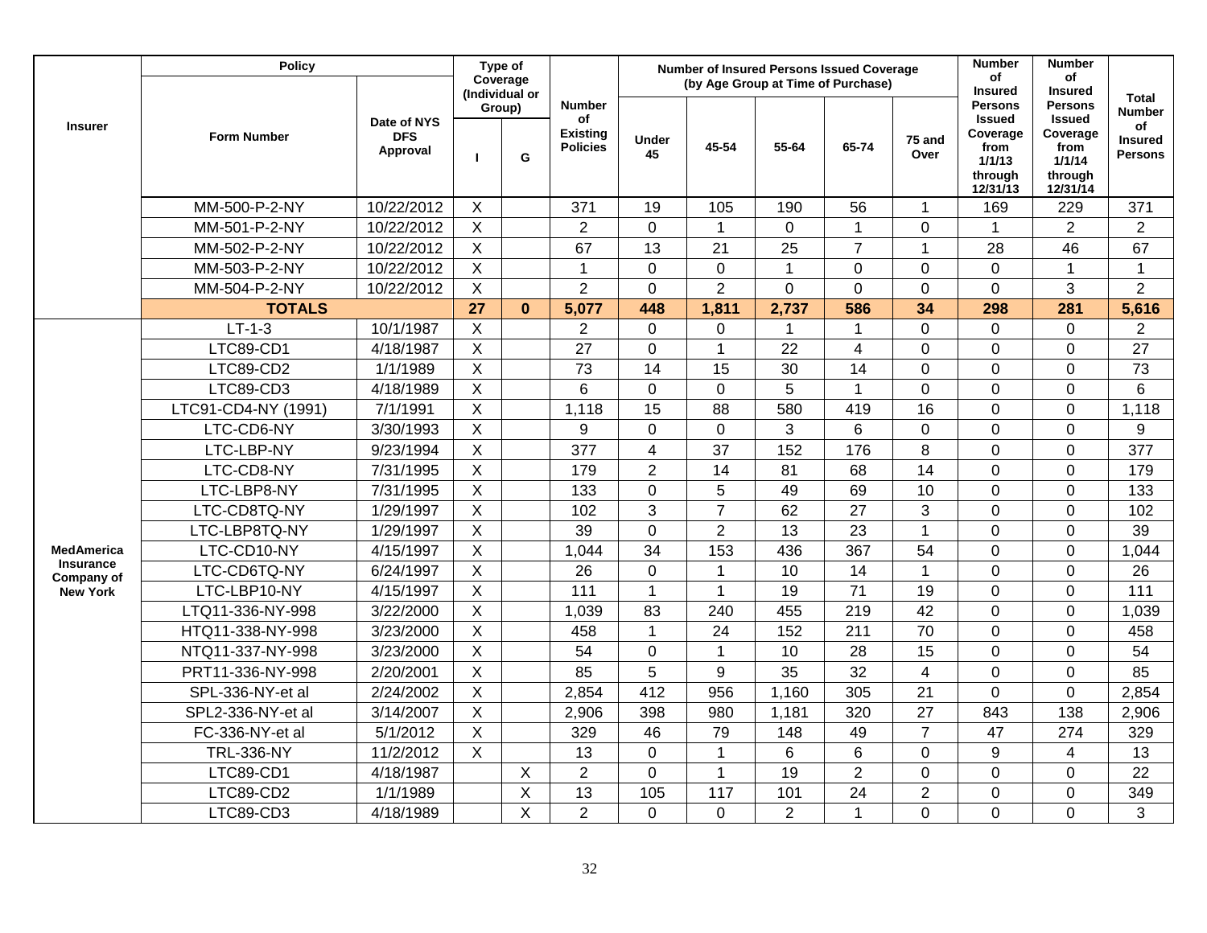| Insurer | Policy | | Type of Coverage (Individual or Group) | | Number of Existing Policies | Number of Insured Persons Issued Coverage (by Age Group at Time of Purchase) | | | | | Number of Insured Persons Issued Coverage from 1/1/13 through 12/31/13 | Number of Insured Persons Issued Coverage from 1/1/14 through 12/31/14 | Total Number of Insured Persons |
|---|---|---|---|---|---|---|---|---|---|---|---|---|---|
| | Form Number | Date of NYS DFS Approval | I | G | | Under 45 | 45-54 | 55-64 | 65-74 | 75 and Over | | | |
| | MM-500-P-2-NY | 10/22/2012 | X | | 371 | 19 | 105 | 190 | 56 | 1 | 169 | 229 | 371 |
| | MM-501-P-2-NY | 10/22/2012 | X | | 2 | 0 | 1 | 0 | 1 | 0 | 1 | 2 | 2 |
| | MM-502-P-2-NY | 10/22/2012 | X | | 67 | 13 | 21 | 25 | 7 | 1 | 28 | 46 | 67 |
| | MM-503-P-2-NY | 10/22/2012 | X | | 1 | 0 | 0 | 1 | 0 | 0 | 0 | 1 | 1 |
| | MM-504-P-2-NY | 10/22/2012 | X | | 2 | 0 | 2 | 0 | 0 | 0 | 0 | 3 | 2 |
| | **TOTALS** | | **27** | **0** | **5,077** | **448** | **1,811** | **2,737** | **586** | **34** | **298** | **281** | **5,616** |
| MedAmerica Insurance Company of New York | LT-1-3 | 10/1/1987 | X | | 2 | 0 | 0 | 1 | 1 | 0 | 0 | 0 | 2 |
| | LTC89-CD1 | 4/18/1987 | X | | 27 | 0 | 1 | 22 | 4 | 0 | 0 | 0 | 27 |
| | LTC89-CD2 | 1/1/1989 | X | | 73 | 14 | 15 | 30 | 14 | 0 | 0 | 0 | 73 |
| | LTC89-CD3 | 4/18/1989 | X | | 6 | 0 | 0 | 5 | 1 | 0 | 0 | 0 | 6 |
| | LTC91-CD4-NY (1991) | 7/1/1991 | X | | 1,118 | 15 | 88 | 580 | 419 | 16 | 0 | 0 | 1,118 |
| | LTC-CD6-NY | 3/30/1993 | X | | 9 | 0 | 0 | 3 | 6 | 0 | 0 | 0 | 9 |
| | LTC-LBP-NY | 9/23/1994 | X | | 377 | 4 | 37 | 152 | 176 | 8 | 0 | 0 | 377 |
| | LTC-CD8-NY | 7/31/1995 | X | | 179 | 2 | 14 | 81 | 68 | 14 | 0 | 0 | 179 |
| | LTC-LBP8-NY | 7/31/1995 | X | | 133 | 0 | 5 | 49 | 69 | 10 | 0 | 0 | 133 |
| | LTC-CD8TQ-NY | 1/29/1997 | X | | 102 | 3 | 7 | 62 | 27 | 3 | 0 | 0 | 102 |
| | LTC-LBP8TQ-NY | 1/29/1997 | X | | 39 | 0 | 2 | 13 | 23 | 1 | 0 | 0 | 39 |
| | LTC-CD10-NY | 4/15/1997 | X | | 1,044 | 34 | 153 | 436 | 367 | 54 | 0 | 0 | 1,044 |
| | LTC-CD6TQ-NY | 6/24/1997 | X | | 26 | 0 | 1 | 10 | 14 | 1 | 0 | 0 | 26 |
| | LTC-LBP10-NY | 4/15/1997 | X | | 111 | 1 | 1 | 19 | 71 | 19 | 0 | 0 | 111 |
| | LTQ11-336-NY-998 | 3/22/2000 | X | | 1,039 | 83 | 240 | 455 | 219 | 42 | 0 | 0 | 1,039 |
| | HTQ11-338-NY-998 | 3/23/2000 | X | | 458 | 1 | 24 | 152 | 211 | 70 | 0 | 0 | 458 |
| | NTQ11-337-NY-998 | 3/23/2000 | X | | 54 | 0 | 1 | 10 | 28 | 15 | 0 | 0 | 54 |
| | PRT11-336-NY-998 | 2/20/2001 | X | | 85 | 5 | 9 | 35 | 32 | 4 | 0 | 0 | 85 |
| | SPL-336-NY-et al | 2/24/2002 | X | | 2,854 | 412 | 956 | 1,160 | 305 | 21 | 0 | 0 | 2,854 |
| | SPL2-336-NY-et al | 3/14/2007 | X | | 2,906 | 398 | 980 | 1,181 | 320 | 27 | 843 | 138 | 2,906 |
| | FC-336-NY-et al | 5/1/2012 | X | | 329 | 46 | 79 | 148 | 49 | 7 | 47 | 274 | 329 |
| | TRL-336-NY | 11/2/2012 | X | | 13 | 0 | 1 | 6 | 6 | 0 | 9 | 4 | 13 |
| | LTC89-CD1 | 4/18/1987 | | X | 2 | 0 | 1 | 19 | 2 | 0 | 0 | 0 | 22 |
| | LTC89-CD2 | 1/1/1989 | | X | 13 | 105 | 117 | 101 | 24 | 2 | 0 | 0 | 349 |
| | LTC89-CD3 | 4/18/1989 | | X | 2 | 0 | 0 | 2 | 1 | 0 | 0 | 0 | 3 |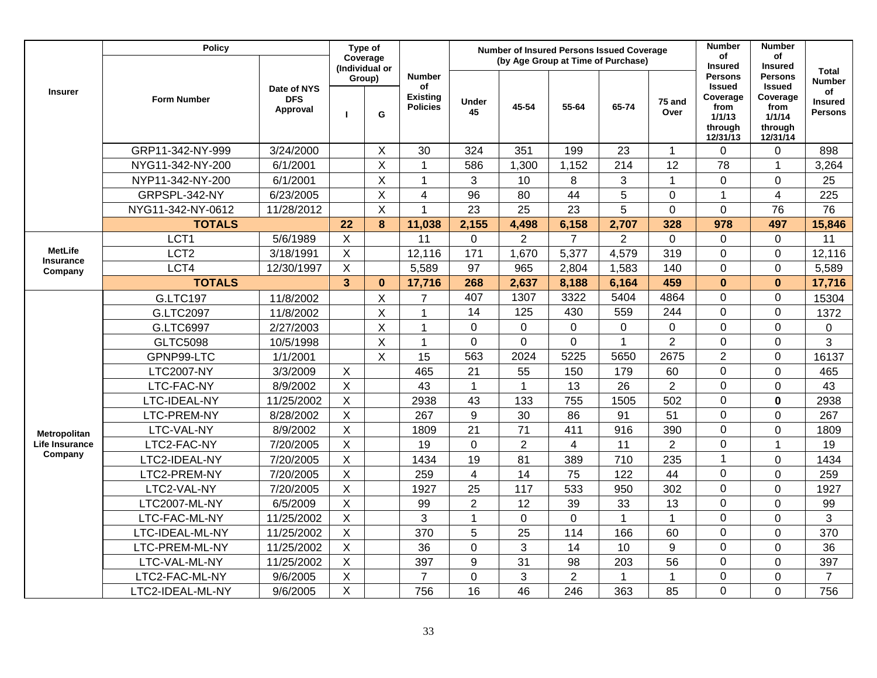| Insurer | Policy | | Type of Coverage (Individual or Group) | | Number of Existing Policies | Number of Insured Persons Issued Coverage (by Age Group at Time of Purchase) | | | | | Number of Insured Persons Issued Coverage from 1/1/13 through 12/31/13 | Number of Insured Persons Issued Coverage from 1/1/14 through 12/31/14 | Total Number of Insured Persons |
|---|---|---|---|---|---|---|---|---|---|---|---|---|---|
| | Form Number | Date of NYS DFS Approval | I | G | | Under 45 | 45-54 | 55-64 | 65-74 | 75 and Over | | | |
| | GRP11-342-NY-999 | 3/24/2000 | | X | 30 | 324 | 351 | 199 | 23 | 1 | 0 | 0 | 898 |
| | NYG11-342-NY-200 | 6/1/2001 | | X | 1 | 586 | 1,300 | 1,152 | 214 | 12 | 78 | 1 | 3,264 |
| | NYP11-342-NY-200 | 6/1/2001 | | X | 1 | 3 | 10 | 8 | 3 | 1 | 0 | 0 | 25 |
| | GRPSPL-342-NY | 6/23/2005 | | X | 4 | 96 | 80 | 44 | 5 | 0 | 1 | 4 | 225 |
| | NYG11-342-NY-0612 | 11/28/2012 | | X | 1 | 23 | 25 | 23 | 5 | 0 | 0 | 76 | 76 |
| | **TOTALS** | | **22** | **8** | **11,038** | **2,155** | **4,498** | **6,158** | **2,707** | **328** | **978** | **497** | **15,846** |
| MetLife Insurance Company | LCT1 | 5/6/1989 | X | | 11 | 0 | 2 | 7 | 2 | 0 | 0 | 0 | 11 |
| | LCT2 | 3/18/1991 | X | | 12,116 | 171 | 1,670 | 5,377 | 4,579 | 319 | 0 | 0 | 12,116 |
| | LCT4 | 12/30/1997 | X | | 5,589 | 97 | 965 | 2,804 | 1,583 | 140 | 0 | 0 | 5,589 |
| | **TOTALS** | | **3** | **0** | **17,716** | **268** | **2,637** | **8,188** | **6,164** | **459** | **0** | **0** | **17,716** |
| Metropolitan Life Insurance Company | G.LTC197 | 11/8/2002 | | X | 7 | 407 | 1307 | 3322 | 5404 | 4864 | 0 | 0 | 15304 |
| | G.LTC2097 | 11/8/2002 | | X | 1 | 14 | 125 | 430 | 559 | 244 | 0 | 0 | 1372 |
| | G.LTC6997 | 2/27/2003 | | X | 1 | 0 | 0 | 0 | 0 | 0 | 0 | 0 | 0 |
| | GLTC5098 | 10/5/1998 | | X | 1 | 0 | 0 | 0 | 1 | 2 | 0 | 0 | 3 |
| | GPNP99-LTC | 1/1/2001 | | X | 15 | 563 | 2024 | 5225 | 5650 | 2675 | 2 | 0 | 16137 |
| | LTC2007-NY | 3/3/2009 | X | | 465 | 21 | 55 | 150 | 179 | 60 | 0 | 0 | 465 |
| | LTC-FAC-NY | 8/9/2002 | X | | 43 | 1 | 1 | 13 | 26 | 2 | 0 | 0 | 43 |
| | LTC-IDEAL-NY | 11/25/2002 | X | | 2938 | 43 | 133 | 755 | 1505 | 502 | 0 | **0** | 2938 |
| | LTC-PREM-NY | 8/28/2002 | X | | 267 | 9 | 30 | 86 | 91 | 51 | 0 | 0 | 267 |
| | LTC-VAL-NY | 8/9/2002 | X | | 1809 | 21 | 71 | 411 | 916 | 390 | 0 | 0 | 1809 |
| | LTC2-FAC-NY | 7/20/2005 | X | | 19 | 0 | 2 | 4 | 11 | 2 | 0 | 1 | 19 |
| | LTC2-IDEAL-NY | 7/20/2005 | X | | 1434 | 19 | 81 | 389 | 710 | 235 | 1 | 0 | 1434 |
| | LTC2-PREM-NY | 7/20/2005 | X | | 259 | 4 | 14 | 75 | 122 | 44 | 0 | 0 | 259 |
| | LTC2-VAL-NY | 7/20/2005 | X | | 1927 | 25 | 117 | 533 | 950 | 302 | 0 | 0 | 1927 |
| | LTC2007-ML-NY | 6/5/2009 | X | | 99 | 2 | 12 | 39 | 33 | 13 | 0 | 0 | 99 |
| | LTC-FAC-ML-NY | 11/25/2002 | X | | 3 | 1 | 0 | 0 | 1 | 1 | 0 | 0 | 3 |
| | LTC-IDEAL-ML-NY | 11/25/2002 | X | | 370 | 5 | 25 | 114 | 166 | 60 | 0 | 0 | 370 |
| | LTC-PREM-ML-NY | 11/25/2002 | X | | 36 | 0 | 3 | 14 | 10 | 9 | 0 | 0 | 36 |
| | LTC-VAL-ML-NY | 11/25/2002 | X | | 397 | 9 | 31 | 98 | 203 | 56 | 0 | 0 | 397 |
| | LTC2-FAC-ML-NY | 9/6/2005 | X | | 7 | 0 | 3 | 2 | 1 | 1 | 0 | 0 | 7 |
| | LTC2-IDEAL-ML-NY | 9/6/2005 | X | | 756 | 16 | 46 | 246 | 363 | 85 | 0 | 0 | 756 |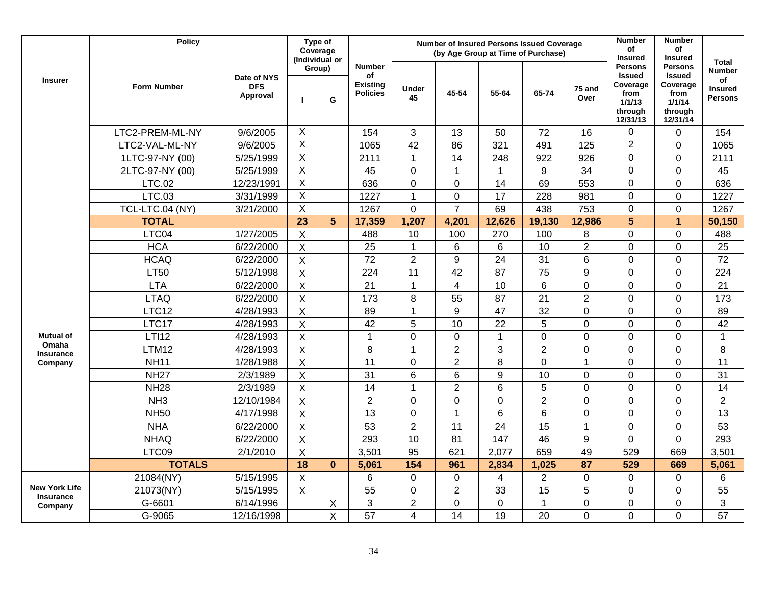| Insurer | Policy | | Type of Coverage (Individual or Group) | | Number of Existing Policies | Number of Insured Persons Issued Coverage (by Age Group at Time of Purchase) | | | | | Number of Insured Persons Issued Coverage from 1/1/13 through 12/31/13 | Number of Insured Persons Issued Coverage from 1/1/14 through 12/31/14 | Total Number of Insured Persons |
|---|---|---|---|---|---|---|---|---|---|---|---|---|---|
| | Form Number | Date of NYS DFS Approval | I | G | | Under 45 | 45-54 | 55-64 | 65-74 | 75 and Over | | | |
| | LTC2-PREM-ML-NY | 9/6/2005 | X | | 154 | 3 | 13 | 50 | 72 | 16 | 0 | 0 | 154 |
| | LTC2-VAL-ML-NY | 9/6/2005 | X | | 1065 | 42 | 86 | 321 | 491 | 125 | 2 | 0 | 1065 |
| | 1LTC-97-NY (00) | 5/25/1999 | X | | 2111 | 1 | 14 | 248 | 922 | 926 | 0 | 0 | 2111 |
| | 2LTC-97-NY (00) | 5/25/1999 | X | | 45 | 0 | 1 | 1 | 9 | 34 | 0 | 0 | 45 |
| | LTC.02 | 12/23/1991 | X | | 636 | 0 | 0 | 14 | 69 | 553 | 0 | 0 | 636 |
| | LTC.03 | 3/31/1999 | X | | 1227 | 1 | 0 | 17 | 228 | 981 | 0 | 0 | 1227 |
| | TCL-LTC.04 (NY) | 3/21/2000 | X | | 1267 | 0 | 7 | 69 | 438 | 753 | 0 | 0 | 1267 |
| | **TOTAL** | | **23** | **5** | **17,359** | **1,207** | **4,201** | **12,626** | **19,130** | **12,986** | **5** | **1** | **50,150** |
| Mutual of Omaha Insurance Company | LTC04 | 1/27/2005 | X | | 488 | 10 | 100 | 270 | 100 | 8 | 0 | 0 | 488 |
| | HCA | 6/22/2000 | X | | 25 | 1 | 6 | 6 | 10 | 2 | 0 | 0 | 25 |
| | HCAQ | 6/22/2000 | X | | 72 | 2 | 9 | 24 | 31 | 6 | 0 | 0 | 72 |
| | LT50 | 5/12/1998 | X | | 224 | 11 | 42 | 87 | 75 | 9 | 0 | 0 | 224 |
| | LTA | 6/22/2000 | X | | 21 | 1 | 4 | 10 | 6 | 0 | 0 | 0 | 21 |
| | LTAQ | 6/22/2000 | X | | 173 | 8 | 55 | 87 | 21 | 2 | 0 | 0 | 173 |
| | LTC12 | 4/28/1993 | X | | 89 | 1 | 9 | 47 | 32 | 0 | 0 | 0 | 89 |
| | LTC17 | 4/28/1993 | X | | 42 | 5 | 10 | 22 | 5 | 0 | 0 | 0 | 42 |
| | LTI12 | 4/28/1993 | X | | 1 | 0 | 0 | 1 | 0 | 0 | 0 | 0 | 1 |
| | LTM12 | 4/28/1993 | X | | 8 | 1 | 2 | 3 | 2 | 0 | 0 | 0 | 8 |
| | NH11 | 1/28/1988 | X | | 11 | 0 | 2 | 8 | 0 | 1 | 0 | 0 | 11 |
| | NH27 | 2/3/1989 | X | | 31 | 6 | 6 | 9 | 10 | 0 | 0 | 0 | 31 |
| | NH28 | 2/3/1989 | X | | 14 | 1 | 2 | 6 | 5 | 0 | 0 | 0 | 14 |
| | NH3 | 12/10/1984 | X | | 2 | 0 | 0 | 0 | 2 | 0 | 0 | 0 | 2 |
| | NH50 | 4/17/1998 | X | | 13 | 0 | 1 | 6 | 6 | 0 | 0 | 0 | 13 |
| | NHA | 6/22/2000 | X | | 53 | 2 | 11 | 24 | 15 | 1 | 0 | 0 | 53 |
| | NHAQ | 6/22/2000 | X | | 293 | 10 | 81 | 147 | 46 | 9 | 0 | 0 | 293 |
| | LTC09 | 2/1/2010 | X | | 3,501 | 95 | 621 | 2,077 | 659 | 49 | 529 | 669 | 3,501 |
| | **TOTALS** | | **18** | **0** | **5,061** | **154** | **961** | **2,834** | **1,025** | **87** | **529** | **669** | **5,061** |
| New York Life Insurance Company | 21084(NY) | 5/15/1995 | X | | 6 | 0 | 0 | 4 | 2 | 0 | 0 | 0 | 6 |
| | 21073(NY) | 5/15/1995 | X | | 55 | 0 | 2 | 33 | 15 | 5 | 0 | 0 | 55 |
| | G-6601 | 6/14/1996 | | X | 3 | 2 | 0 | 0 | 1 | 0 | 0 | 0 | 3 |
| | G-9065 | 12/16/1998 | | X | 57 | 4 | 14 | 19 | 20 | 0 | 0 | 0 | 57 |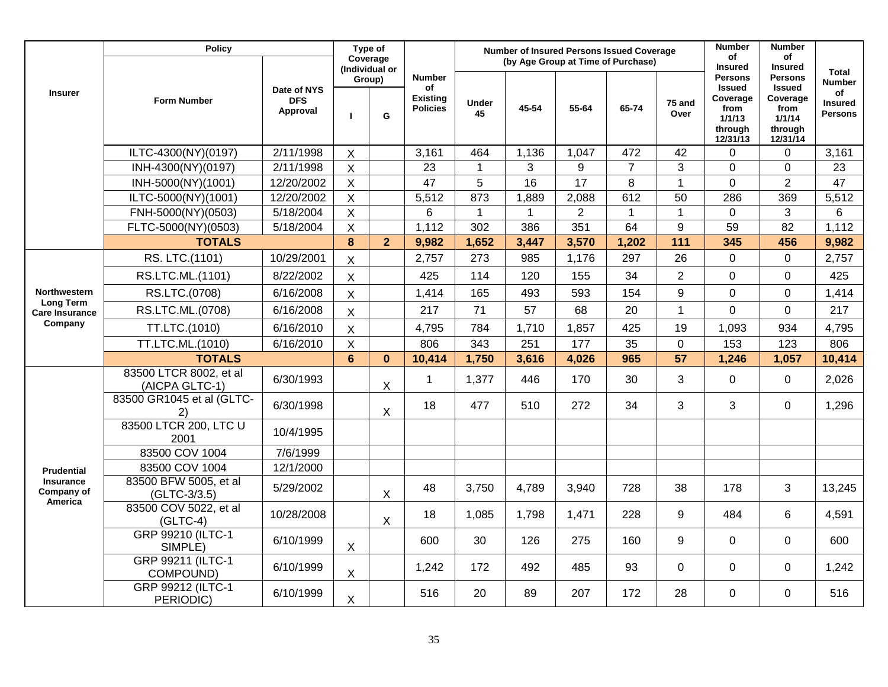| Insurer | Policy | | Type of Coverage (Individual or Group) | | Number of Existing Policies | Number of Insured Persons Issued Coverage (by Age Group at Time of Purchase) | | | | | Number of Insured Persons Issued Coverage from 1/1/13 through 12/31/13 | Number of Insured Persons Issued Coverage from 1/1/14 through 12/31/14 | Total Number of Insured Persons |
|---|---|---|---|---|---|---|---|---|---|---|---|---|---|
| | Form Number | Date of NYS DFS Approval | I | G | | Under 45 | 45-54 | 55-64 | 65-74 | 75 and Over | | | |
| | ILTC-4300(NY)(0197) | 2/11/1998 | X | | 3,161 | 464 | 1,136 | 1,047 | 472 | 42 | 0 | 0 | 3,161 |
| | INH-4300(NY)(0197) | 2/11/1998 | X | | 23 | 1 | 3 | 9 | 7 | 3 | 0 | 0 | 23 |
| | INH-5000(NY)(1001) | 12/20/2002 | X | | 47 | 5 | 16 | 17 | 8 | 1 | 0 | 2 | 47 |
| | ILTC-5000(NY)(1001) | 12/20/2002 | X | | 5,512 | 873 | 1,889 | 2,088 | 612 | 50 | 286 | 369 | 5,512 |
| | FNH-5000(NY)(0503) | 5/18/2004 | X | | 6 | 1 | 1 | 2 | 1 | 1 | 0 | 3 | 6 |
| | FLTC-5000(NY)(0503) | 5/18/2004 | X | | 1,112 | 302 | 386 | 351 | 64 | 9 | 59 | 82 | 1,112 |
| | **TOTALS** | | **8** | **2** | **9,982** | **1,652** | **3,447** | **3,570** | **1,202** | **111** | **345** | **456** | **9,982** |
| Northwestern Long Term Care Insurance Company | RS. LTC.(1101) | 10/29/2001 | X | | 2,757 | 273 | 985 | 1,176 | 297 | 26 | 0 | 0 | 2,757 |
| | RS.LTC.ML.(1101) | 8/22/2002 | X | | 425 | 114 | 120 | 155 | 34 | 2 | 0 | 0 | 425 |
| | RS.LTC.(0708) | 6/16/2008 | X | | 1,414 | 165 | 493 | 593 | 154 | 9 | 0 | 0 | 1,414 |
| | RS.LTC.ML.(0708) | 6/16/2008 | X | | 217 | 71 | 57 | 68 | 20 | 1 | 0 | 0 | 217 |
| | TT.LTC.(1010) | 6/16/2010 | X | | 4,795 | 784 | 1,710 | 1,857 | 425 | 19 | 1,093 | 934 | 4,795 |
| | TT.LTC.ML.(1010) | 6/16/2010 | X | | 806 | 343 | 251 | 177 | 35 | 0 | 153 | 123 | 806 |
| | **TOTALS** | | **6** | **0** | **10,414** | **1,750** | **3,616** | **4,026** | **965** | **57** | **1,246** | **1,057** | **10,414** |
| Prudential Insurance Company of America | 83500 LTCR 8002, et al (AICPA GLTC-1) | 6/30/1993 | | X | 1 | 1,377 | 446 | 170 | 30 | 3 | 0 | 0 | 2,026 |
| | 83500 GR1045 et al (GLTC-2) | 6/30/1998 | | X | 18 | 477 | 510 | 272 | 34 | 3 | 3 | 0 | 1,296 |
| | 83500 LTCR 200, LTC U 2001 | 10/4/1995 | | | | | | | | | | | |
| | 83500 COV 1004 | 7/6/1999 | | | | | | | | | | | |
| | 83500 COV 1004 | 12/1/2000 | | | | | | | | | | | |
| | 83500 BFW 5005, et al (GLTC-3/3.5) | 5/29/2002 | | X | 48 | 3,750 | 4,789 | 3,940 | 728 | 38 | 178 | 3 | 13,245 |
| | 83500 COV 5022, et al (GLTC-4) | 10/28/2008 | | X | 18 | 1,085 | 1,798 | 1,471 | 228 | 9 | 484 | 6 | 4,591 |
| | GRP 99210 (ILTC-1 SIMPLE) | 6/10/1999 | X | | 600 | 30 | 126 | 275 | 160 | 9 | 0 | 0 | 600 |
| | GRP 99211 (ILTC-1 COMPOUND) | 6/10/1999 | X | | 1,242 | 172 | 492 | 485 | 93 | 0 | 0 | 0 | 1,242 |
| | GRP 99212 (ILTC-1 PERIODIC) | 6/10/1999 | X | | 516 | 20 | 89 | 207 | 172 | 28 | 0 | 0 | 516 |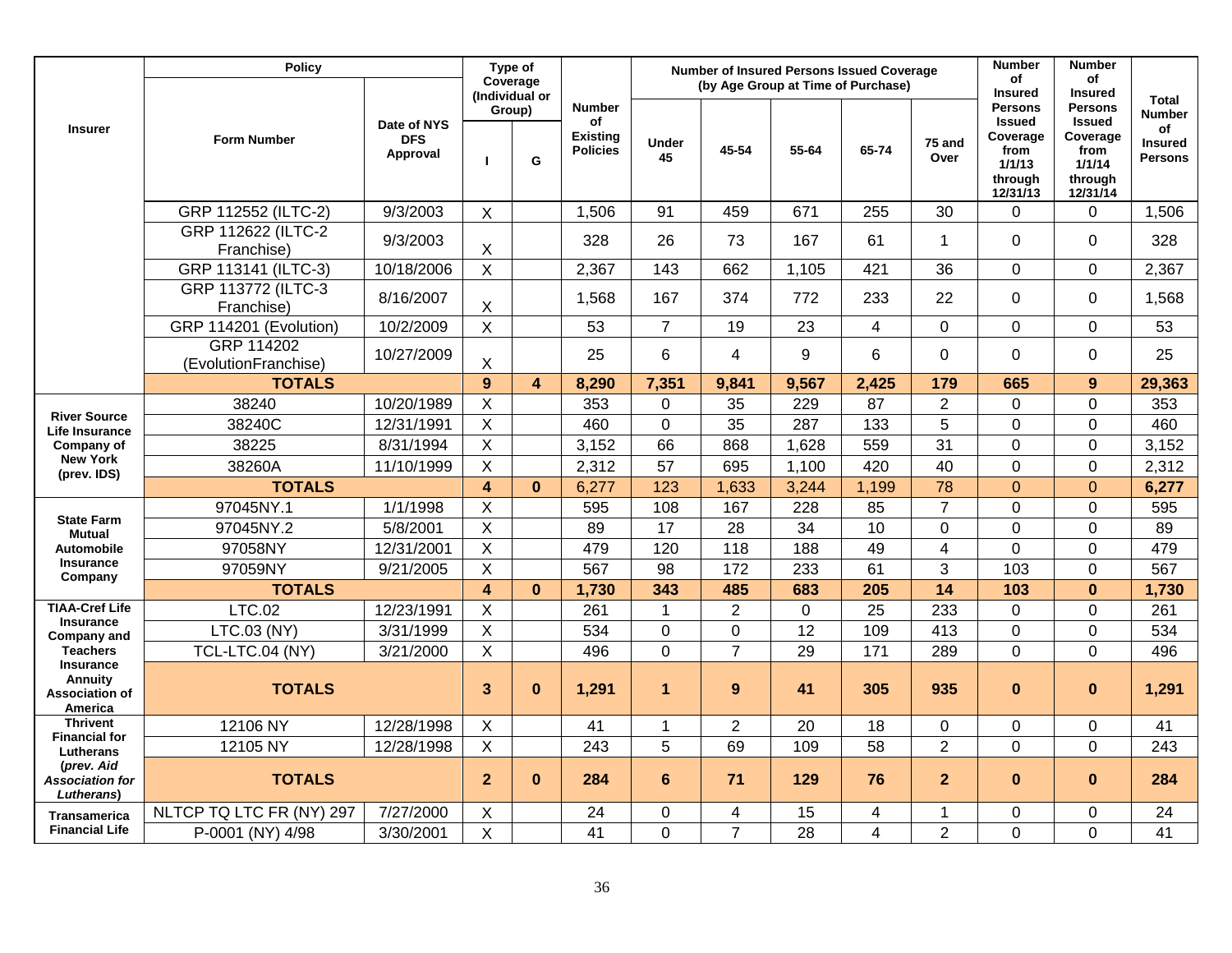| Insurer | Policy | | Type of Coverage (Individual or Group) | | Number of Existing Policies | Number of Insured Persons Issued Coverage (by Age Group at Time of Purchase) | | | | | Number of Insured Persons Issued Coverage from 1/1/13 through 12/31/13 | Number of Insured Persons Issued Coverage from 1/1/14 through 12/31/14 | Total Number of Insured Persons |
|---|---|---|---|---|---|---|---|---|---|---|---|---|---|
| | Form Number | Date of NYS DFS Approval | I | G | | Under 45 | 45-54 | 55-64 | 65-74 | 75 and Over | | | |
| | GRP 112552 (ILTC-2) | 9/3/2003 | X | | 1,506 | 91 | 459 | 671 | 255 | 30 | 0 | 0 | 1,506 |
| | GRP 112622 (ILTC-2 Franchise) | 9/3/2003 | X | | 328 | 26 | 73 | 167 | 61 | 1 | 0 | 0 | 328 |
| | GRP 113141 (ILTC-3) | 10/18/2006 | X | | 2,367 | 143 | 662 | 1,105 | 421 | 36 | 0 | 0 | 2,367 |
| | GRP 113772 (ILTC-3 Franchise) | 8/16/2007 | X | | 1,568 | 167 | 374 | 772 | 233 | 22 | 0 | 0 | 1,568 |
| | GRP 114201 (Evolution) | 10/2/2009 | X | | 53 | 7 | 19 | 23 | 4 | 0 | 0 | 0 | 53 |
| | GRP 114202 (EvolutionFranchise) | 10/27/2009 | X | | 25 | 6 | 4 | 9 | 6 | 0 | 0 | 0 | 25 |
| | **TOTALS** | | **9** | **4** | **8,290** | **7,351** | **9,841** | **9,567** | **2,425** | **179** | **665** | **9** | **29,363** |
| River Source Life Insurance Company of New York (prev. IDS) | 38240 | 10/20/1989 | X | | 353 | 0 | 35 | 229 | 87 | 2 | 0 | 0 | 353 |
| | 38240C | 12/31/1991 | X | | 460 | 0 | 35 | 287 | 133 | 5 | 0 | 0 | 460 |
| | 38225 | 8/31/1994 | X | | 3,152 | 66 | 868 | 1,628 | 559 | 31 | 0 | 0 | 3,152 |
| | 38260A | 11/10/1999 | X | | 2,312 | 57 | 695 | 1,100 | 420 | 40 | 0 | 0 | 2,312 |
| | **TOTALS** | | **4** | **0** | 6,277 | 123 | 1,633 | 3,244 | 1,199 | 78 | 0 | 0 | **6,277** |
| State Farm Mutual Automobile Insurance Company | 97045NY.1 | 1/1/1998 | X | | 595 | 108 | 167 | 228 | 85 | 7 | 0 | 0 | 595 |
| | 97045NY.2 | 5/8/2001 | X | | 89 | 17 | 28 | 34 | 10 | 0 | 0 | 0 | 89 |
| | 97058NY | 12/31/2001 | X | | 479 | 120 | 118 | 188 | 49 | 4 | 0 | 0 | 479 |
| | 97059NY | 9/21/2005 | X | | 567 | 98 | 172 | 233 | 61 | 3 | 103 | 0 | 567 |
| | **TOTALS** | | **4** | **0** | **1,730** | **343** | **485** | **683** | **205** | **14** | **103** | **0** | **1,730** |
| TIAA-Cref Life Insurance Company and Teachers Insurance Annuity Association of America | LTC.02 | 12/23/1991 | X | | 261 | 1 | 2 | 0 | 25 | 233 | 0 | 0 | 261 |
| | LTC.03 (NY) | 3/31/1999 | X | | 534 | 0 | 0 | 12 | 109 | 413 | 0 | 0 | 534 |
| | TCL-LTC.04 (NY) | 3/21/2000 | X | | 496 | 0 | 7 | 29 | 171 | 289 | 0 | 0 | 496 |
| | **TOTALS** | | **3** | **0** | **1,291** | **1** | **9** | **41** | **305** | **935** | **0** | **0** | **1,291** |
| Thrivent Financial for Lutherans (*prev. Aid Association for Lutherans*) | 12106 NY | 12/28/1998 | X | | 41 | 1 | 2 | 20 | 18 | 0 | 0 | 0 | 41 |
| | 12105 NY | 12/28/1998 | X | | 243 | 5 | 69 | 109 | 58 | 2 | 0 | 0 | 243 |
| | **TOTALS** | | **2** | **0** | **284** | **6** | **71** | **129** | **76** | **2** | **0** | **0** | **284** |
| Transamerica Financial Life | NLTCP TQ LTC FR (NY) 297 | 7/27/2000 | X | | 24 | 0 | 4 | 15 | 4 | 1 | 0 | 0 | 24 |
| | P-0001 (NY) 4/98 | 3/30/2001 | X | | 41 | 0 | 7 | 28 | 4 | 2 | 0 | 0 | 41 |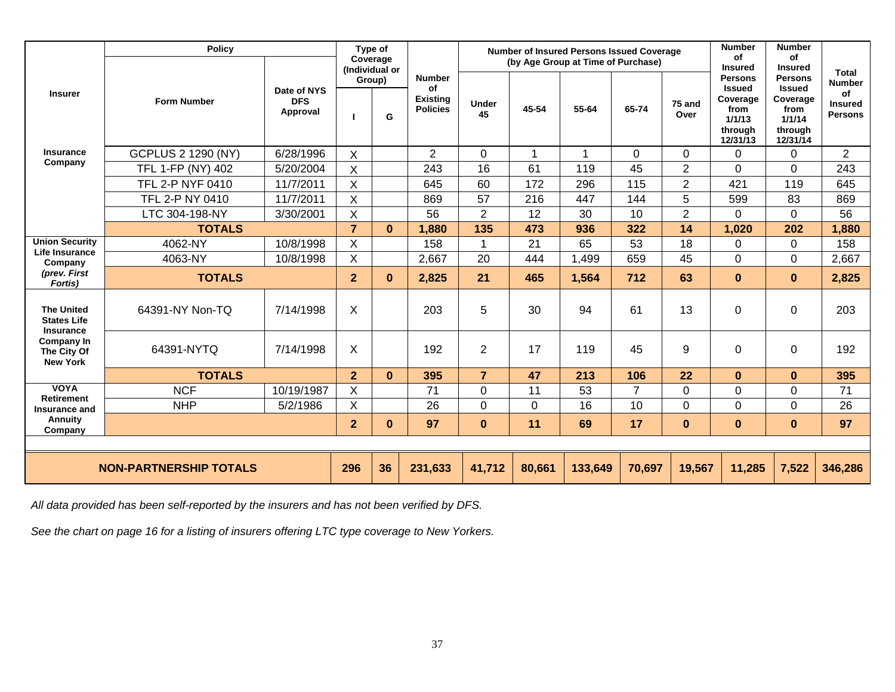| Insurer | Policy | | Type of Coverage (Individual or Group) | | Number of Existing Policies | Number of Insured Persons Issued Coverage (by Age Group at Time of Purchase) | | | | | Number of Insured Persons Issued Coverage from 1/1/13 through 12/31/13 | Number of Insured Persons Issued Coverage from 1/1/14 through 12/31/14 | Total Number of Insured Persons |
|---|---|---|---|---|---|---|---|---|---|---|---|---|---|
| | Form Number | Date of NYS DFS Approval | I | G | | Under 45 | 45-54 | 55-64 | 65-74 | 75 and Over | | | |
| Insurance Company | GCPLUS 2 1290 (NY) | 6/28/1996 | X | | 2 | 0 | 1 | 1 | 0 | 0 | 0 | 0 | 2 |
| | TFL 1-FP (NY) 402 | 5/20/2004 | X | | 243 | 16 | 61 | 119 | 45 | 2 | 0 | 0 | 243 |
| | TFL 2-P NYF 0410 | 11/7/2011 | X | | 645 | 60 | 172 | 296 | 115 | 2 | 421 | 119 | 645 |
| | TFL 2-P NY 0410 | 11/7/2011 | X | | 869 | 57 | 216 | 447 | 144 | 5 | 599 | 83 | 869 |
| | LTC 304-198-NY | 3/30/2001 | X | | 56 | 2 | 12 | 30 | 10 | 2 | 0 | 0 | 56 |
| | **TOTALS** | | **7** | **0** | **1,880** | **135** | **473** | **936** | **322** | **14** | **1,020** | **202** | **1,880** |
| Union Security Life Insurance Company *(prev. First Fortis)* | 4062-NY | 10/8/1998 | X | | 158 | 1 | 21 | 65 | 53 | 18 | 0 | 0 | 158 |
| | 4063-NY | 10/8/1998 | X | | 2,667 | 20 | 444 | 1,499 | 659 | 45 | 0 | 0 | 2,667 |
| | **TOTALS** | | **2** | **0** | **2,825** | **21** | **465** | **1,564** | **712** | **63** | **0** | **0** | **2,825** |
| The United States Life Insurance Company In The City Of New York | 64391-NY Non-TQ | 7/14/1998 | X | | 203 | 5 | 30 | 94 | 61 | 13 | 0 | 0 | 203 |
| | 64391-NYTQ | 7/14/1998 | X | | 192 | 2 | 17 | 119 | 45 | 9 | 0 | 0 | 192 |
| | **TOTALS** | | **2** | **0** | **395** | **7** | **47** | **213** | **106** | **22** | **0** | **0** | **395** |
| VOYA Retirement Insurance and Annuity Company | NCF | 10/19/1987 | X | | 71 | 0 | 11 | 53 | 7 | 0 | 0 | 0 | 71 |
| | NHP | 5/2/1986 | X | | 26 | 0 | 0 | 16 | 10 | 0 | 0 | 0 | 26 |
| | | | **2** | **0** | **97** | **0** | **11** | **69** | **17** | **0** | **0** | **0** | **97** |
| **NON-PARTNERSHIP TOTALS** | | | **296** | **36** | **231,633** | **41,712** | **80,661** | **133,649** | **70,697** | **19,567** | **11,285** | **7,522** | **346,286** |

*All data provided has been self-reported by the insurers and has not been verified by DFS.*

*See the chart on page 16 for a listing of insurers offering LTC type coverage to New Yorkers.*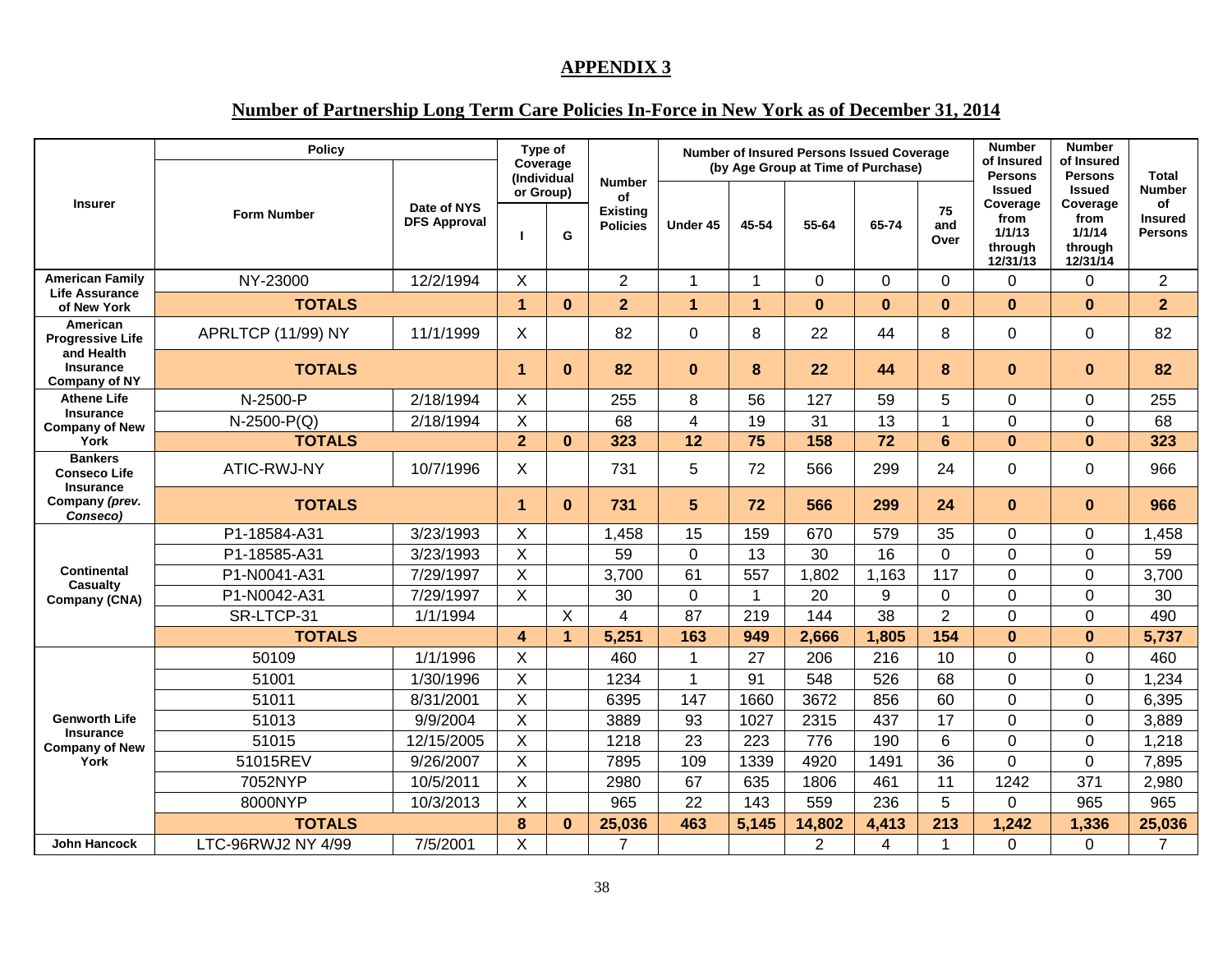# APPENDIX 3

## Number of Partnership Long Term Care Policies In-Force in New York as of December 31, 2014

| Insurer | Policy | | Type of Coverage (Individual or Group) | | Number of Existing Policies | Number of Insured Persons Issued Coverage (by Age Group at Time of Purchase) | | | | | Number of Insured Persons Issued Coverage from 1/1/13 through 12/31/13 | Number of Insured Persons Issued Coverage from 1/1/14 through 12/31/14 | Total Number of Insured Persons |
|---|---|---|---|---|---|---|---|---|---|---|---|---|---|
| | Form Number | Date of NYS DFS Approval | I | G | | Under 45 | 45-54 | 55-64 | 65-74 | 75 and Over | | | |
| American Family Life Assurance of New York | NY-23000 | 12/2/1994 | X | | 2 | 1 | 1 | 0 | 0 | 0 | 0 | 0 | 2 |
| | **TOTALS** | | **1** | **0** | **2** | **1** | **1** | **0** | **0** | **0** | **0** | **0** | **2** |
| American Progressive Life and Health Insurance Company of NY | APRLTCP (11/99) NY | 11/1/1999 | X | | 82 | 0 | 8 | 22 | 44 | 8 | 0 | 0 | 82 |
| | **TOTALS** | | **1** | **0** | **82** | **0** | **8** | **22** | **44** | **8** | **0** | **0** | **82** |
| Athene Life Insurance Company of New York | N-2500-P | 2/18/1994 | X | | 255 | 8 | 56 | 127 | 59 | 5 | 0 | 0 | 255 |
| | N-2500-P(Q) | 2/18/1994 | X | | 68 | 4 | 19 | 31 | 13 | 1 | 0 | 0 | 68 |
| | **TOTALS** | | **2** | **0** | **323** | **12** | **75** | **158** | **72** | **6** | **0** | **0** | **323** |
| Bankers Conseco Life Insurance Company *(prev. Conseco)* | ATIC-RWJ-NY | 10/7/1996 | X | | 731 | 5 | 72 | 566 | 299 | 24 | 0 | 0 | 966 |
| | **TOTALS** | | **1** | **0** | **731** | **5** | **72** | **566** | **299** | **24** | **0** | **0** | **966** |
| Continental Casualty Company (CNA) | P1-18584-A31 | 3/23/1993 | X | | 1,458 | 15 | 159 | 670 | 579 | 35 | 0 | 0 | 1,458 |
| | P1-18585-A31 | 3/23/1993 | X | | 59 | 0 | 13 | 30 | 16 | 0 | 0 | 0 | 59 |
| | P1-N0041-A31 | 7/29/1997 | X | | 3,700 | 61 | 557 | 1,802 | 1,163 | 117 | 0 | 0 | 3,700 |
| | P1-N0042-A31 | 7/29/1997 | X | | 30 | 0 | 1 | 20 | 9 | 0 | 0 | 0 | 30 |
| | SR-LTCP-31 | 1/1/1994 | | X | 4 | 87 | 219 | 144 | 38 | 2 | 0 | 0 | 490 |
| | **TOTALS** | | **4** | **1** | **5,251** | **163** | **949** | **2,666** | **1,805** | **154** | **0** | **0** | **5,737** |
| Genworth Life Insurance Company of New York | 50109 | 1/1/1996 | X | | 460 | 1 | 27 | 206 | 216 | 10 | 0 | 0 | 460 |
| | 51001 | 1/30/1996 | X | | 1234 | 1 | 91 | 548 | 526 | 68 | 0 | 0 | 1,234 |
| | 51011 | 8/31/2001 | X | | 6395 | 147 | 1660 | 3672 | 856 | 60 | 0 | 0 | 6,395 |
| | 51013 | 9/9/2004 | X | | 3889 | 93 | 1027 | 2315 | 437 | 17 | 0 | 0 | 3,889 |
| | 51015 | 12/15/2005 | X | | 1218 | 23 | 223 | 776 | 190 | 6 | 0 | 0 | 1,218 |
| | 51015REV | 9/26/2007 | X | | 7895 | 109 | 1339 | 4920 | 1491 | 36 | 0 | 0 | 7,895 |
| | 7052NYP | 10/5/2011 | X | | 2980 | 67 | 635 | 1806 | 461 | 11 | 1242 | 371 | 2,980 |
| | 8000NYP | 10/3/2013 | X | | 965 | 22 | 143 | 559 | 236 | 5 | 0 | 965 | 965 |
| | **TOTALS** | | **8** | **0** | **25,036** | **463** | **5,145** | **14,802** | **4,413** | **213** | **1,242** | **1,336** | **25,036** |
| John Hancock | LTC-96RWJ2 NY 4/99 | 7/5/2001 | X | | 7 | | | 2 | 4 | 1 | 0 | 0 | 7 |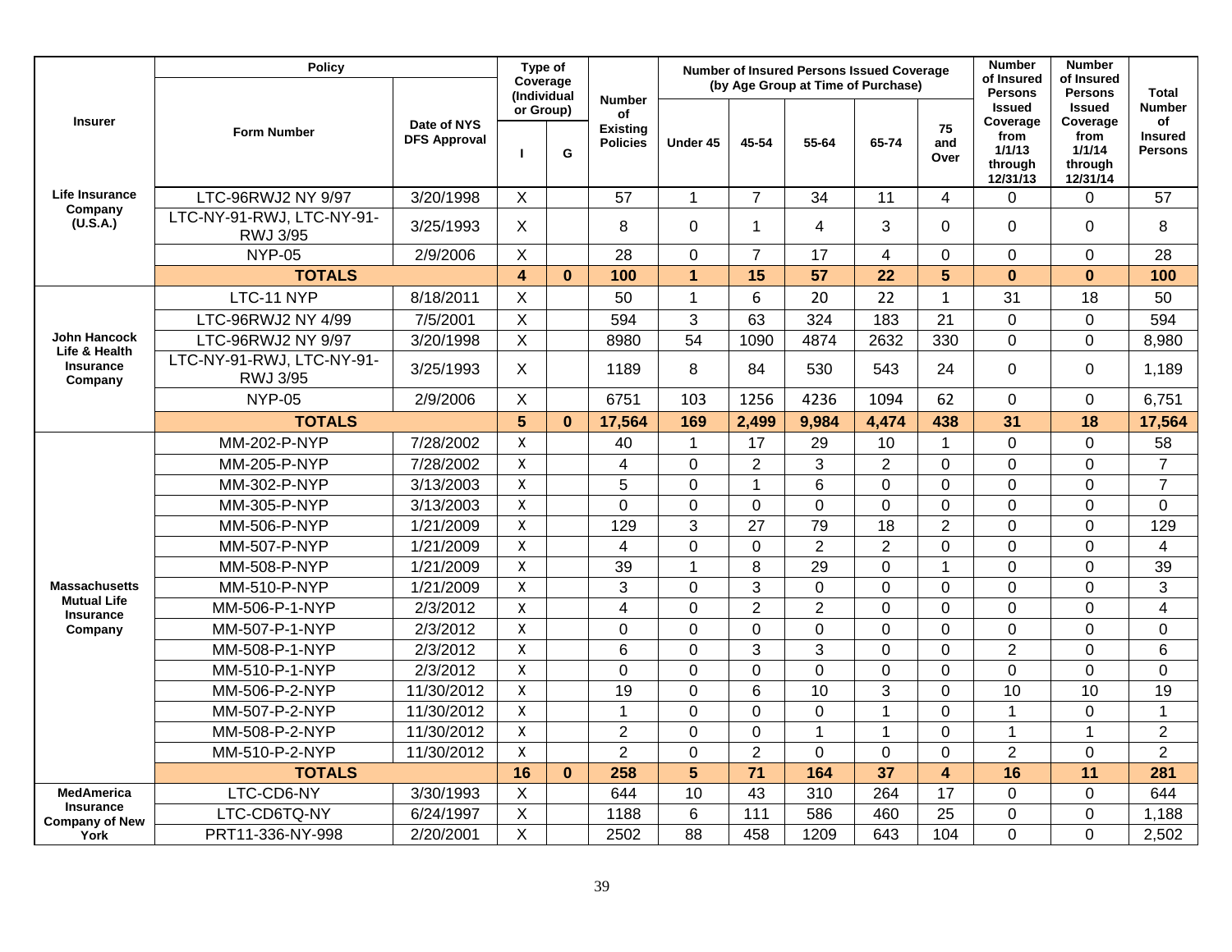| Insurer | Policy | | Type of Coverage (Individual or Group) | | Number of Existing Policies | Number of Insured Persons Issued Coverage (by Age Group at Time of Purchase) | | | | | Number of Insured Persons Issued Coverage from 1/1/13 through 12/31/13 | Number of Insured Persons Issued Coverage from 1/1/14 through 12/31/14 | Total Number of Insured Persons |
|---|---|---|---|---|---|---|---|---|---|---|---|---|---|
| | Form Number | Date of NYS DFS Approval | I | G | | Under 45 | 45-54 | 55-64 | 65-74 | 75 and Over | | | |
| Life Insurance Company (U.S.A.) | LTC-96RWJ2 NY 9/97 | 3/20/1998 | X | | 57 | 1 | 7 | 34 | 11 | 4 | 0 | 0 | 57 |
| | LTC-NY-91-RWJ, LTC-NY-91-RWJ 3/95 | 3/25/1993 | X | | 8 | 0 | 1 | 4 | 3 | 0 | 0 | 0 | 8 |
| | NYP-05 | 2/9/2006 | X | | 28 | 0 | 7 | 17 | 4 | 0 | 0 | 0 | 28 |
| | **TOTALS** | | **4** | **0** | **100** | **1** | **15** | **57** | **22** | **5** | **0** | **0** | **100** |
| John Hancock Life & Health Insurance Company | LTC-11 NYP | 8/18/2011 | X | | 50 | 1 | 6 | 20 | 22 | 1 | 31 | 18 | 50 |
| | LTC-96RWJ2 NY 4/99 | 7/5/2001 | X | | 594 | 3 | 63 | 324 | 183 | 21 | 0 | 0 | 594 |
| | LTC-96RWJ2 NY 9/97 | 3/20/1998 | X | | 8980 | 54 | 1090 | 4874 | 2632 | 330 | 0 | 0 | 8,980 |
| | LTC-NY-91-RWJ, LTC-NY-91-RWJ 3/95 | 3/25/1993 | X | | 1189 | 8 | 84 | 530 | 543 | 24 | 0 | 0 | 1,189 |
| | NYP-05 | 2/9/2006 | X | | 6751 | 103 | 1256 | 4236 | 1094 | 62 | 0 | 0 | 6,751 |
| | **TOTALS** | | **5** | **0** | **17,564** | **169** | **2,499** | **9,984** | **4,474** | **438** | **31** | **18** | **17,564** |
| Massachusetts Mutual Life Insurance Company | MM-202-P-NYP | 7/28/2002 | X | | 40 | 1 | 17 | 29 | 10 | 1 | 0 | 0 | 58 |
| | MM-205-P-NYP | 7/28/2002 | X | | 4 | 0 | 2 | 3 | 2 | 0 | 0 | 0 | 7 |
| | MM-302-P-NYP | 3/13/2003 | X | | 5 | 0 | 1 | 6 | 0 | 0 | 0 | 0 | 7 |
| | MM-305-P-NYP | 3/13/2003 | X | | 0 | 0 | 0 | 0 | 0 | 0 | 0 | 0 | 0 |
| | MM-506-P-NYP | 1/21/2009 | X | | 129 | 3 | 27 | 79 | 18 | 2 | 0 | 0 | 129 |
| | MM-507-P-NYP | 1/21/2009 | X | | 4 | 0 | 0 | 2 | 2 | 0 | 0 | 0 | 4 |
| | MM-508-P-NYP | 1/21/2009 | X | | 39 | 1 | 8 | 29 | 0 | 1 | 0 | 0 | 39 |
| | MM-510-P-NYP | 1/21/2009 | X | | 3 | 0 | 3 | 0 | 0 | 0 | 0 | 0 | 3 |
| | MM-506-P-1-NYP | 2/3/2012 | X | | 4 | 0 | 2 | 2 | 0 | 0 | 0 | 0 | 4 |
| | MM-507-P-1-NYP | 2/3/2012 | X | | 0 | 0 | 0 | 0 | 0 | 0 | 0 | 0 | 0 |
| | MM-508-P-1-NYP | 2/3/2012 | X | | 6 | 0 | 3 | 3 | 0 | 0 | 2 | 0 | 6 |
| | MM-510-P-1-NYP | 2/3/2012 | X | | 0 | 0 | 0 | 0 | 0 | 0 | 0 | 0 | 0 |
| | MM-506-P-2-NYP | 11/30/2012 | X | | 19 | 0 | 6 | 10 | 3 | 0 | 10 | 10 | 19 |
| | MM-507-P-2-NYP | 11/30/2012 | X | | 1 | 0 | 0 | 0 | 1 | 0 | 1 | 0 | 1 |
| | MM-508-P-2-NYP | 11/30/2012 | X | | 2 | 0 | 0 | 1 | 1 | 0 | 1 | 1 | 2 |
| | MM-510-P-2-NYP | 11/30/2012 | X | | 2 | 0 | 2 | 0 | 0 | 0 | 2 | 0 | 2 |
| | **TOTALS** | | **16** | **0** | **258** | **5** | **71** | **164** | **37** | **4** | **16** | **11** | **281** |
| MedAmerica Insurance Company of New York | LTC-CD6-NY | 3/30/1993 | X | | 644 | 10 | 43 | 310 | 264 | 17 | 0 | 0 | 644 |
| | LTC-CD6TQ-NY | 6/24/1997 | X | | 1188 | 6 | 111 | 586 | 460 | 25 | 0 | 0 | 1,188 |
| | PRT11-336-NY-998 | 2/20/2001 | X | | 2502 | 88 | 458 | 1209 | 643 | 104 | 0 | 0 | 2,502 |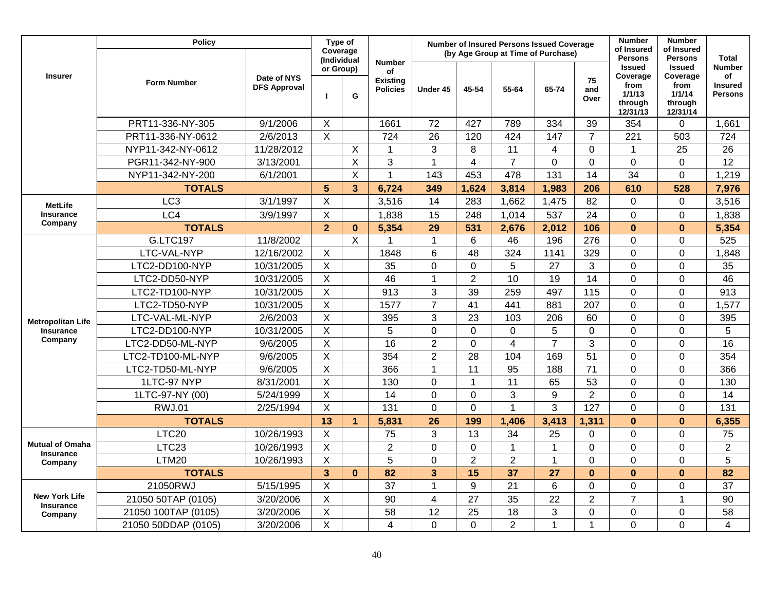| Insurer | Policy | | Type of Coverage (Individual or Group) | | Number of Existing Policies | Number of Insured Persons Issued Coverage (by Age Group at Time of Purchase) | | | | | Number of Insured Persons Issued Coverage from 1/1/13 through 12/31/13 | Number of Insured Persons Issued Coverage from 1/1/14 through 12/31/14 | Total Number of Insured Persons |
|---|---|---|---|---|---|---|---|---|---|---|---|---|---|
| | Form Number | Date of NYS DFS Approval | I | G | | Under 45 | 45-54 | 55-64 | 65-74 | 75 and Over | | | |
| | PRT11-336-NY-305 | 9/1/2006 | X | | 1661 | 72 | 427 | 789 | 334 | 39 | 354 | 0 | 1,661 |
| | PRT11-336-NY-0612 | 2/6/2013 | X | | 724 | 26 | 120 | 424 | 147 | 7 | 221 | 503 | 724 |
| | NYP11-342-NY-0612 | 11/28/2012 | | X | 1 | 3 | 8 | 11 | 4 | 0 | 1 | 25 | 26 |
| | PGR11-342-NY-900 | 3/13/2001 | | X | 3 | 1 | 4 | 7 | 0 | 0 | 0 | 0 | 12 |
| | NYP11-342-NY-200 | 6/1/2001 | | X | 1 | 143 | 453 | 478 | 131 | 14 | 34 | 0 | 1,219 |
| | **TOTALS** | | **5** | **3** | **6,724** | **349** | **1,624** | **3,814** | **1,983** | **206** | **610** | **528** | **7,976** |
| MetLife Insurance Company | LC3 | 3/1/1997 | X | | 3,516 | 14 | 283 | 1,662 | 1,475 | 82 | 0 | 0 | 3,516 |
| | LC4 | 3/9/1997 | X | | 1,838 | 15 | 248 | 1,014 | 537 | 24 | 0 | 0 | 1,838 |
| | **TOTALS** | | **2** | **0** | **5,354** | **29** | **531** | **2,676** | **2,012** | **106** | **0** | **0** | **5,354** |
| Metropolitan Life Insurance Company | G.LTC197 | 11/8/2002 | | X | 1 | 1 | 6 | 46 | 196 | 276 | 0 | 0 | 525 |
| | LTC-VAL-NYP | 12/16/2002 | X | | 1848 | 6 | 48 | 324 | 1141 | 329 | 0 | 0 | 1,848 |
| | LTC2-DD100-NYP | 10/31/2005 | X | | 35 | 0 | 0 | 5 | 27 | 3 | 0 | 0 | 35 |
| | LTC2-DD50-NYP | 10/31/2005 | X | | 46 | 1 | 2 | 10 | 19 | 14 | 0 | 0 | 46 |
| | LTC2-TD100-NYP | 10/31/2005 | X | | 913 | 3 | 39 | 259 | 497 | 115 | 0 | 0 | 913 |
| | LTC2-TD50-NYP | 10/31/2005 | X | | 1577 | 7 | 41 | 441 | 881 | 207 | 0 | 0 | 1,577 |
| | LTC-VAL-ML-NYP | 2/6/2003 | X | | 395 | 3 | 23 | 103 | 206 | 60 | 0 | 0 | 395 |
| | LTC2-DD100-NYP | 10/31/2005 | X | | 5 | 0 | 0 | 0 | 5 | 0 | 0 | 0 | 5 |
| | LTC2-DD50-ML-NYP | 9/6/2005 | X | | 16 | 2 | 0 | 4 | 7 | 3 | 0 | 0 | 16 |
| | LTC2-TD100-ML-NYP | 9/6/2005 | X | | 354 | 2 | 28 | 104 | 169 | 51 | 0 | 0 | 354 |
| | LTC2-TD50-ML-NYP | 9/6/2005 | X | | 366 | 1 | 11 | 95 | 188 | 71 | 0 | 0 | 366 |
| | 1LTC-97 NYP | 8/31/2001 | X | | 130 | 0 | 1 | 11 | 65 | 53 | 0 | 0 | 130 |
| | 1LTC-97-NY (00) | 5/24/1999 | X | | 14 | 0 | 0 | 3 | 9 | 2 | 0 | 0 | 14 |
| | RWJ.01 | 2/25/1994 | X | | 131 | 0 | 0 | 1 | 3 | 127 | 0 | 0 | 131 |
| | **TOTALS** | | **13** | **1** | **5,831** | **26** | **199** | **1,406** | **3,413** | **1,311** | **0** | **0** | **6,355** |
| Mutual of Omaha Insurance Company | LTC20 | 10/26/1993 | X | | 75 | 3 | 13 | 34 | 25 | 0 | 0 | 0 | 75 |
| | LTC23 | 10/26/1993 | X | | 2 | 0 | 0 | 1 | 1 | 0 | 0 | 0 | 2 |
| | LTM20 | 10/26/1993 | X | | 5 | 0 | 2 | 2 | 1 | 0 | 0 | 0 | 5 |
| | **TOTALS** | | **3** | **0** | **82** | **3** | **15** | **37** | **27** | **0** | **0** | **0** | **82** |
| New York Life Insurance Company | 21050RWJ | 5/15/1995 | X | | 37 | 1 | 9 | 21 | 6 | 0 | 0 | 0 | 37 |
| | 21050 50TAP (0105) | 3/20/2006 | X | | 90 | 4 | 27 | 35 | 22 | 2 | 7 | 1 | 90 |
| | 21050 100TAP (0105) | 3/20/2006 | X | | 58 | 12 | 25 | 18 | 3 | 0 | 0 | 0 | 58 |
| | 21050 50DDAP (0105) | 3/20/2006 | X | | 4 | 0 | 0 | 2 | 1 | 1 | 0 | 0 | 4 |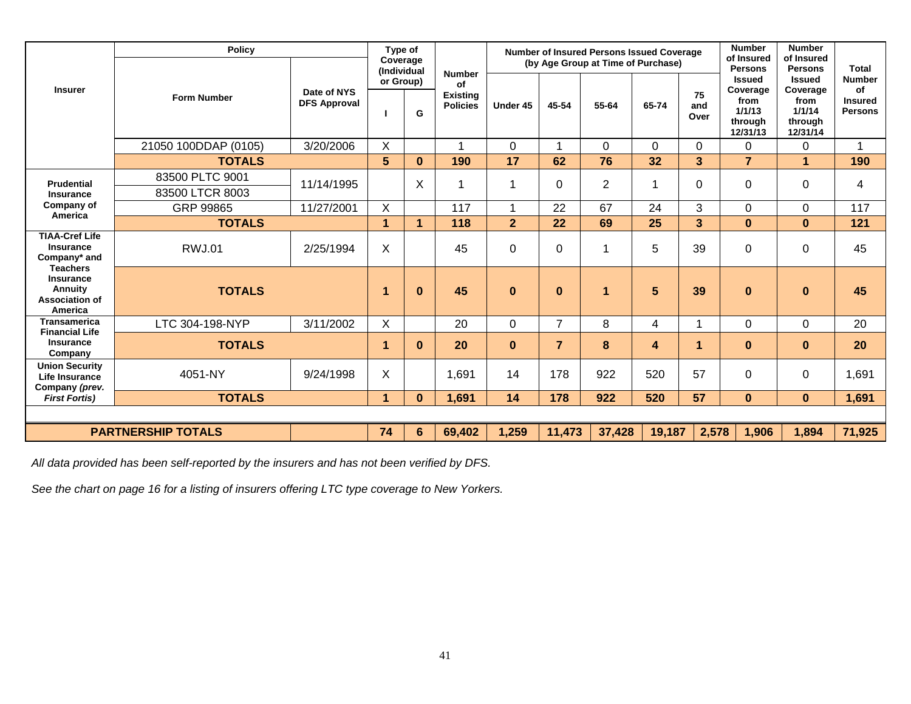| Insurer | Policy | | Type of Coverage (Individual or Group) | | Number of Existing Policies | Number of Insured Persons Issued Coverage (by Age Group at Time of Purchase) | | | | | Number of Insured Persons Issued Coverage from 1/1/13 through 12/31/13 | Number of Insured Persons Issued Coverage from 1/1/14 through 12/31/14 | Total Number of Insured Persons |
|---|---|---|---|---|---|---|---|---|---|---|---|---|---|
| | Form Number | Date of NYS DFS Approval | I | G | | Under 45 | 45-54 | 55-64 | 65-74 | 75 and Over | | | |
| | 21050 100DDAP (0105) | 3/20/2006 | X | | 1 | 0 | 1 | 0 | 0 | 0 | 0 | 0 | 1 |
| | **TOTALS** | | **5** | **0** | **190** | **17** | **62** | **76** | **32** | **3** | **7** | **1** | **190** |
| Prudential Insurance Company of America | 83500 PLTC 9001 | 11/14/1995 | | X | 1 | 1 | 0 | 2 | 1 | 0 | 0 | 0 | 4 |
| | 83500 LTCR 8003 | | | | | | | | | | | | |
| | GRP 99865 | 11/27/2001 | X | | 117 | 1 | 22 | 67 | 24 | 3 | 0 | 0 | 117 |
| | **TOTALS** | | **1** | **1** | **118** | **2** | **22** | **69** | **25** | **3** | **0** | **0** | **121** |
| TIAA-Cref Life Insurance Company* and Teachers Insurance Annuity Association of America | RWJ.01 | 2/25/1994 | X | | 45 | 0 | 0 | 1 | 5 | 39 | 0 | 0 | 45 |
| | **TOTALS** | | **1** | **0** | **45** | **0** | **0** | **1** | **5** | **39** | **0** | **0** | **45** |
| Transamerica Financial Life Insurance Company | LTC 304-198-NYP | 3/11/2002 | X | | 20 | 0 | 7 | 8 | 4 | 1 | 0 | 0 | 20 |
| | **TOTALS** | | **1** | **0** | **20** | **0** | **7** | **8** | **4** | **1** | **0** | **0** | **20** |
| Union Security Life Insurance Company *(prev. First Fortis)* | 4051-NY | 9/24/1998 | X | | 1,691 | 14 | 178 | 922 | 520 | 57 | 0 | 0 | 1,691 |
| | **TOTALS** | | **1** | **0** | **1,691** | **14** | **178** | **922** | **520** | **57** | **0** | **0** | **1,691** |
| **PARTNERSHIP TOTALS** | | | **74** | **6** | **69,402** | **1,259** | **11,473** | **37,428** | **19,187** | **2,578** | **1,906** | **1,894** | **71,925** |

*All data provided has been self-reported by the insurers and has not been verified by DFS.*

*See the chart on page 16 for a listing of insurers offering LTC type coverage to New Yorkers.*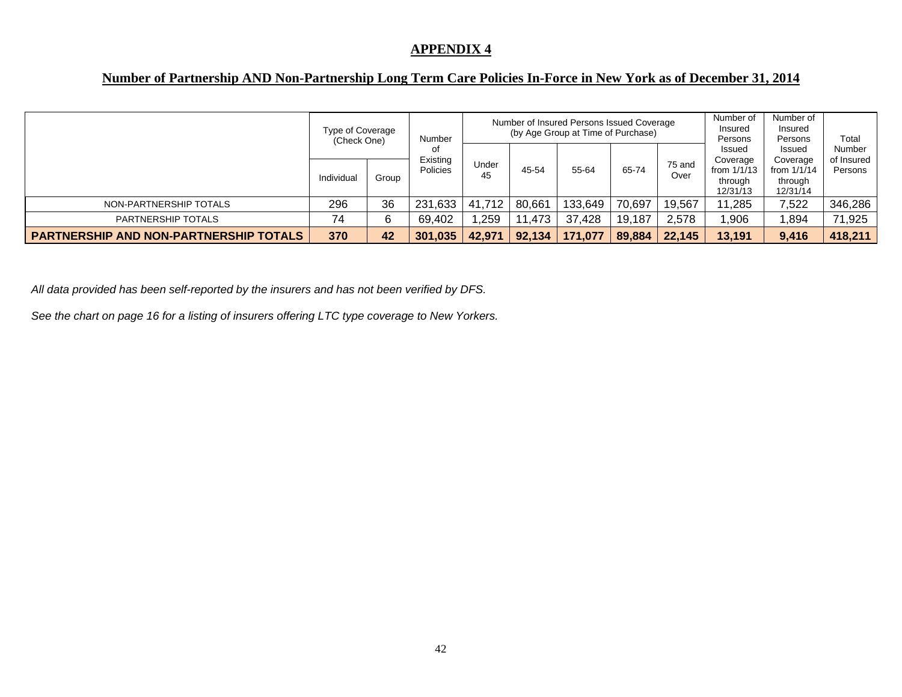## APPENDIX 4

## Number of Partnership AND Non-Partnership Long Term Care Policies In-Force in New York as of December 31, 2014

| | Type of Coverage (Check One) | | Number of Existing Policies | Number of Insured Persons Issued Coverage (by Age Group at Time of Purchase) | | | | | Number of Insured Persons Issued Coverage from 1/1/13 through 12/31/13 | Number of Insured Persons Issued Coverage from 1/1/14 through 12/31/14 | Total Number of Insured Persons |
|---|---|---|---|---|---|---|---|---|---|---|---|
| | Individual | Group | | Under 45 | 45-54 | 55-64 | 65-74 | 75 and Over | | | |
| NON-PARTNERSHIP TOTALS | 296 | 36 | 231,633 | 41,712 | 80,661 | 133,649 | 70,697 | 19,567 | 11,285 | 7,522 | 346,286 |
| PARTNERSHIP TOTALS | 74 | 6 | 69,402 | 1,259 | 11,473 | 37,428 | 19,187 | 2,578 | 1,906 | 1,894 | 71,925 |
| **PARTNERSHIP AND NON-PARTNERSHIP TOTALS** | **370** | **42** | **301,035** | **42,971** | **92,134** | **171,077** | **89,884** | **22,145** | **13,191** | **9,416** | **418,211** |

*All data provided has been self-reported by the insurers and has not been verified by DFS.*

*See the chart on page 16 for a listing of insurers offering LTC type coverage to New Yorkers.*